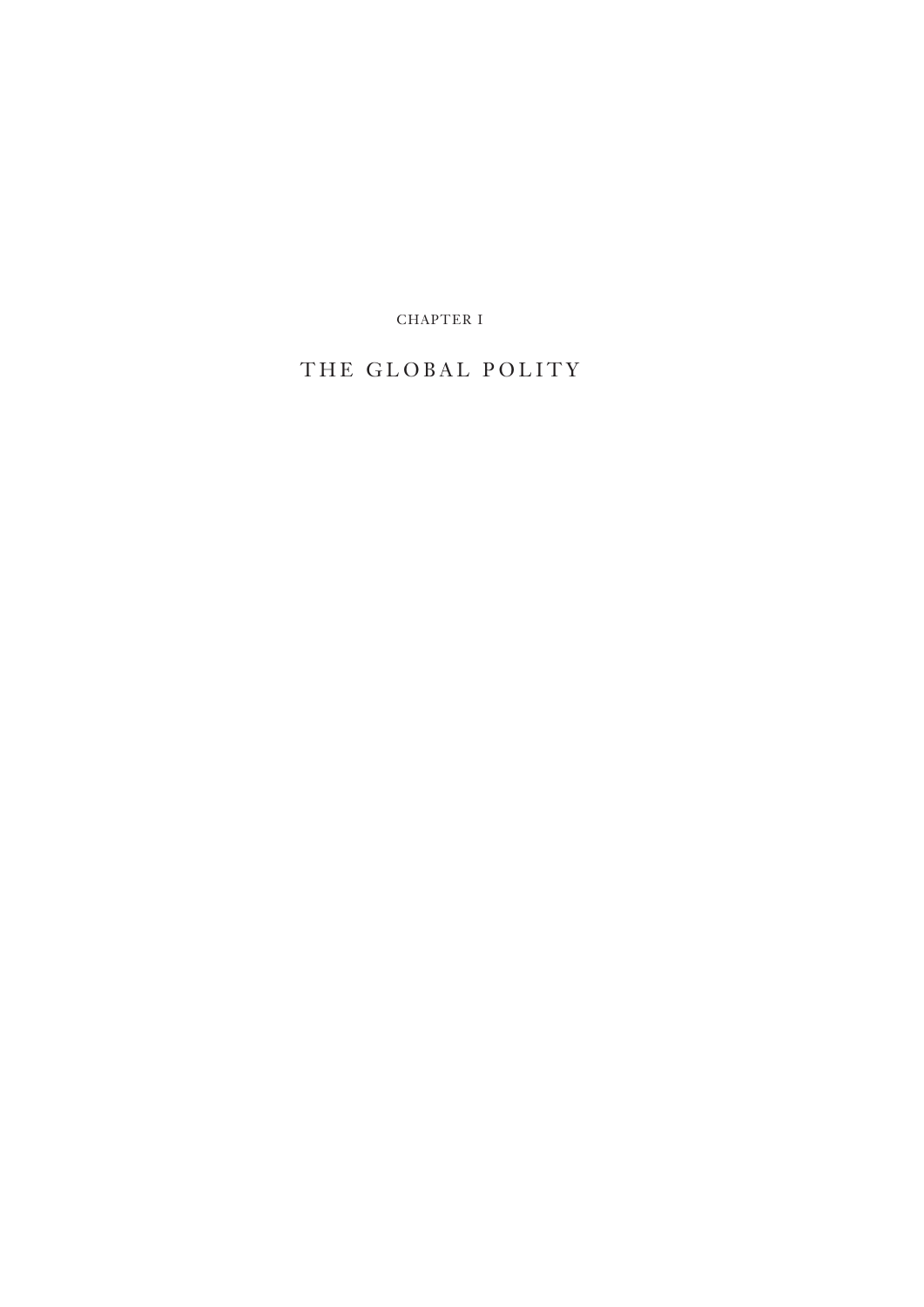CHAPTER I

# THE GLOBAL POLITY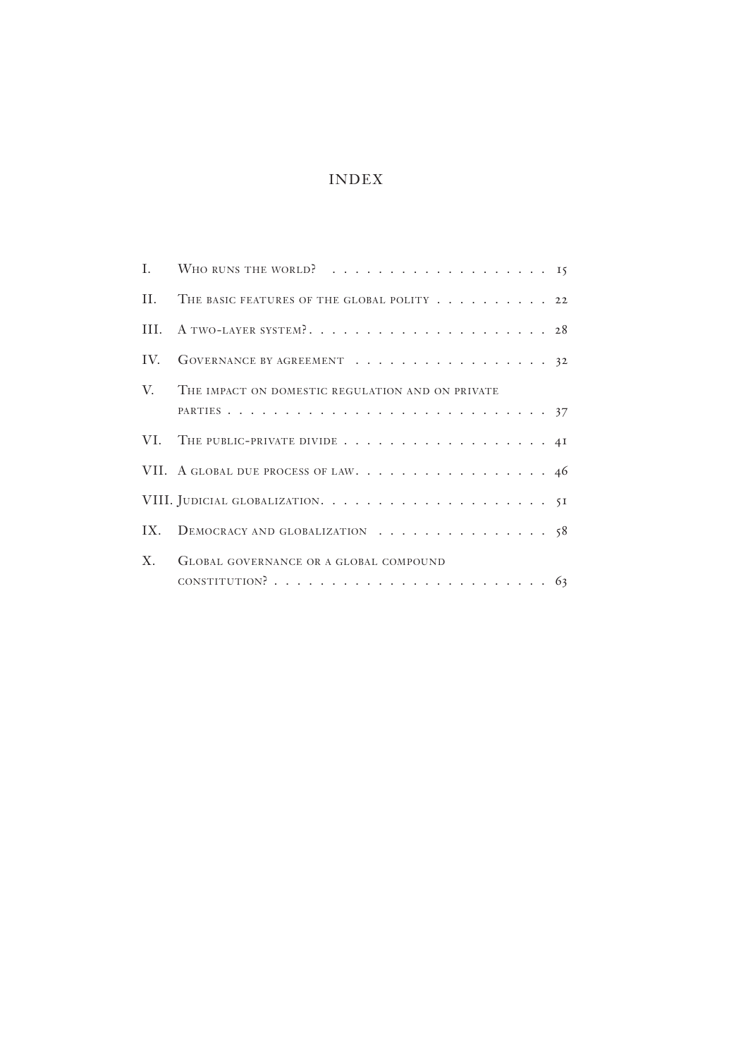# INDEX

| | | |
|---|---|---|
| I. | Who runs the world? | 15 |
| II. | The basic features of the global polity | 22 |
| III. | A two-layer system? | 28 |
| IV. | Governance by agreement | 32 |
| V. | The impact on domestic regulation and on private parties | 37 |
| VI. | The public-private divide | 41 |
| VII. | A global due process of law | 46 |
| VIII. | Judicial globalization | 51 |
| IX. | Democracy and globalization | 58 |
| X. | Global governance or a global compound constitution? | 63 |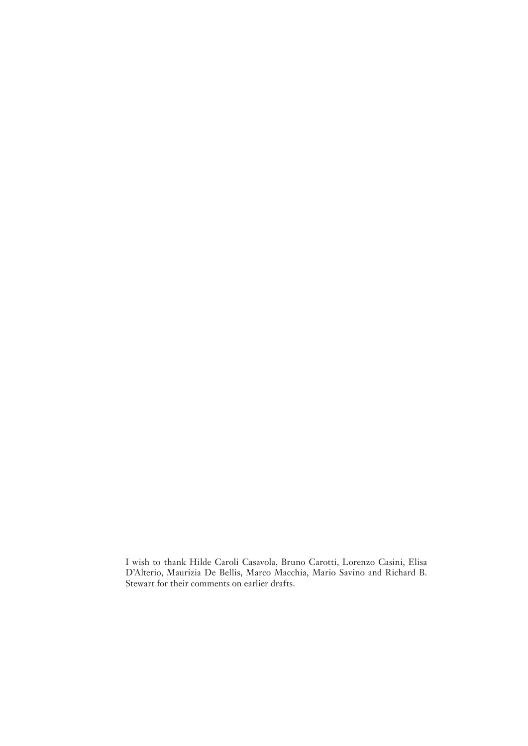I wish to thank Hilde Caroli Casavola, Bruno Carotti, Lorenzo Casini, Elisa D'Alterio, Maurizia De Bellis, Marco Macchia, Mario Savino and Richard B. Stewart for their comments on earlier drafts.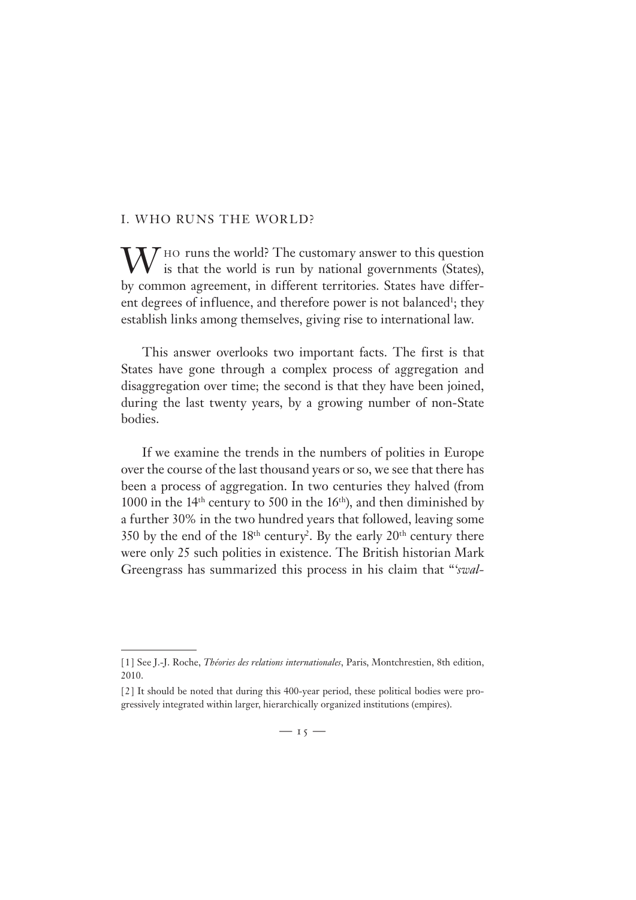## I. WHO RUNS THE WORLD?

Who runs the world? The customary answer to this question is that the world is run by national governments (States), by common agreement, in different territories. States have different degrees of influence, and therefore power is not balanced[1]; they establish links among themselves, giving rise to international law.

This answer overlooks two important facts. The first is that States have gone through a complex process of aggregation and disaggregation over time; the second is that they have been joined, during the last twenty years, by a growing number of non-State bodies.

If we examine the trends in the numbers of polities in Europe over the course of the last thousand years or so, we see that there has been a process of aggregation. In two centuries they halved (from 1000 in the 14th century to 500 in the 16th), and then diminished by a further 30% in the two hundred years that followed, leaving some 350 by the end of the 18th century[2]. By the early 20th century there were only 25 such polities in existence. The British historian Mark Greengrass has summarized this process in his claim that "'*swal-*

---

[1] See J.-J. Roche, *Théories des relations internationales*, Paris, Montchrestien, 8th edition, 2010.

[2] It should be noted that during this 400-year period, these political bodies were progressively integrated within larger, hierarchically organized institutions (empires).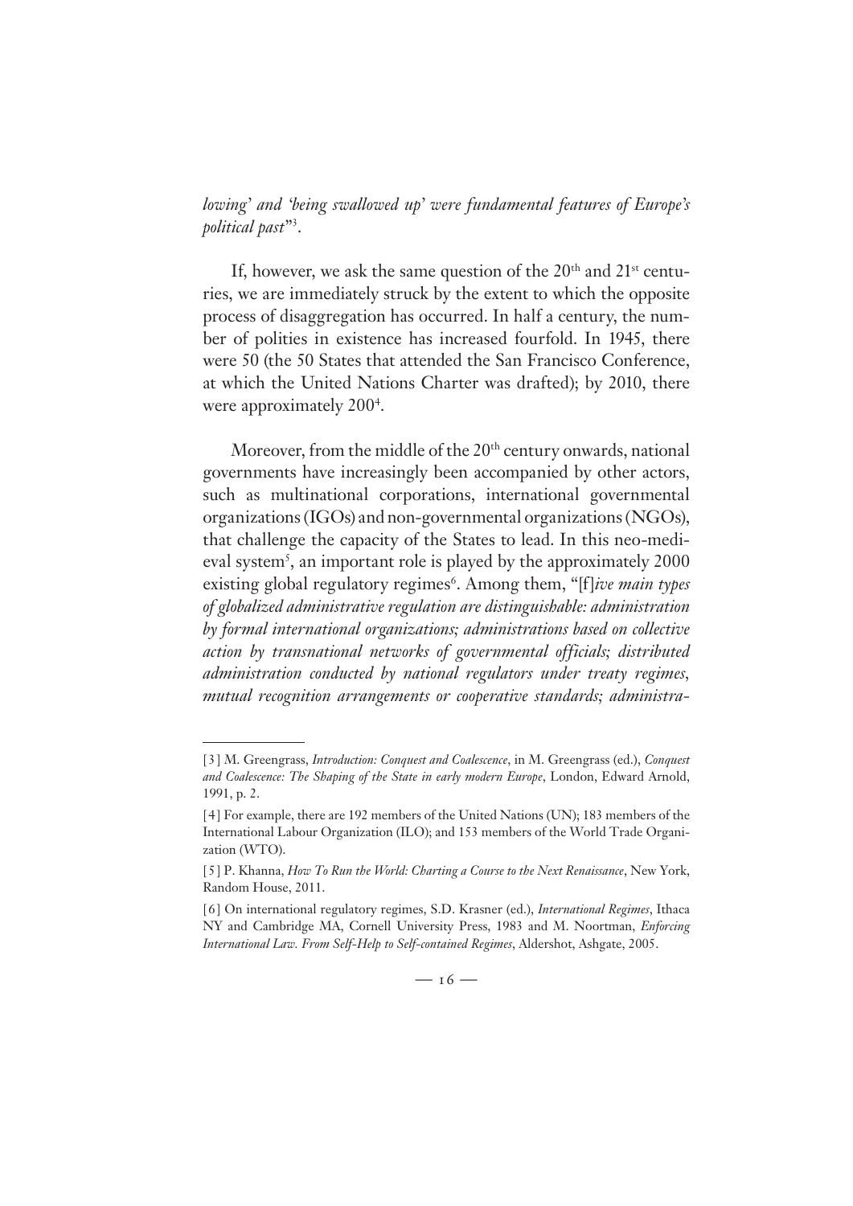*lowing' and 'being swallowed up' were fundamental features of Europe's political past*"[3].

If, however, we ask the same question of the 20th and 21st centuries, we are immediately struck by the extent to which the opposite process of disaggregation has occurred. In half a century, the number of polities in existence has increased fourfold. In 1945, there were 50 (the 50 States that attended the San Francisco Conference, at which the United Nations Charter was drafted); by 2010, there were approximately 200[4].

Moreover, from the middle of the 20th century onwards, national governments have increasingly been accompanied by other actors, such as multinational corporations, international governmental organizations (IGOs) and non-governmental organizations (NGOs), that challenge the capacity of the States to lead. In this neo-medieval system[5], an important role is played by the approximately 2000 existing global regulatory regimes[6]. Among them, "[f]*ive main types of globalized administrative regulation are distinguishable: administration by formal international organizations; administrations based on collective action by transnational networks of governmental officials; distributed administration conducted by national regulators under treaty regimes, mutual recognition arrangements or cooperative standards; administra-*

---

[3] M. Greengrass, *Introduction: Conquest and Coalescence*, in M. Greengrass (ed.), *Conquest and Coalescence: The Shaping of the State in early modern Europe*, London, Edward Arnold, 1991, p. 2.

[4] For example, there are 192 members of the United Nations (UN); 183 members of the International Labour Organization (ILO); and 153 members of the World Trade Organization (WTO).

[5] P. Khanna, *How To Run the World: Charting a Course to the Next Renaissance*, New York, Random House, 2011.

[6] On international regulatory regimes, S.D. Krasner (ed.), *International Regimes*, Ithaca NY and Cambridge MA, Cornell University Press, 1983 and M. Noortman, *Enforcing International Law. From Self-Help to Self-contained Regimes*, Aldershot, Ashgate, 2005.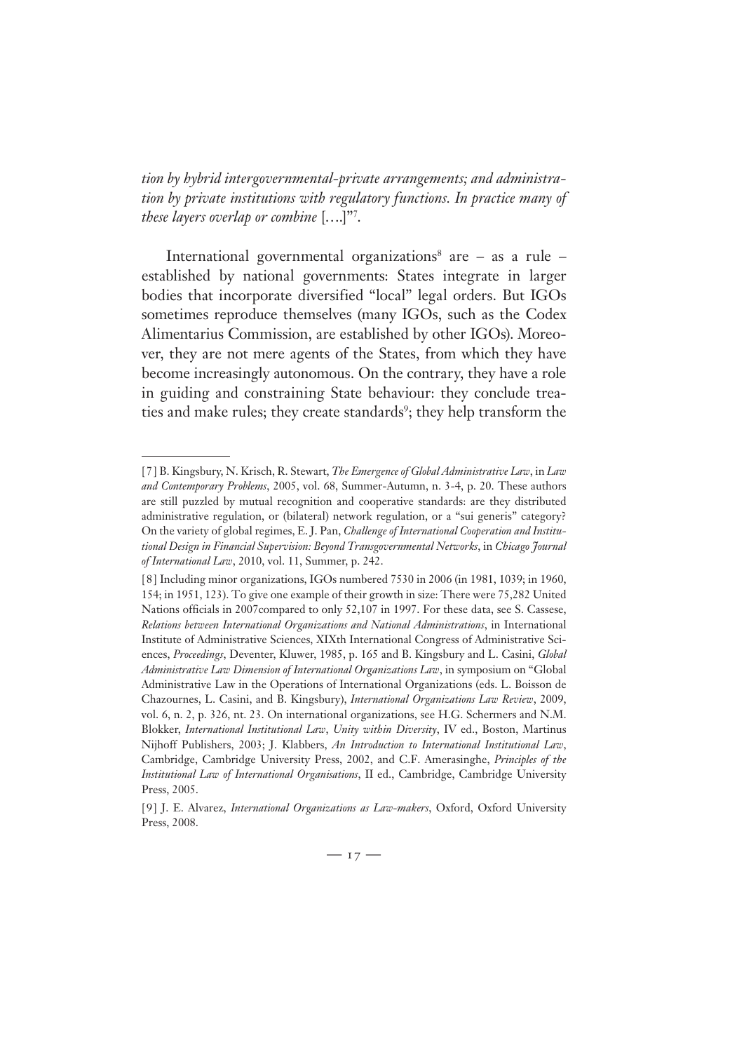*tion by hybrid intergovernmental-private arrangements; and administration by private institutions with regulatory functions. In practice many of these layers overlap or combine* [….]"[7].

International governmental organizations[8] are – as a rule – established by national governments: States integrate in larger bodies that incorporate diversified "local" legal orders. But IGOs sometimes reproduce themselves (many IGOs, such as the Codex Alimentarius Commission, are established by other IGOs). Moreover, they are not mere agents of the States, from which they have become increasingly autonomous. On the contrary, they have a role in guiding and constraining State behaviour: they conclude treaties and make rules; they create standards[9]; they help transform the

---

[7] B. Kingsbury, N. Krisch, R. Stewart, *The Emergence of Global Administrative Law*, in *Law and Contemporary Problems*, 2005, vol. 68, Summer-Autumn, n. 3-4, p. 20. These authors are still puzzled by mutual recognition and cooperative standards: are they distributed administrative regulation, or (bilateral) network regulation, or a "sui generis" category? On the variety of global regimes, E. J. Pan, *Challenge of International Cooperation and Institutional Design in Financial Supervision: Beyond Transgovernmental Networks*, in *Chicago Journal of International Law*, 2010, vol. 11, Summer, p. 242.

[8] Including minor organizations, IGOs numbered 7530 in 2006 (in 1981, 1039; in 1960, 154; in 1951, 123). To give one example of their growth in size: There were 75,282 United Nations officials in 2007compared to only 52,107 in 1997. For these data, see S. Cassese, *Relations between International Organizations and National Administrations*, in International Institute of Administrative Sciences, XIXth International Congress of Administrative Sciences, *Proceedings*, Deventer, Kluwer, 1985, p. 165 and B. Kingsbury and L. Casini, *Global Administrative Law Dimension of International Organizations Law*, in symposium on "Global Administrative Law in the Operations of International Organizations (eds. L. Boisson de Chazournes, L. Casini, and B. Kingsbury), *International Organizations Law Review*, 2009, vol. 6, n. 2, p. 326, nt. 23. On international organizations, see H.G. Schermers and N.M. Blokker, *International Institutional Law*, *Unity within Diversity*, IV ed., Boston, Martinus Nijhoff Publishers, 2003; J. Klabbers, *An Introduction to International Institutional Law*, Cambridge, Cambridge University Press, 2002, and C.F. Amerasinghe, *Principles of the Institutional Law of International Organisations*, II ed., Cambridge, Cambridge University Press, 2005.

[9] J. E. Alvarez, *International Organizations as Law-makers*, Oxford, Oxford University Press, 2008.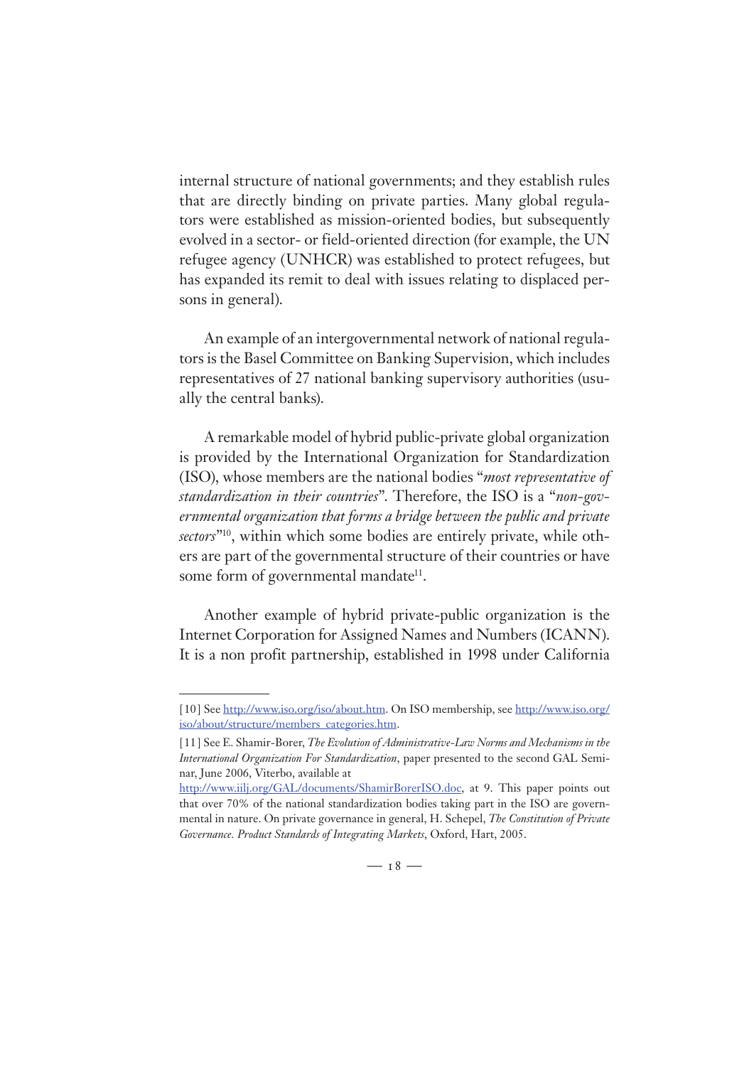internal structure of national governments; and they establish rules that are directly binding on private parties. Many global regulators were established as mission-oriented bodies, but subsequently evolved in a sector- or field-oriented direction (for example, the UN refugee agency (UNHCR) was established to protect refugees, but has expanded its remit to deal with issues relating to displaced persons in general).

An example of an intergovernmental network of national regulators is the Basel Committee on Banking Supervision, which includes representatives of 27 national banking supervisory authorities (usually the central banks).

A remarkable model of hybrid public-private global organization is provided by the International Organization for Standardization (ISO), whose members are the national bodies "*most representative of standardization in their countries*". Therefore, the ISO is a "*non-governmental organization that forms a bridge between the public and private sectors*"[10], within which some bodies are entirely private, while others are part of the governmental structure of their countries or have some form of governmental mandate[11].

Another example of hybrid private-public organization is the Internet Corporation for Assigned Names and Numbers (ICANN). It is a non profit partnership, established in 1998 under California

---

[10] See http://www.iso.org/iso/about.htm. On ISO membership, see http://www.iso.org/iso/about/structure/members_categories.htm.

[11] See E. Shamir-Borer, *The Evolution of Administrative-Law Norms and Mechanisms in the International Organization For Standardization*, paper presented to the second GAL Seminar, June 2006, Viterbo, available at http://www.iilj.org/GAL/documents/ShamirBorerISO.doc, at 9. This paper points out that over 70% of the national standardization bodies taking part in the ISO are governmental in nature. On private governance in general, H. Schepel, *The Constitution of Private Governance. Product Standards of Integrating Markets*, Oxford, Hart, 2005.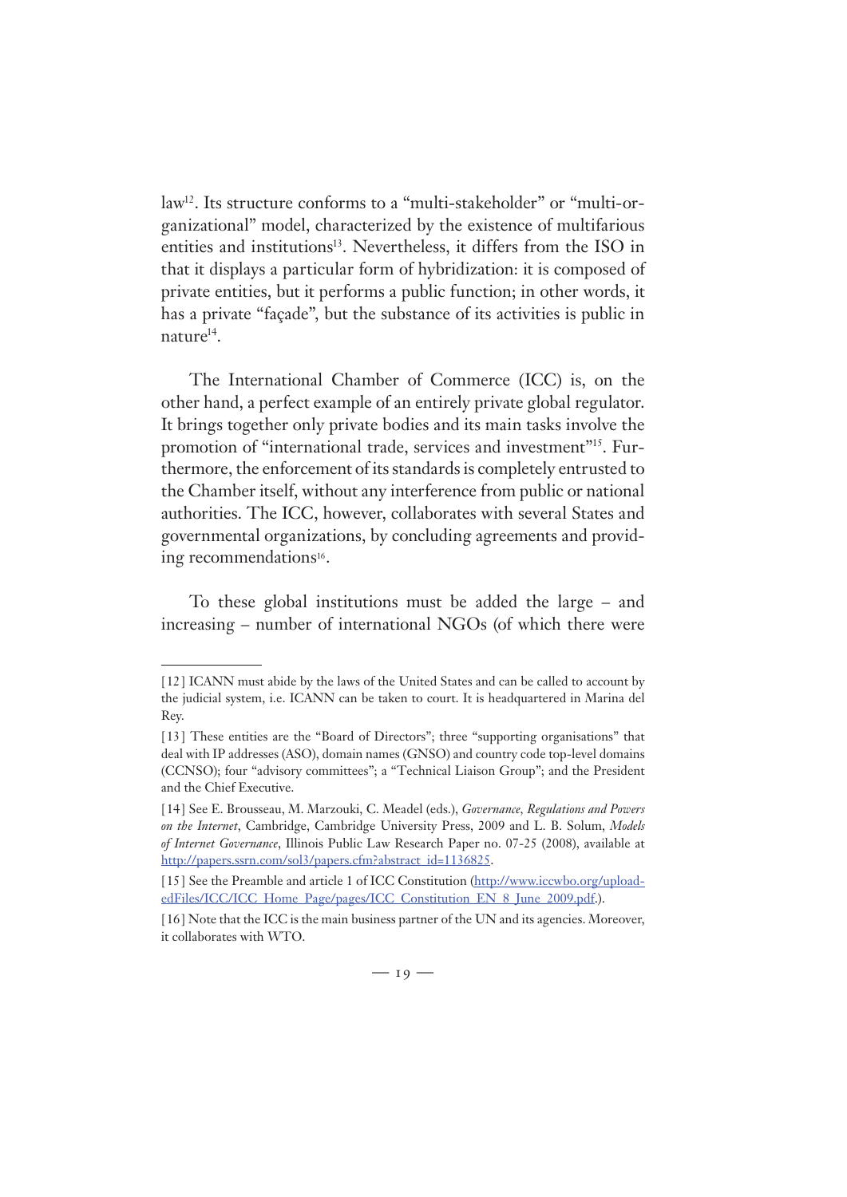law[12]. Its structure conforms to a "multi-stakeholder" or "multi-organizational" model, characterized by the existence of multifarious entities and institutions[13]. Nevertheless, it differs from the ISO in that it displays a particular form of hybridization: it is composed of private entities, but it performs a public function; in other words, it has a private "façade", but the substance of its activities is public in nature[14].

The International Chamber of Commerce (ICC) is, on the other hand, a perfect example of an entirely private global regulator. It brings together only private bodies and its main tasks involve the promotion of "international trade, services and investment"[15]. Furthermore, the enforcement of its standards is completely entrusted to the Chamber itself, without any interference from public or national authorities. The ICC, however, collaborates with several States and governmental organizations, by concluding agreements and providing recommendations[16].

To these global institutions must be added the large – and increasing – number of international NGOs (of which there were

---

[12] ICANN must abide by the laws of the United States and can be called to account by the judicial system, i.e. ICANN can be taken to court. It is headquartered in Marina del Rey.

[13] These entities are the "Board of Directors"; three "supporting organisations" that deal with IP addresses (ASO), domain names (GNSO) and country code top-level domains (CCNSO); four "advisory committees"; a "Technical Liaison Group"; and the President and the Chief Executive.

[14] See E. Brousseau, M. Marzouki, C. Meadel (eds.), *Governance, Regulations and Powers on the Internet*, Cambridge, Cambridge University Press, 2009 and L. B. Solum, *Models of Internet Governance*, Illinois Public Law Research Paper no. 07-25 (2008), available at http://papers.ssrn.com/sol3/papers.cfm?abstract_id=1136825.

[15] See the Preamble and article 1 of ICC Constitution (http://www.iccwbo.org/uploadedFiles/ICC/ICC_Home_Page/pages/ICC_Constitution_EN_8_June_2009.pdf.).

[16] Note that the ICC is the main business partner of the UN and its agencies. Moreover, it collaborates with WTO.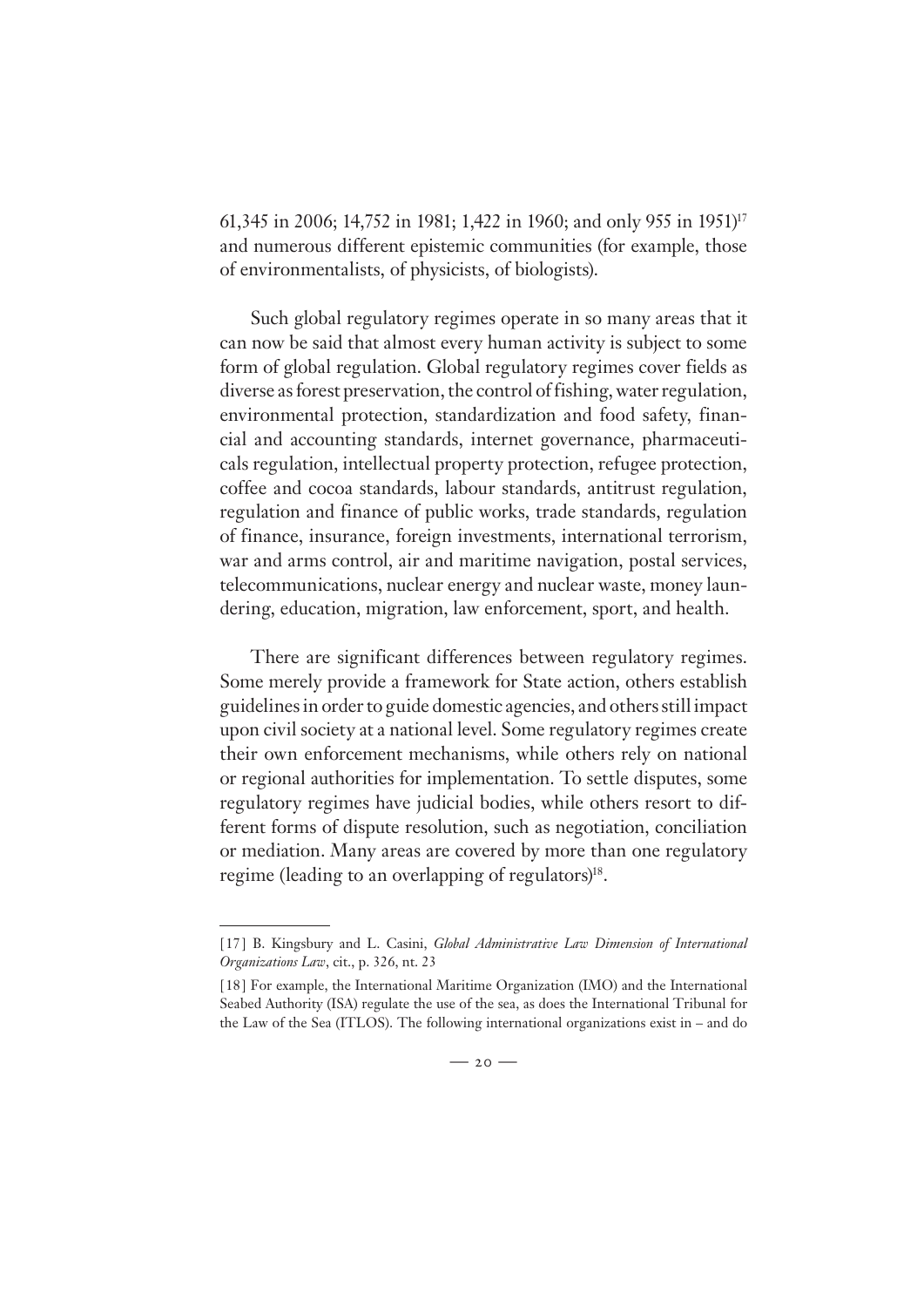61,345 in 2006; 14,752 in 1981; 1,422 in 1960; and only 955 in 1951)[17] and numerous different epistemic communities (for example, those of environmentalists, of physicists, of biologists).

Such global regulatory regimes operate in so many areas that it can now be said that almost every human activity is subject to some form of global regulation. Global regulatory regimes cover fields as diverse as forest preservation, the control of fishing, water regulation, environmental protection, standardization and food safety, financial and accounting standards, internet governance, pharmaceuticals regulation, intellectual property protection, refugee protection, coffee and cocoa standards, labour standards, antitrust regulation, regulation and finance of public works, trade standards, regulation of finance, insurance, foreign investments, international terrorism, war and arms control, air and maritime navigation, postal services, telecommunications, nuclear energy and nuclear waste, money laundering, education, migration, law enforcement, sport, and health.

There are significant differences between regulatory regimes. Some merely provide a framework for State action, others establish guidelines in order to guide domestic agencies, and others still impact upon civil society at a national level. Some regulatory regimes create their own enforcement mechanisms, while others rely on national or regional authorities for implementation. To settle disputes, some regulatory regimes have judicial bodies, while others resort to different forms of dispute resolution, such as negotiation, conciliation or mediation. Many areas are covered by more than one regulatory regime (leading to an overlapping of regulators)[18].

---

[17] B. Kingsbury and L. Casini, *Global Administrative Law Dimension of International Organizations Law*, cit., p. 326, nt. 23

[18] For example, the International Maritime Organization (IMO) and the International Seabed Authority (ISA) regulate the use of the sea, as does the International Tribunal for the Law of the Sea (ITLOS). The following international organizations exist in – and do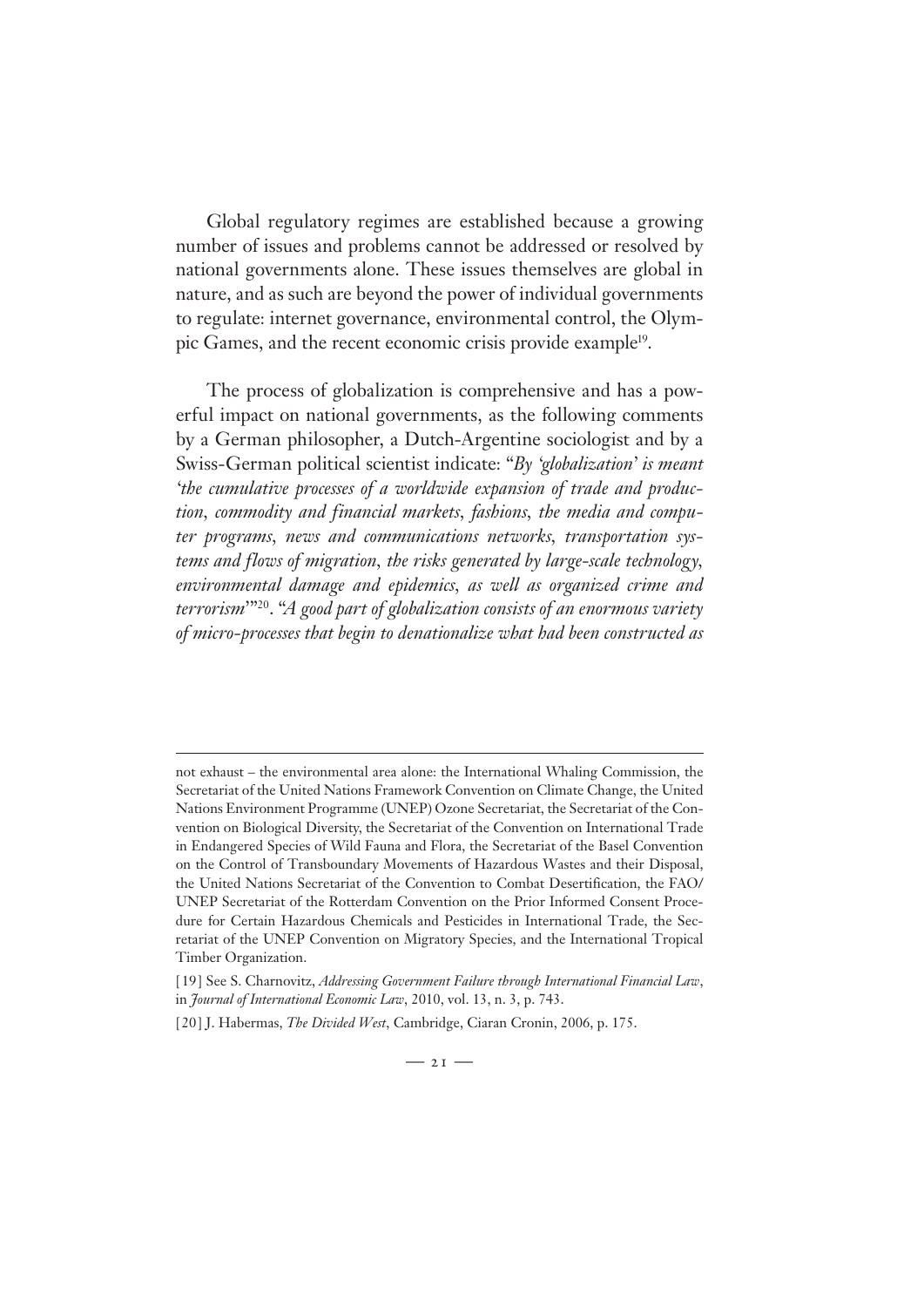Global regulatory regimes are established because a growing number of issues and problems cannot be addressed or resolved by national governments alone. These issues themselves are global in nature, and as such are beyond the power of individual governments to regulate: internet governance, environmental control, the Olympic Games, and the recent economic crisis provide example[19].

The process of globalization is comprehensive and has a powerful impact on national governments, as the following comments by a German philosopher, a Dutch-Argentine sociologist and by a Swiss-German political scientist indicate: "*By 'globalization' is meant 'the cumulative processes of a worldwide expansion of trade and production, commodity and financial markets, fashions, the media and computer programs, news and communications networks, transportation systems and flows of migration, the risks generated by large-scale technology, environmental damage and epidemics, as well as organized crime and terrorism'*"[20]. "*A good part of globalization consists of an enormous variety of micro-processes that begin to denationalize what had been constructed as*

---

not exhaust – the environmental area alone: the International Whaling Commission, the Secretariat of the United Nations Framework Convention on Climate Change, the United Nations Environment Programme (UNEP) Ozone Secretariat, the Secretariat of the Convention on Biological Diversity, the Secretariat of the Convention on International Trade in Endangered Species of Wild Fauna and Flora, the Secretariat of the Basel Convention on the Control of Transboundary Movements of Hazardous Wastes and their Disposal, the United Nations Secretariat of the Convention to Combat Desertification, the FAO/UNEP Secretariat of the Rotterdam Convention on the Prior Informed Consent Procedure for Certain Hazardous Chemicals and Pesticides in International Trade, the Secretariat of the UNEP Convention on Migratory Species, and the International Tropical Timber Organization.

[19] See S. Charnovitz, *Addressing Government Failure through International Financial Law*, in *Journal of International Economic Law*, 2010, vol. 13, n. 3, p. 743.

[20] J. Habermas, *The Divided West*, Cambridge, Ciaran Cronin, 2006, p. 175.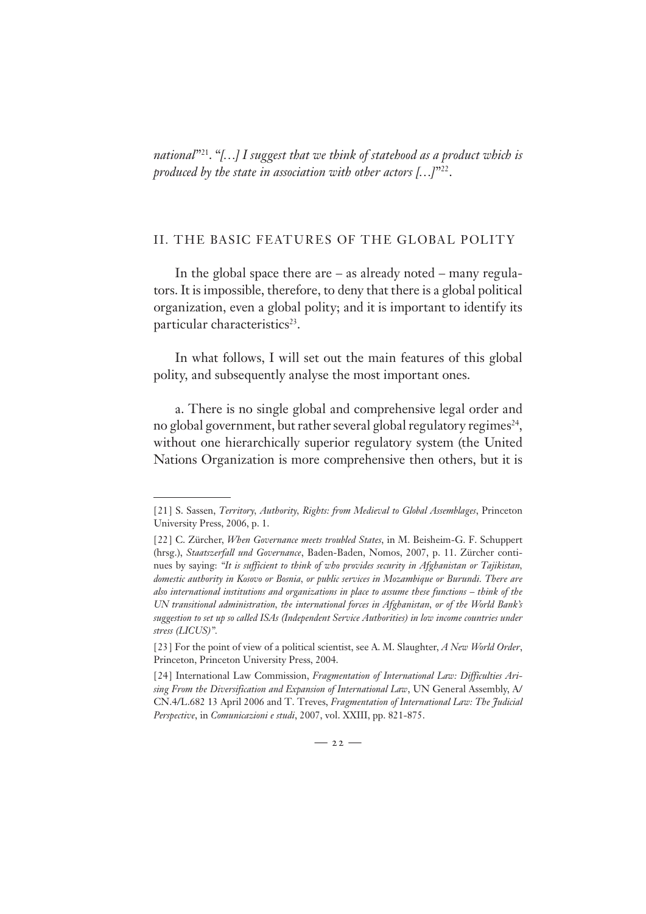*national*"[21]. "*[…] I suggest that we think of statehood as a product which is produced by the state in association with other actors […]*"[22].

## II. THE BASIC FEATURES OF THE GLOBAL POLITY

In the global space there are – as already noted – many regulators. It is impossible, therefore, to deny that there is a global political organization, even a global polity; and it is important to identify its particular characteristics[23].

In what follows, I will set out the main features of this global polity, and subsequently analyse the most important ones.

a. There is no single global and comprehensive legal order and no global government, but rather several global regulatory regimes[24], without one hierarchically superior regulatory system (the United Nations Organization is more comprehensive then others, but it is

---

[21] S. Sassen, *Territory, Authority, Rights: from Medieval to Global Assemblages*, Princeton University Press, 2006, p. 1.

[22] C. Zürcher, *When Governance meets troubled States*, in M. Beisheim-G. F. Schuppert (hrsg.), *Staatszerfall und Governance*, Baden-Baden, Nomos, 2007, p. 11. Zürcher continues by saying: "*It is sufficient to think of who provides security in Afghanistan or Tajikistan, domestic authority in Kosovo or Bosnia, or public services in Mozambique or Burundi. There are also international institutions and organizations in place to assume these functions – think of the UN transitional administration, the international forces in Afghanistan, or of the World Bank's suggestion to set up so called ISAs (Independent Service Authorities) in low income countries under stress (LICUS)".*

[23] For the point of view of a political scientist, see A. M. Slaughter, *A New World Order*, Princeton, Princeton University Press, 2004.

[24] International Law Commission, *Fragmentation of International Law: Difficulties Arising From the Diversification and Expansion of International Law*, UN General Assembly, A/CN.4/L.682 13 April 2006 and T. Treves, *Fragmentation of International Law: The Judicial Perspective*, in *Comunicazioni e studi*, 2007, vol. XXIII, pp. 821-875.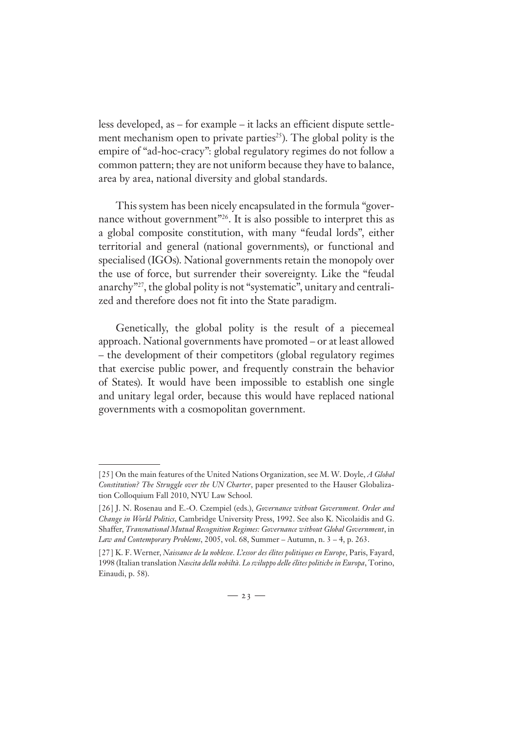less developed, as – for example – it lacks an efficient dispute settlement mechanism open to private parties[25]). The global polity is the empire of "ad-hoc-cracy": global regulatory regimes do not follow a common pattern; they are not uniform because they have to balance, area by area, national diversity and global standards.

This system has been nicely encapsulated in the formula "governance without government"[26]. It is also possible to interpret this as a global composite constitution, with many "feudal lords", either territorial and general (national governments), or functional and specialised (IGOs). National governments retain the monopoly over the use of force, but surrender their sovereignty. Like the "feudal anarchy"[27], the global polity is not "systematic", unitary and centralized and therefore does not fit into the State paradigm.

Genetically, the global polity is the result of a piecemeal approach. National governments have promoted – or at least allowed – the development of their competitors (global regulatory regimes that exercise public power, and frequently constrain the behavior of States). It would have been impossible to establish one single and unitary legal order, because this would have replaced national governments with a cosmopolitan government.

---

[25] On the main features of the United Nations Organization, see M. W. Doyle, *A Global Constitution? The Struggle over the UN Charter*, paper presented to the Hauser Globalization Colloquium Fall 2010, NYU Law School.

[26] J. N. Rosenau and E.-O. Czempiel (eds.), *Governance without Government. Order and Change in World Politics*, Cambridge University Press, 1992. See also K. Nicolaidis and G. Shaffer, *Transnational Mutual Recognition Regimes: Governance without Global Government*, in *Law and Contemporary Problems*, 2005, vol. 68, Summer – Autumn, n. 3 – 4, p. 263.

[27] K. F. Werner, *Naissance de la noblesse. L'essor des élites politiques en Europe*, Paris, Fayard, 1998 (Italian translation *Nascita della nobiltà. Lo sviluppo delle élites politiche in Europa*, Torino, Einaudi, p. 58).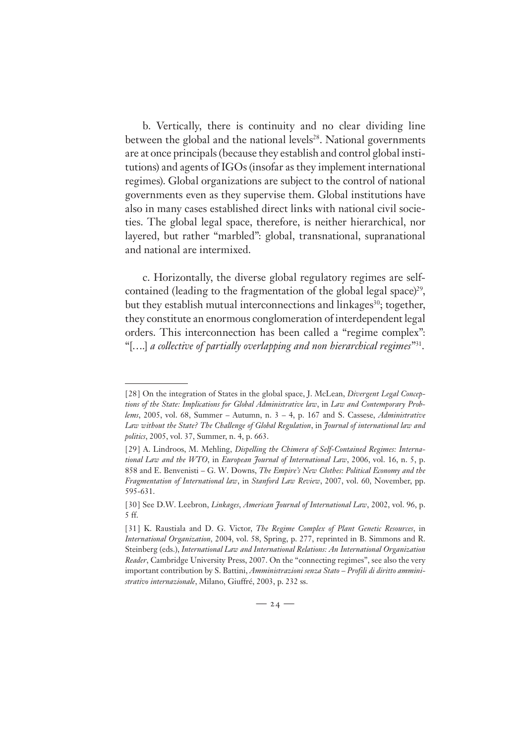b. Vertically, there is continuity and no clear dividing line between the global and the national levels[28]. National governments are at once principals (because they establish and control global institutions) and agents of IGOs (insofar as they implement international regimes). Global organizations are subject to the control of national governments even as they supervise them. Global institutions have also in many cases established direct links with national civil societies. The global legal space, therefore, is neither hierarchical, nor layered, but rather "marbled": global, transnational, supranational and national are intermixed.

c. Horizontally, the diverse global regulatory regimes are self-contained (leading to the fragmentation of the global legal space)[29], but they establish mutual interconnections and linkages[30]; together, they constitute an enormous conglomeration of interdependent legal orders. This interconnection has been called a "regime complex": "[….] *a collective of partially overlapping and non hierarchical regimes*"[31].

---

[28] On the integration of States in the global space, J. McLean, *Divergent Legal Conceptions of the State: Implications for Global Administrative law*, in *Law and Contemporary Problems*, 2005, vol. 68, Summer – Autumn, n. 3 – 4, p. 167 and S. Cassese, *Administrative Law without the State? The Challenge of Global Regulation*, in *Journal of international law and politics*, 2005, vol. 37, Summer, n. 4, p. 663.

[29] A. Lindroos, M. Mehling, *Dispelling the Chimera of Self-Contained Regimes: International Law and the WTO*, in *European Journal of International Law*, 2006, vol. 16, n. 5, p. 858 and E. Benvenisti – G. W. Downs, *The Empire's New Clothes: Political Economy and the Fragmentation of International law*, in *Stanford Law Review*, 2007, vol. 60, November, pp. 595-631.

[30] See D.W. Leebron, *Linkages*, *American Journal of International Law*, 2002, vol. 96, p. 5 ff.

[31] K. Raustiala and D. G. Victor, *The Regime Complex of Plant Genetic Resources*, in *International Organization*, 2004, vol. 58, Spring, p. 277, reprinted in B. Simmons and R. Steinberg (eds.), *International Law and International Relations: An International Organization Reader*, Cambridge University Press, 2007. On the "connecting regimes", see also the very important contribution by S. Battini, *Amministrazioni senza Stato – Profili di diritto amministrativo internazionale*, Milano, Giuffré, 2003, p. 232 ss.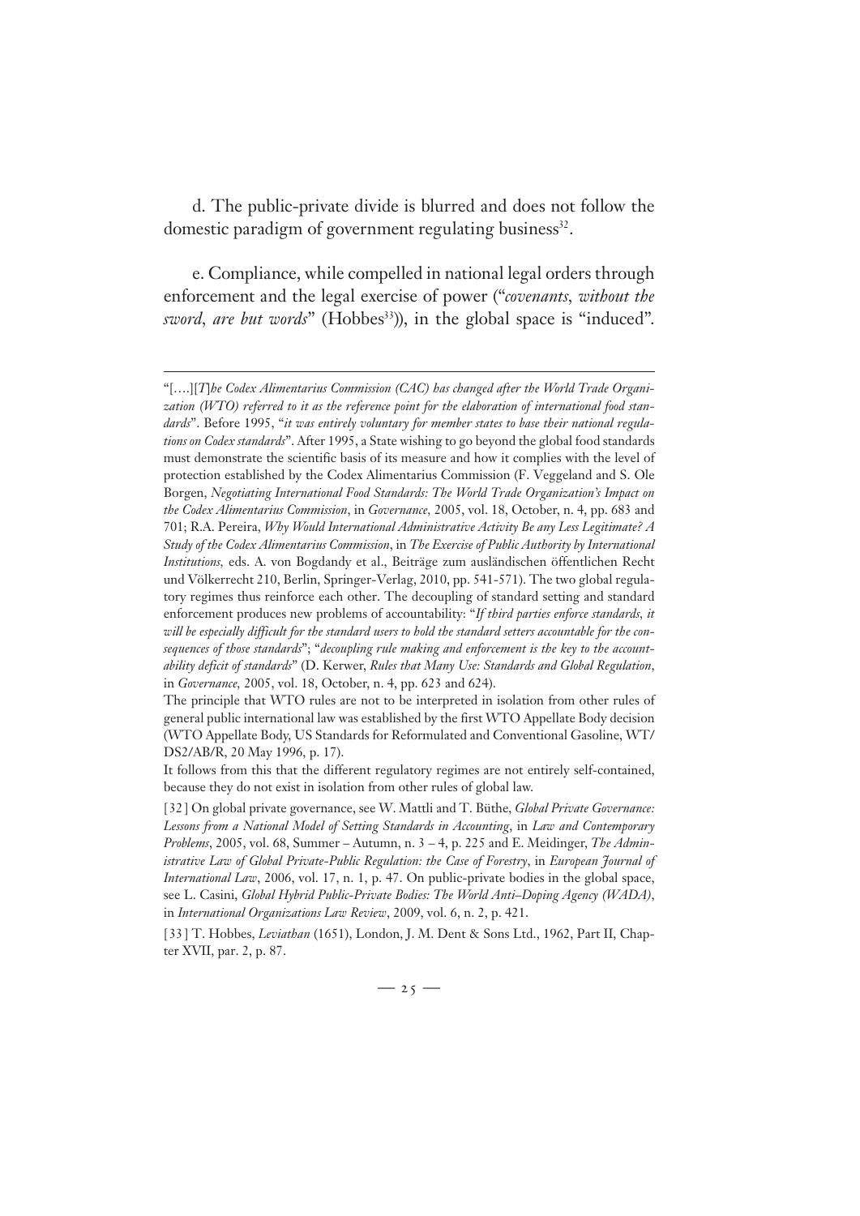d. The public-private divide is blurred and does not follow the domestic paradigm of government regulating business[32].

e. Compliance, while compelled in national legal orders through enforcement and the legal exercise of power ("*covenants, without the sword, are but words*" (Hobbes[33])), in the global space is "induced".

---

"[….][*T*]*he Codex Alimentarius Commission (CAC) has changed after the World Trade Organization (WTO) referred to it as the reference point for the elaboration of international food standards*". Before 1995, "*it was entirely voluntary for member states to base their national regulations on Codex standards*". After 1995, a State wishing to go beyond the global food standards must demonstrate the scientific basis of its measure and how it complies with the level of protection established by the Codex Alimentarius Commission (F. Veggeland and S. Ole Borgen, *Negotiating International Food Standards: The World Trade Organization's Impact on the Codex Alimentarius Commission*, in *Governance*, 2005, vol. 18, October, n. 4, pp. 683 and 701; R.A. Pereira, *Why Would International Administrative Activity Be any Less Legitimate? A Study of the Codex Alimentarius Commission*, in *The Exercise of Public Authority by International Institutions*, eds. A. von Bogdandy et al., Beiträge zum ausländischen öffentlichen Recht und Völkerrecht 210, Berlin, Springer-Verlag, 2010, pp. 541-571). The two global regulatory regimes thus reinforce each other. The decoupling of standard setting and standard enforcement produces new problems of accountability: "*If third parties enforce standards, it will be especially difficult for the standard users to hold the standard setters accountable for the consequences of those standards*"; "*decoupling rule making and enforcement is the key to the accountability deficit of standards*" (D. Kerwer, *Rules that Many Use: Standards and Global Regulation*, in *Governance*, 2005, vol. 18, October, n. 4, pp. 623 and 624).

The principle that WTO rules are not to be interpreted in isolation from other rules of general public international law was established by the first WTO Appellate Body decision (WTO Appellate Body, US Standards for Reformulated and Conventional Gasoline, WT/DS2/AB/R, 20 May 1996, p. 17).

It follows from this that the different regulatory regimes are not entirely self-contained, because they do not exist in isolation from other rules of global law.

[32] On global private governance, see W. Mattli and T. Büthe, *Global Private Governance: Lessons from a National Model of Setting Standards in Accounting*, in *Law and Contemporary Problems*, 2005, vol. 68, Summer – Autumn, n. 3 – 4, p. 225 and E. Meidinger, *The Administrative Law of Global Private-Public Regulation: the Case of Forestry*, in *European Journal of International Law*, 2006, vol. 17, n. 1, p. 47. On public-private bodies in the global space, see L. Casini, *Global Hybrid Public-Private Bodies: The World Anti–Doping Agency (WADA)*, in *International Organizations Law Review*, 2009, vol. 6, n. 2, p. 421.

[33] T. Hobbes, *Leviathan* (1651), London, J. M. Dent & Sons Ltd., 1962, Part II, Chapter XVII, par. 2, p. 87.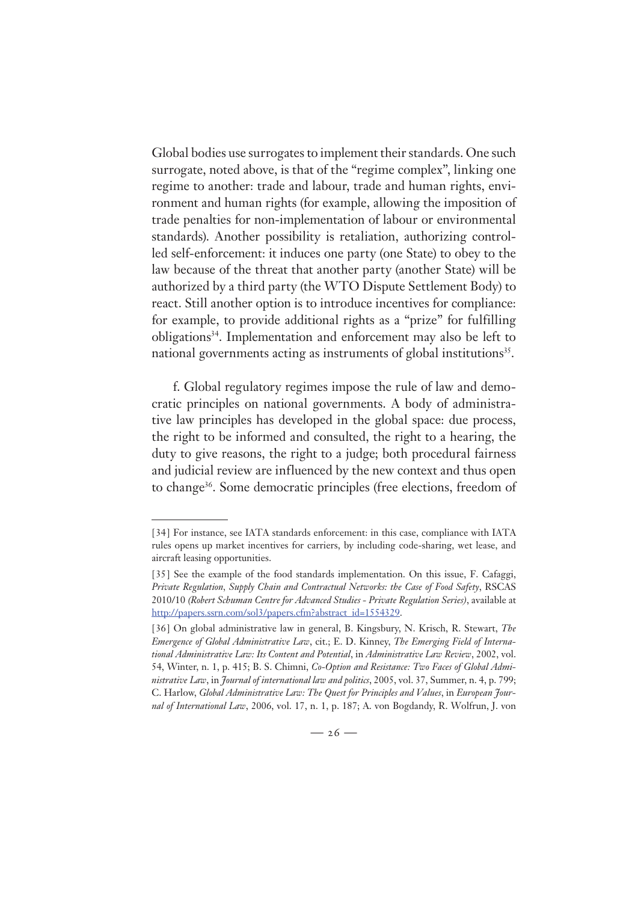Global bodies use surrogates to implement their standards. One such surrogate, noted above, is that of the "regime complex", linking one regime to another: trade and labour, trade and human rights, environment and human rights (for example, allowing the imposition of trade penalties for non-implementation of labour or environmental standards). Another possibility is retaliation, authorizing controlled self-enforcement: it induces one party (one State) to obey to the law because of the threat that another party (another State) will be authorized by a third party (the WTO Dispute Settlement Body) to react. Still another option is to introduce incentives for compliance: for example, to provide additional rights as a "prize" for fulfilling obligations[34]. Implementation and enforcement may also be left to national governments acting as instruments of global institutions[35].

f. Global regulatory regimes impose the rule of law and democratic principles on national governments. A body of administrative law principles has developed in the global space: due process, the right to be informed and consulted, the right to a hearing, the duty to give reasons, the right to a judge; both procedural fairness and judicial review are influenced by the new context and thus open to change[36]. Some democratic principles (free elections, freedom of

---

[34] For instance, see IATA standards enforcement: in this case, compliance with IATA rules opens up market incentives for carriers, by including code-sharing, wet lease, and aircraft leasing opportunities.

[35] See the example of the food standards implementation. On this issue, F. Cafaggi, *Private Regulation, Supply Chain and Contractual Networks: the Case of Food Safety*, RSCAS 2010/10 *(Robert Schuman Centre for Advanced Studies - Private Regulation Series)*, available at http://papers.ssrn.com/sol3/papers.cfm?abstract_id=1554329.

[36] On global administrative law in general, B. Kingsbury, N. Krisch, R. Stewart, *The Emergence of Global Administrative Law*, cit.; E. D. Kinney, *The Emerging Field of International Administrative Law: Its Content and Potential*, in *Administrative Law Review*, 2002, vol. 54, Winter, n. 1, p. 415; B. S. Chimni, *Co-Option and Resistance: Two Faces of Global Administrative Law*, in *Journal of international law and politics*, 2005, vol. 37, Summer, n. 4, p. 799; C. Harlow, *Global Administrative Law: The Quest for Principles and Values*, in *European Journal of International Law*, 2006, vol. 17, n. 1, p. 187; A. von Bogdandy, R. Wolfrun, J. von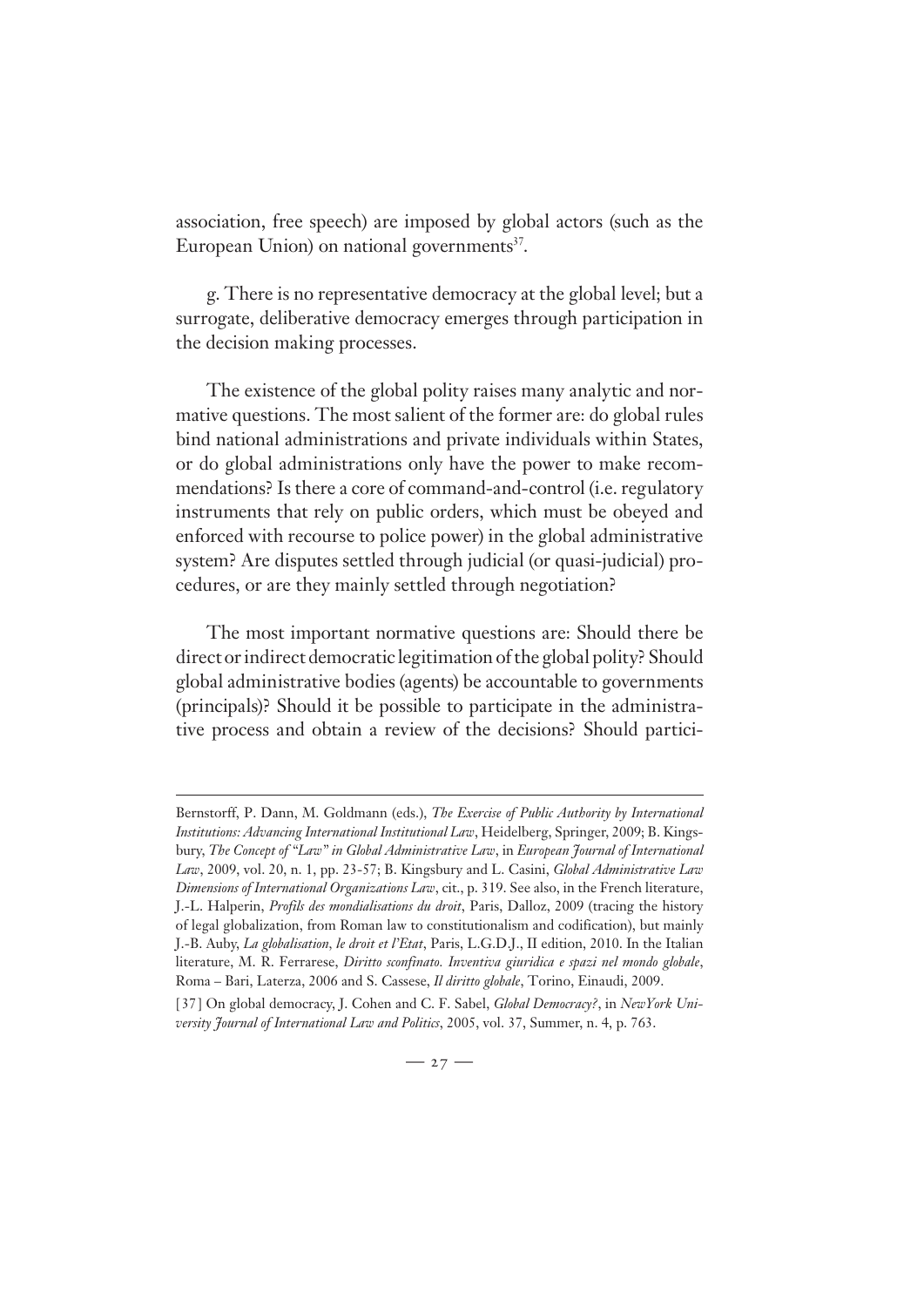association, free speech) are imposed by global actors (such as the European Union) on national governments[37].

g. There is no representative democracy at the global level; but a surrogate, deliberative democracy emerges through participation in the decision making processes.

The existence of the global polity raises many analytic and normative questions. The most salient of the former are: do global rules bind national administrations and private individuals within States, or do global administrations only have the power to make recommendations? Is there a core of command-and-control (i.e. regulatory instruments that rely on public orders, which must be obeyed and enforced with recourse to police power) in the global administrative system? Are disputes settled through judicial (or quasi-judicial) procedures, or are they mainly settled through negotiation?

The most important normative questions are: Should there be direct or indirect democratic legitimation of the global polity? Should global administrative bodies (agents) be accountable to governments (principals)? Should it be possible to participate in the administrative process and obtain a review of the decisions? Should partici-

---

Bernstorff, P. Dann, M. Goldmann (eds.), *The Exercise of Public Authority by International Institutions: Advancing International Institutional Law*, Heidelberg, Springer, 2009; B. Kingsbury, *The Concept of "Law" in Global Administrative Law*, in *European Journal of International Law*, 2009, vol. 20, n. 1, pp. 23-57; B. Kingsbury and L. Casini, *Global Administrative Law Dimensions of International Organizations Law*, cit., p. 319. See also, in the French literature, J.-L. Halperin, *Profils des mondialisations du droit*, Paris, Dalloz, 2009 (tracing the history of legal globalization, from Roman law to constitutionalism and codification), but mainly J.-B. Auby, *La globalisation, le droit et l'Etat*, Paris, L.G.D.J., II edition, 2010. In the Italian literature, M. R. Ferrarese, *Diritto sconfinato. Inventiva giuridica e spazi nel mondo globale*, Roma – Bari, Laterza, 2006 and S. Cassese, *Il diritto globale*, Torino, Einaudi, 2009.

[37] On global democracy, J. Cohen and C. F. Sabel, *Global Democracy?*, in *New York University Journal of International Law and Politics*, 2005, vol. 37, Summer, n. 4, p. 763.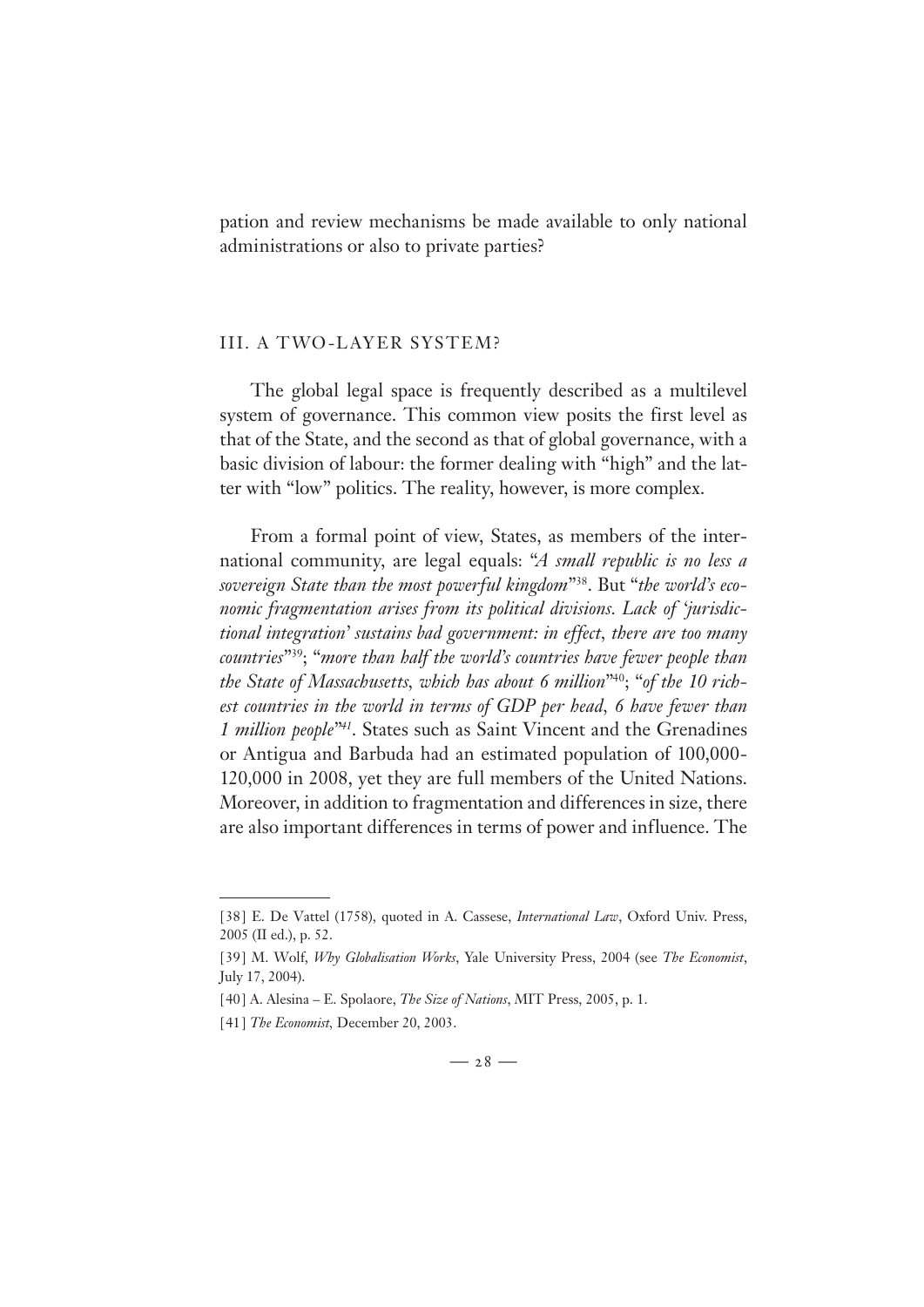pation and review mechanisms be made available to only national administrations or also to private parties?

## III. A TWO-LAYER SYSTEM?

The global legal space is frequently described as a multilevel system of governance. This common view posits the first level as that of the State, and the second as that of global governance, with a basic division of labour: the former dealing with "high" and the latter with "low" politics. The reality, however, is more complex.

From a formal point of view, States, as members of the international community, are legal equals: "*A small republic is no less a sovereign State than the most powerful kingdom*"[38]. But "*the world's economic fragmentation arises from its political divisions. Lack of 'jurisdictional integration' sustains bad government: in effect, there are too many countries*"[39]; "*more than half the world's countries have fewer people than the State of Massachusetts, which has about 6 million*"[40]; "*of the 10 richest countries in the world in terms of GDP per head, 6 have fewer than 1 million people*"[41]. States such as Saint Vincent and the Grenadines or Antigua and Barbuda had an estimated population of 100,000-120,000 in 2008, yet they are full members of the United Nations. Moreover, in addition to fragmentation and differences in size, there are also important differences in terms of power and influence. The

---

[38] E. De Vattel (1758), quoted in A. Cassese, *International Law*, Oxford Univ. Press, 2005 (II ed.), p. 52.

[39] M. Wolf, *Why Globalisation Works*, Yale University Press, 2004 (see *The Economist*, July 17, 2004).

[40] A. Alesina – E. Spolaore, *The Size of Nations*, MIT Press, 2005, p. 1.

[41] *The Economist*, December 20, 2003.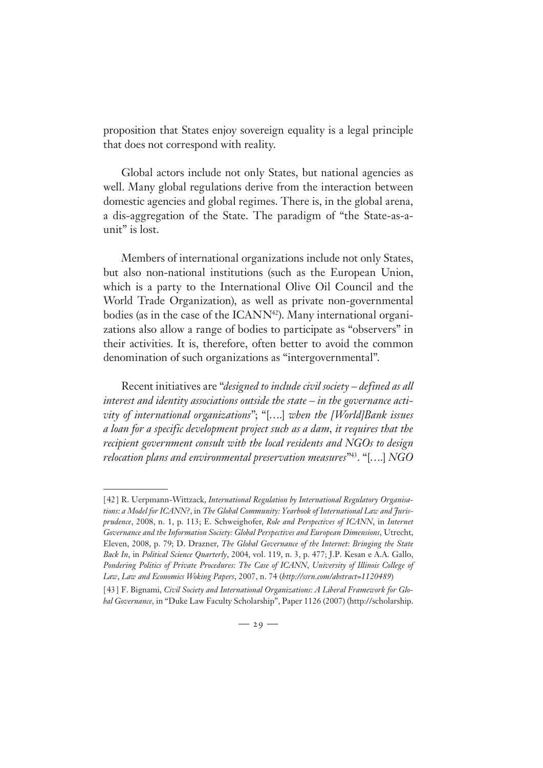proposition that States enjoy sovereign equality is a legal principle that does not correspond with reality.

Global actors include not only States, but national agencies as well. Many global regulations derive from the interaction between domestic agencies and global regimes. There is, in the global arena, a dis-aggregation of the State. The paradigm of "the State-as-a-unit" is lost.

Members of international organizations include not only States, but also non-national institutions (such as the European Union, which is a party to the International Olive Oil Council and the World Trade Organization), as well as private non-governmental bodies (as in the case of the ICANN[42]). Many international organizations also allow a range of bodies to participate as "observers" in their activities. It is, therefore, often better to avoid the common denomination of such organizations as "intergovernmental".

Recent initiatives are "*designed to include civil society – defined as all interest and identity associations outside the state – in the governance activity of international organizations*"; "[….] *when the [World]Bank issues a loan for a specific development project such as a dam, it requires that the recipient government consult with the local residents and NGOs to design relocation plans and environmental preservation measures*"[43]. "[….] *NGO*

---

[42] R. Uerpmann-Wittzack, *International Regulation by International Regulatory Organisations: a Model for ICANN?*, in *The Global Community: Yearbook of International Law and Jurisprudence*, 2008, n. 1, p. 113; E. Schweighofer, *Role and Perspectives of ICANN*, in *Internet Governance and the Information Society: Global Perspectives and European Dimensions*, Utrecht, Eleven, 2008, p. 79; D. Drazner, *The Global Governance of the Internet: Bringing the State Back In*, in *Political Science Quarterly*, 2004, vol. 119, n. 3, p. 477; J.P. Kesan e A.A. Gallo, *Pondering Politics of Private Procedures: The Case of ICANN*, *University of Illinois College of Law*, *Law and Economics Woking Papers*, 2007, n. 74 (*http://ssrn.com/abstract=1120489*)

[43] F. Bignami, *Civil Society and International Organizations: A Liberal Framework for Global Governance*, in "Duke Law Faculty Scholarship", Paper 1126 (2007) (http://scholarship.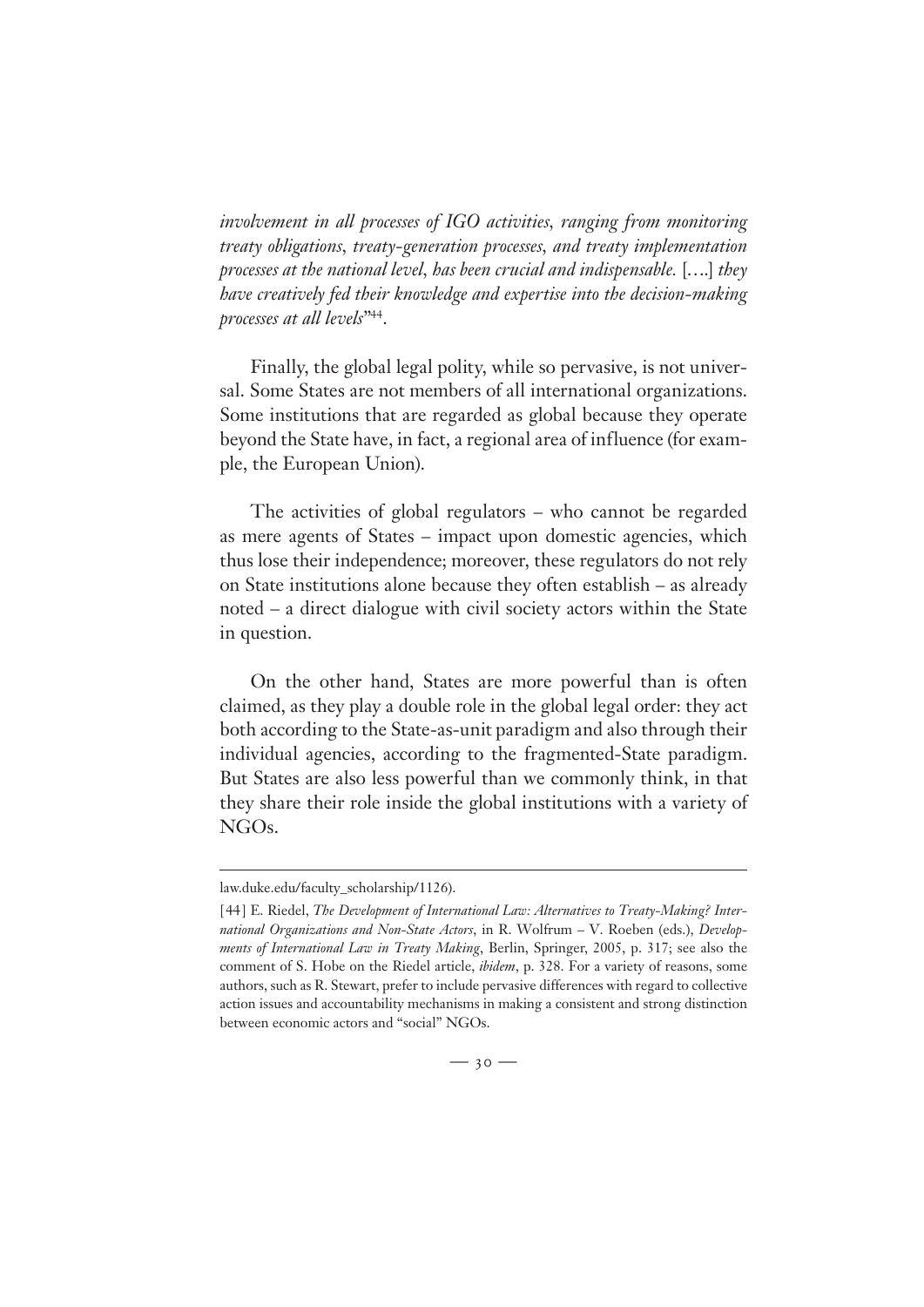*involvement in all processes of IGO activities, ranging from monitoring treaty obligations, treaty-generation processes, and treaty implementation processes at the national level, has been crucial and indispensable.* [….] *they have creatively fed their knowledge and expertise into the decision-making processes at all levels*"[44].

Finally, the global legal polity, while so pervasive, is not universal. Some States are not members of all international organizations. Some institutions that are regarded as global because they operate beyond the State have, in fact, a regional area of influence (for example, the European Union).

The activities of global regulators – who cannot be regarded as mere agents of States – impact upon domestic agencies, which thus lose their independence; moreover, these regulators do not rely on State institutions alone because they often establish – as already noted – a direct dialogue with civil society actors within the State in question.

On the other hand, States are more powerful than is often claimed, as they play a double role in the global legal order: they act both according to the State-as-unit paradigm and also through their individual agencies, according to the fragmented-State paradigm. But States are also less powerful than we commonly think, in that they share their role inside the global institutions with a variety of NGOs.

---

law.duke.edu/faculty_scholarship/1126).

[44] E. Riedel, *The Development of International Law: Alternatives to Treaty-Making? International Organizations and Non-State Actors*, in R. Wolfrum – V. Roeben (eds.), *Developments of International Law in Treaty Making*, Berlin, Springer, 2005, p. 317; see also the comment of S. Hobe on the Riedel article, *ibidem*, p. 328. For a variety of reasons, some authors, such as R. Stewart, prefer to include pervasive differences with regard to collective action issues and accountability mechanisms in making a consistent and strong distinction between economic actors and "social" NGOs.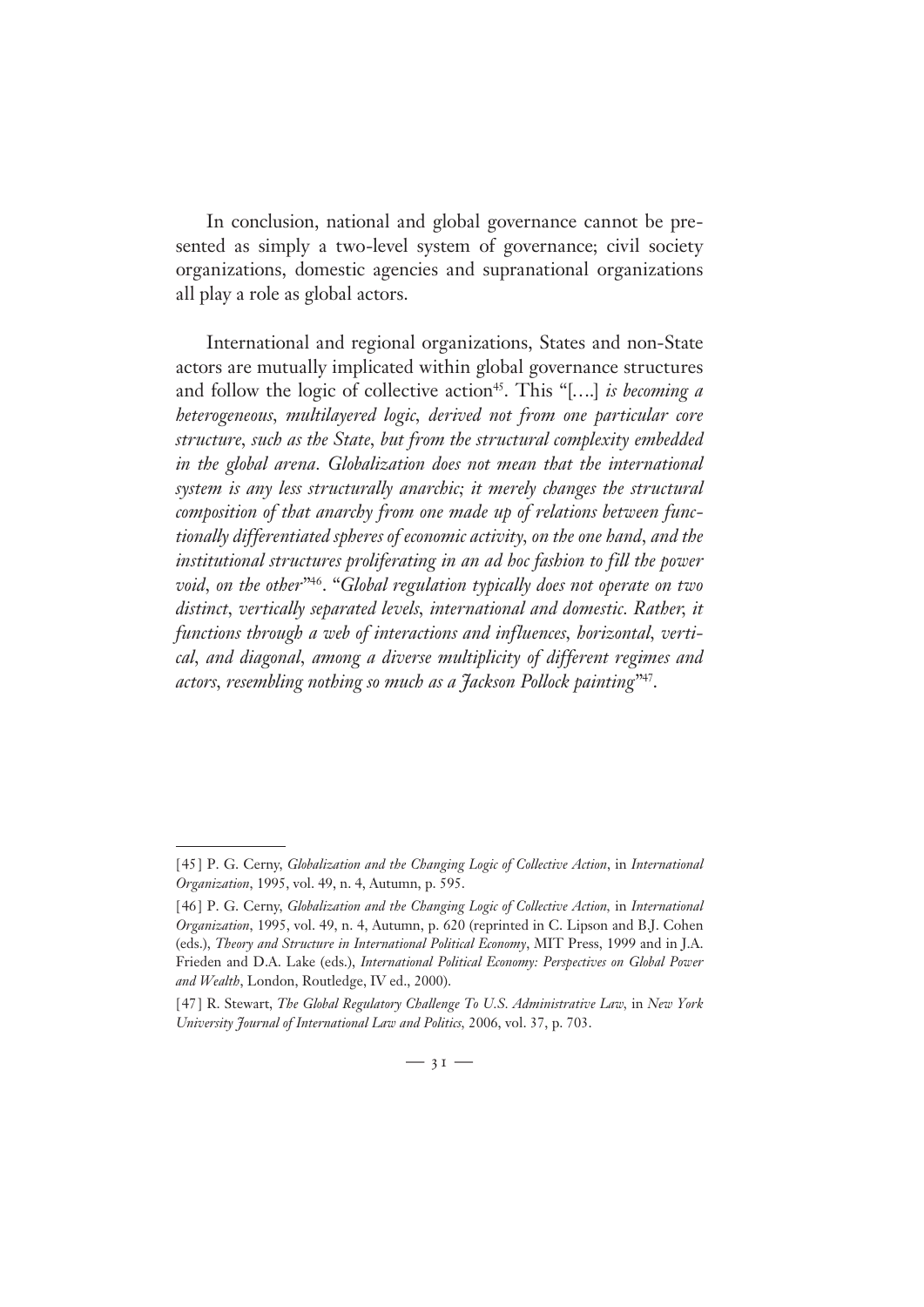In conclusion, national and global governance cannot be presented as simply a two-level system of governance; civil society organizations, domestic agencies and supranational organizations all play a role as global actors.

International and regional organizations, States and non-State actors are mutually implicated within global governance structures and follow the logic of collective action[45]. This "[….] *is becoming a heterogeneous, multilayered logic, derived not from one particular core structure, such as the State, but from the structural complexity embedded in the global arena. Globalization does not mean that the international system is any less structurally anarchic; it merely changes the structural composition of that anarchy from one made up of relations between functionally differentiated spheres of economic activity, on the one hand, and the institutional structures proliferating in an ad hoc fashion to fill the power void, on the other*"[46]. "*Global regulation typically does not operate on two distinct, vertically separated levels, international and domestic. Rather, it functions through a web of interactions and influences, horizontal, vertical, and diagonal, among a diverse multiplicity of different regimes and actors, resembling nothing so much as a Jackson Pollock painting*"[47].

---

[45] P. G. Cerny, *Globalization and the Changing Logic of Collective Action*, in *International Organization*, 1995, vol. 49, n. 4, Autumn, p. 595.

[46] P. G. Cerny, *Globalization and the Changing Logic of Collective Action*, in *International Organization*, 1995, vol. 49, n. 4, Autumn, p. 620 (reprinted in C. Lipson and B.J. Cohen (eds.), *Theory and Structure in International Political Economy*, MIT Press, 1999 and in J.A. Frieden and D.A. Lake (eds.), *International Political Economy: Perspectives on Global Power and Wealth*, London, Routledge, IV ed., 2000).

[47] R. Stewart, *The Global Regulatory Challenge To U.S. Administrative Law*, in *New York University Journal of International Law and Politics*, 2006, vol. 37, p. 703.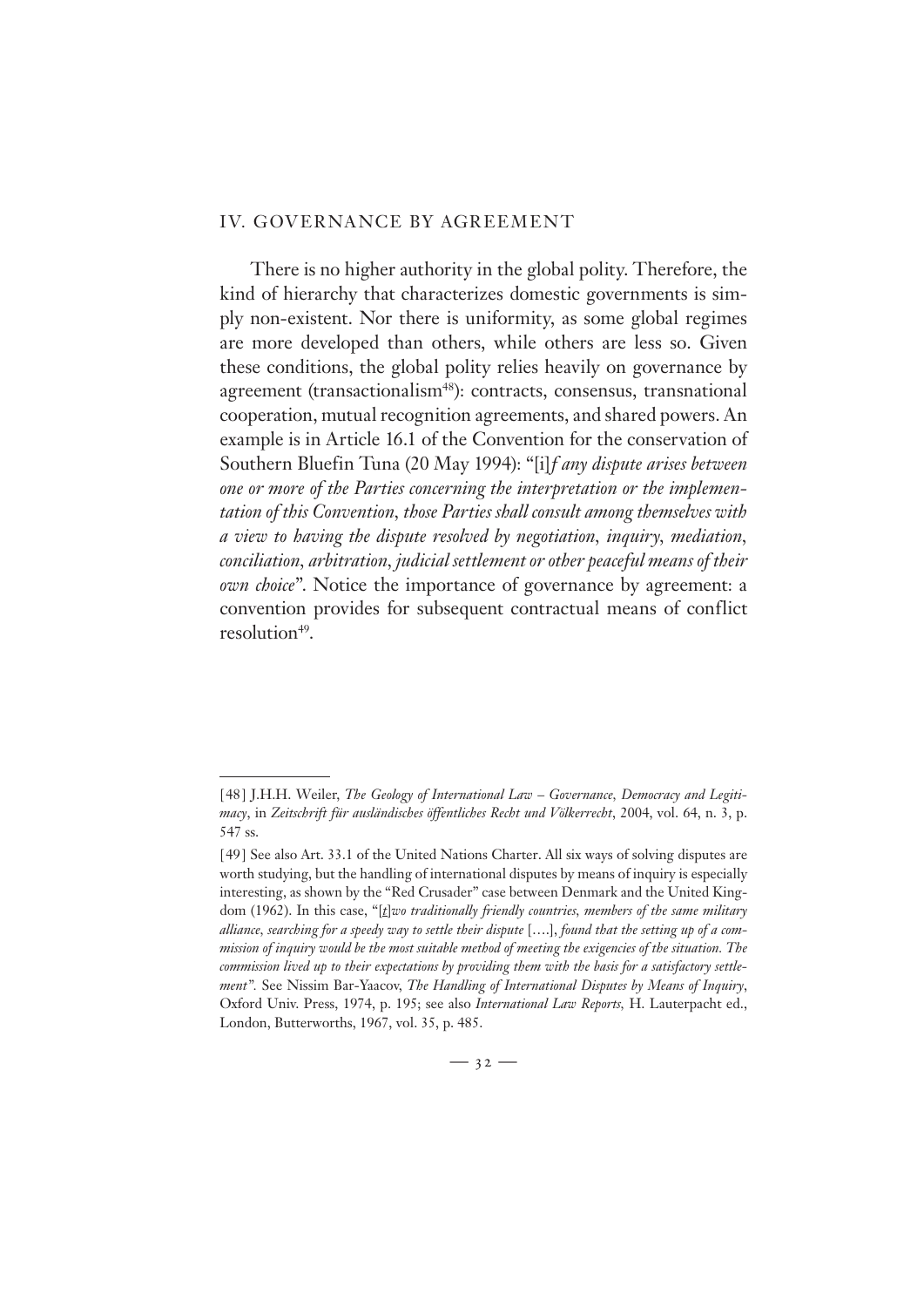## IV. GOVERNANCE BY AGREEMENT

There is no higher authority in the global polity. Therefore, the kind of hierarchy that characterizes domestic governments is simply non-existent. Nor there is uniformity, as some global regimes are more developed than others, while others are less so. Given these conditions, the global polity relies heavily on governance by agreement (transactionalism[48]): contracts, consensus, transnational cooperation, mutual recognition agreements, and shared powers. An example is in Article 16.1 of the Convention for the conservation of Southern Bluefin Tuna (20 May 1994): "[i]*f any dispute arises between one or more of the Parties concerning the interpretation or the implementation of this Convention, those Parties shall consult among themselves with a view to having the dispute resolved by negotiation, inquiry, mediation, conciliation, arbitration, judicial settlement or other peaceful means of their own choice*". Notice the importance of governance by agreement: a convention provides for subsequent contractual means of conflict resolution[49].

---

[48] J.H.H. Weiler, *The Geology of International Law – Governance, Democracy and Legitimacy*, in *Zeitschrift für ausländisches öffentliches Recht und Völkerrecht*, 2004, vol. 64, n. 3, p. 547 ss.

[49] See also Art. 33.1 of the United Nations Charter. All six ways of solving disputes are worth studying, but the handling of international disputes by means of inquiry is especially interesting, as shown by the "Red Crusader" case between Denmark and the United Kingdom (1962). In this case, "[*t*]*wo traditionally friendly countries, members of the same military alliance, searching for a speedy way to settle their dispute* [….], *found that the setting up of a commission of inquiry would be the most suitable method of meeting the exigencies of the situation. The commission lived up to their expectations by providing them with the basis for a satisfactory settlement".* See Nissim Bar-Yaacov, *The Handling of International Disputes by Means of Inquiry*, Oxford Univ. Press, 1974, p. 195; see also *International Law Reports*, H. Lauterpacht ed., London, Butterworths, 1967, vol. 35, p. 485.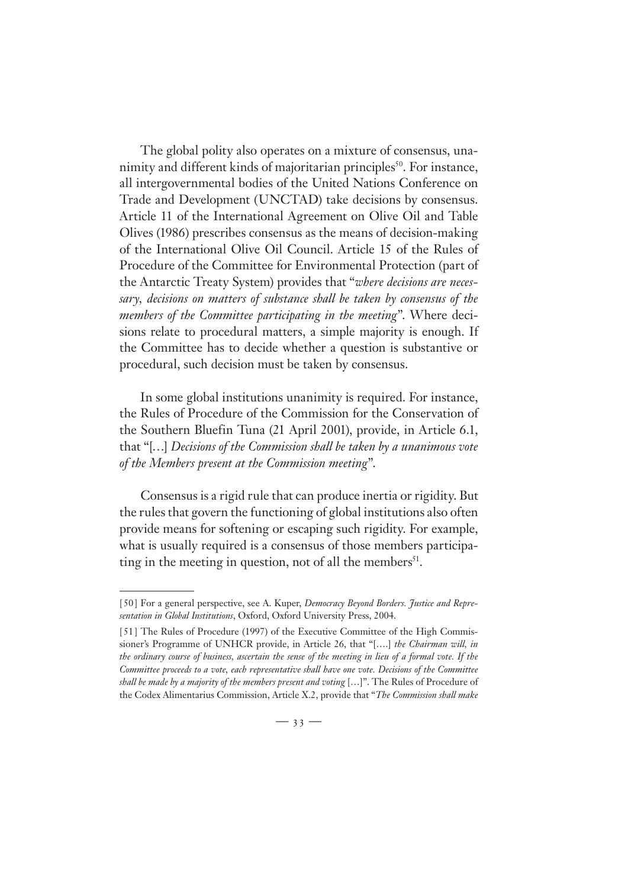The global polity also operates on a mixture of consensus, unanimity and different kinds of majoritarian principles[50]. For instance, all intergovernmental bodies of the United Nations Conference on Trade and Development (UNCTAD) take decisions by consensus. Article 11 of the International Agreement on Olive Oil and Table Olives (1986) prescribes consensus as the means of decision-making of the International Olive Oil Council. Article 15 of the Rules of Procedure of the Committee for Environmental Protection (part of the Antarctic Treaty System) provides that "*where decisions are necessary, decisions on matters of substance shall be taken by consensus of the members of the Committee participating in the meeting*". Where decisions relate to procedural matters, a simple majority is enough. If the Committee has to decide whether a question is substantive or procedural, such decision must be taken by consensus.

In some global institutions unanimity is required. For instance, the Rules of Procedure of the Commission for the Conservation of the Southern Bluefin Tuna (21 April 2001), provide, in Article 6.1, that "[…] *Decisions of the Commission shall be taken by a unanimous vote of the Members present at the Commission meeting*".

Consensus is a rigid rule that can produce inertia or rigidity. But the rules that govern the functioning of global institutions also often provide means for softening or escaping such rigidity. For example, what is usually required is a consensus of those members participating in the meeting in question, not of all the members[51].

---

[50] For a general perspective, see A. Kuper, *Democracy Beyond Borders. Justice and Representation in Global Institutions*, Oxford, Oxford University Press, 2004.

[51] The Rules of Procedure (1997) of the Executive Committee of the High Commissioner's Programme of UNHCR provide, in Article 26, that "[….] *the Chairman will, in the ordinary course of business, ascertain the sense of the meeting in lieu of a formal vote. If the Committee proceeds to a vote, each representative shall have one vote. Decisions of the Committee shall be made by a majority of the members present and voting* […]". The Rules of Procedure of the Codex Alimentarius Commission, Article X.2, provide that "*The Commission shall make*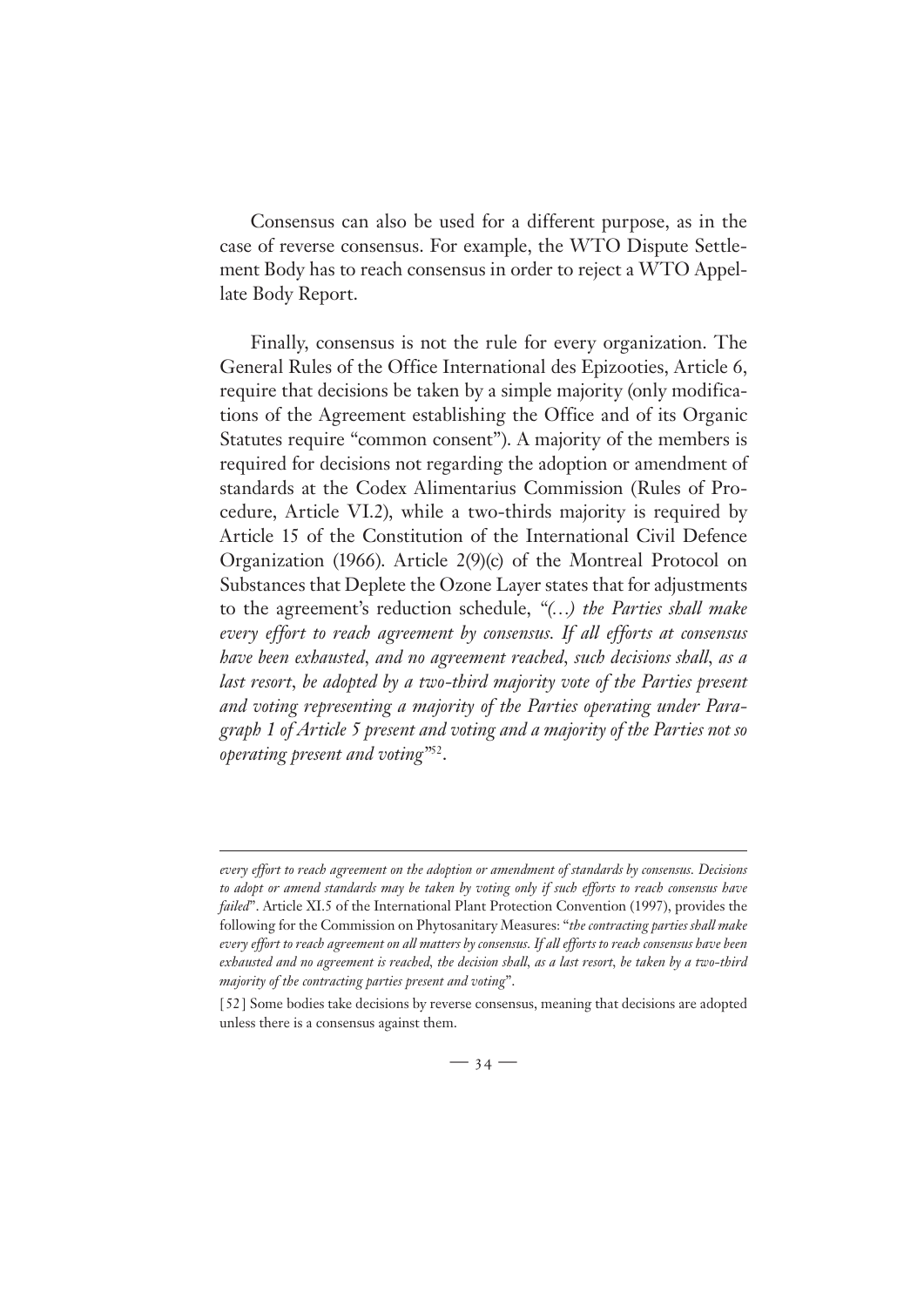Consensus can also be used for a different purpose, as in the case of reverse consensus. For example, the WTO Dispute Settlement Body has to reach consensus in order to reject a WTO Appellate Body Report.

Finally, consensus is not the rule for every organization. The General Rules of the Office International des Epizooties, Article 6, require that decisions be taken by a simple majority (only modifications of the Agreement establishing the Office and of its Organic Statutes require "common consent"). A majority of the members is required for decisions not regarding the adoption or amendment of standards at the Codex Alimentarius Commission (Rules of Procedure, Article VI.2), while a two-thirds majority is required by Article 15 of the Constitution of the International Civil Defence Organization (1966). Article 2(9)(c) of the Montreal Protocol on Substances that Deplete the Ozone Layer states that for adjustments to the agreement's reduction schedule, "*(…) the Parties shall make every effort to reach agreement by consensus. If all efforts at consensus have been exhausted, and no agreement reached, such decisions shall, as a last resort, be adopted by a two-third majority vote of the Parties present and voting representing a majority of the Parties operating under Paragraph 1 of Article 5 present and voting and a majority of the Parties not so operating present and voting*"[52].

---

*every effort to reach agreement on the adoption or amendment of standards by consensus. Decisions to adopt or amend standards may be taken by voting only if such efforts to reach consensus have failed*". Article XI.5 of the International Plant Protection Convention (1997), provides the following for the Commission on Phytosanitary Measures: "*the contracting parties shall make every effort to reach agreement on all matters by consensus. If all efforts to reach consensus have been exhausted and no agreement is reached, the decision shall, as a last resort, be taken by a two-third majority of the contracting parties present and voting*".

[52] Some bodies take decisions by reverse consensus, meaning that decisions are adopted unless there is a consensus against them.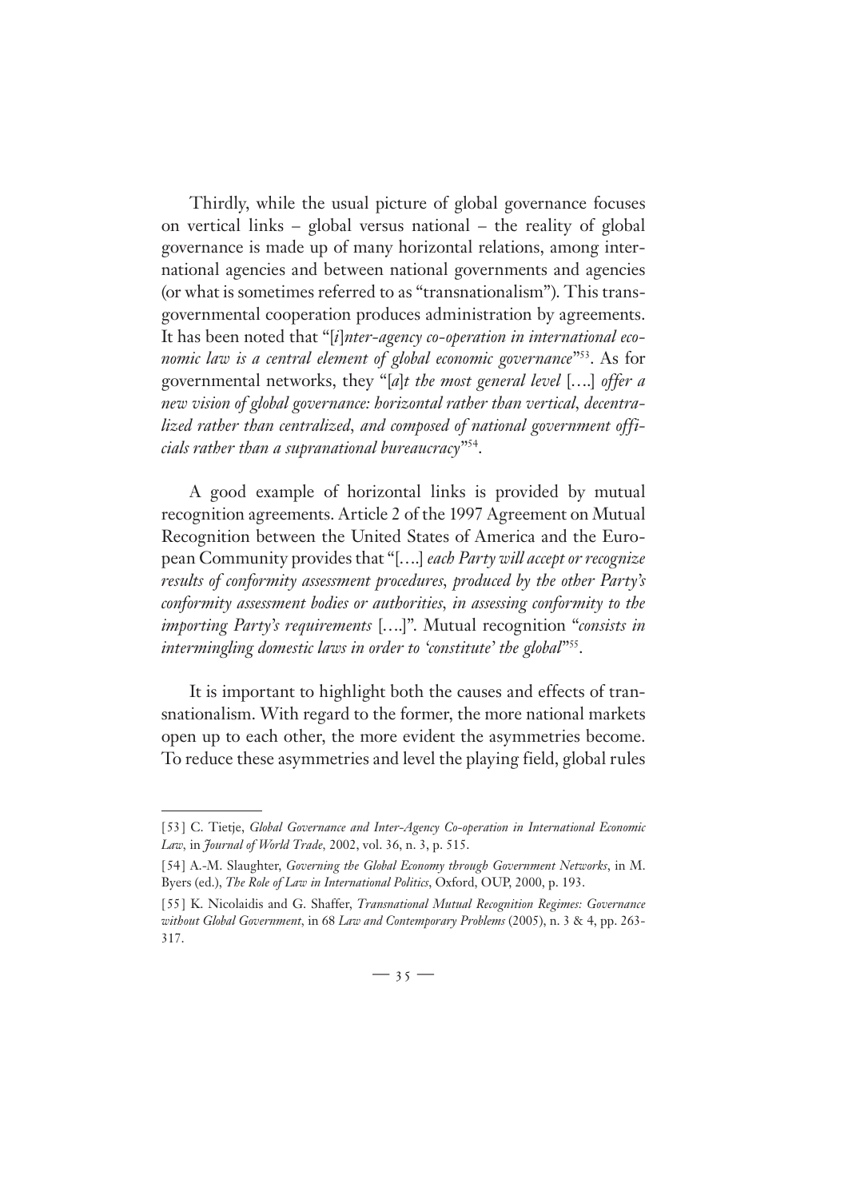Thirdly, while the usual picture of global governance focuses on vertical links – global versus national – the reality of global governance is made up of many horizontal relations, among international agencies and between national governments and agencies (or what is sometimes referred to as "transnationalism"). This transgovernmental cooperation produces administration by agreements. It has been noted that "[*i*]*nter-agency co-operation in international economic law is a central element of global economic governance*"[53]. As for governmental networks, they "[*a*]*t the most general level* [….] *offer a new vision of global governance: horizontal rather than vertical, decentralized rather than centralized, and composed of national government officials rather than a supranational bureaucracy*"[54].

A good example of horizontal links is provided by mutual recognition agreements. Article 2 of the 1997 Agreement on Mutual Recognition between the United States of America and the European Community provides that "[….] *each Party will accept or recognize results of conformity assessment procedures, produced by the other Party's conformity assessment bodies or authorities, in assessing conformity to the importing Party's requirements* [….]". Mutual recognition "*consists in intermingling domestic laws in order to 'constitute' the global*"[55].

It is important to highlight both the causes and effects of transnationalism. With regard to the former, the more national markets open up to each other, the more evident the asymmetries become. To reduce these asymmetries and level the playing field, global rules

---

[53] C. Tietje, *Global Governance and Inter-Agency Co-operation in International Economic Law*, in *Journal of World Trade*, 2002, vol. 36, n. 3, p. 515.

[54] A.-M. Slaughter, *Governing the Global Economy through Government Networks*, in M. Byers (ed.), *The Role of Law in International Politics*, Oxford, OUP, 2000, p. 193.

[55] K. Nicolaidis and G. Shaffer, *Transnational Mutual Recognition Regimes: Governance without Global Government*, in 68 *Law and Contemporary Problems* (2005), n. 3 & 4, pp. 263-317.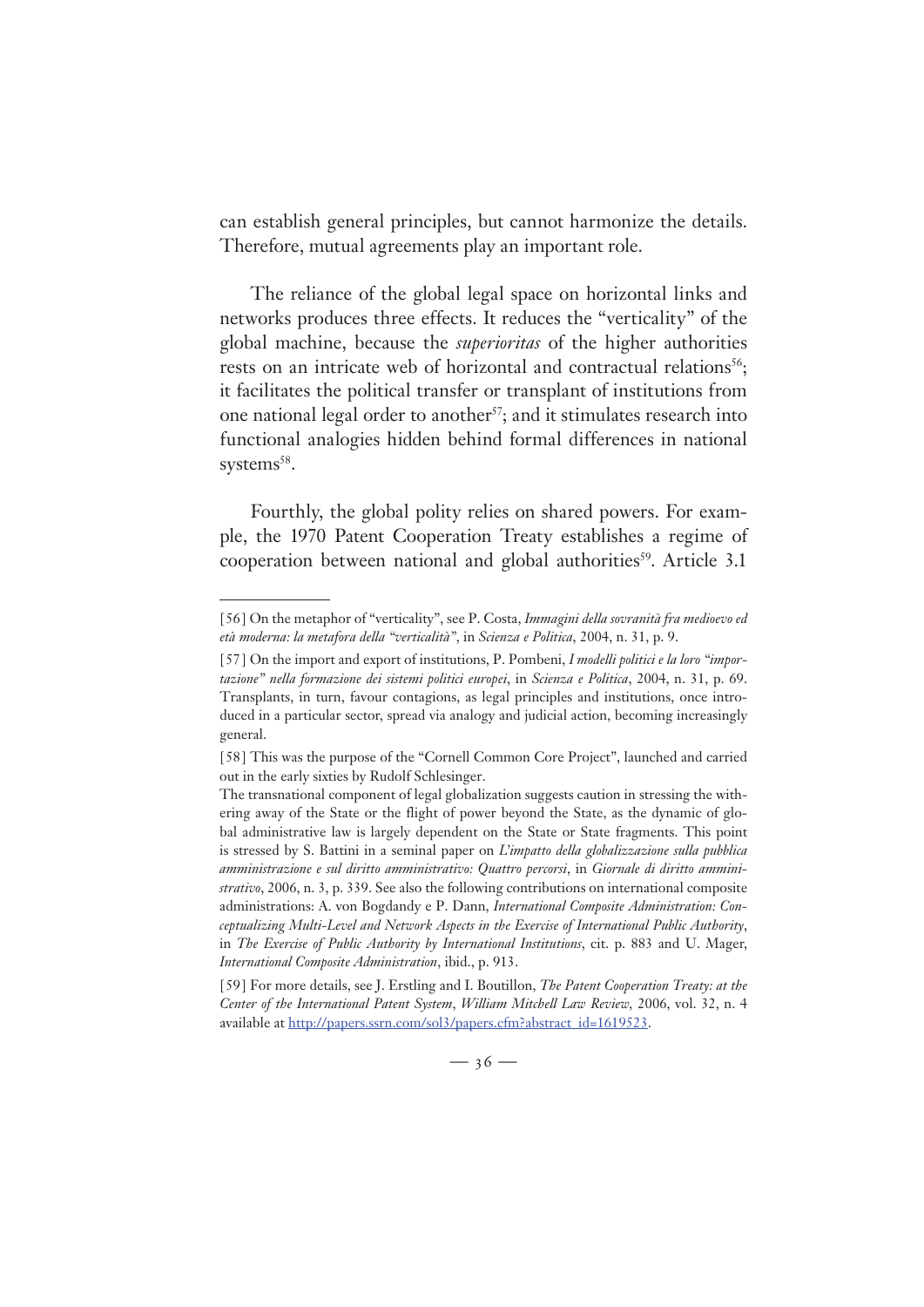can establish general principles, but cannot harmonize the details. Therefore, mutual agreements play an important role.

The reliance of the global legal space on horizontal links and networks produces three effects. It reduces the "verticality" of the global machine, because the *superioritas* of the higher authorities rests on an intricate web of horizontal and contractual relations[56]; it facilitates the political transfer or transplant of institutions from one national legal order to another[57]; and it stimulates research into functional analogies hidden behind formal differences in national systems[58].

Fourthly, the global polity relies on shared powers. For example, the 1970 Patent Cooperation Treaty establishes a regime of cooperation between national and global authorities[59]. Article 3.1

---

[56] On the metaphor of "verticality", see P. Costa, *Immagini della sovranità fra medioevo ed età moderna: la metafora della "verticalità"*, in *Scienza e Politica*, 2004, n. 31, p. 9.

[57] On the import and export of institutions, P. Pombeni, *I modelli politici e la loro "importazione" nella formazione dei sistemi politici europei*, in *Scienza e Politica*, 2004, n. 31, p. 69. Transplants, in turn, favour contagions, as legal principles and institutions, once introduced in a particular sector, spread via analogy and judicial action, becoming increasingly general.

[58] This was the purpose of the "Cornell Common Core Project", launched and carried out in the early sixties by Rudolf Schlesinger.

The transnational component of legal globalization suggests caution in stressing the withering away of the State or the flight of power beyond the State, as the dynamic of global administrative law is largely dependent on the State or State fragments. This point is stressed by S. Battini in a seminal paper on *L'impatto della globalizzazione sulla pubblica amministrazione e sul diritto amministrativo: Quattro percorsi*, in *Giornale di diritto amministrativo*, 2006, n. 3, p. 339. See also the following contributions on international composite administrations: A. von Bogdandy e P. Dann, *International Composite Administration: Conceptualizing Multi-Level and Network Aspects in the Exercise of International Public Authority*, in *The Exercise of Public Authority by International Institutions*, cit. p. 883 and U. Mager, *International Composite Administration*, ibid., p. 913.

[59] For more details, see J. Erstling and I. Boutillon, *The Patent Cooperation Treaty: at the Center of the International Patent System*, *William Mitchell Law Review*, 2006, vol. 32, n. 4 available at http://papers.ssrn.com/sol3/papers.cfm?abstract_id=1619523.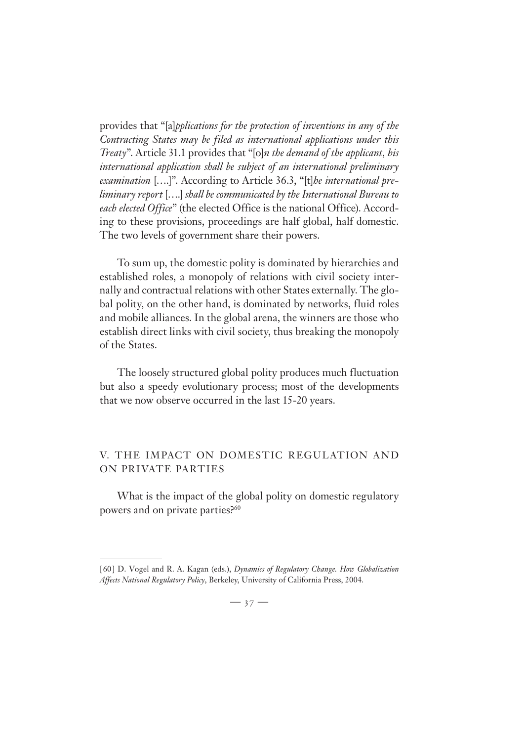provides that "[a]*pplications for the protection of inventions in any of the Contracting States may be filed as international applications under this Treaty*". Article 31.1 provides that "[o]*n the demand of the applicant, his international application shall be subject of an international preliminary examination* [….]". According to Article 36.3, "[t]*he international preliminary report* [….] *shall be communicated by the International Bureau to each elected Office*" (the elected Office is the national Office). According to these provisions, proceedings are half global, half domestic. The two levels of government share their powers.

To sum up, the domestic polity is dominated by hierarchies and established roles, a monopoly of relations with civil society internally and contractual relations with other States externally. The global polity, on the other hand, is dominated by networks, fluid roles and mobile alliances. In the global arena, the winners are those who establish direct links with civil society, thus breaking the monopoly of the States.

The loosely structured global polity produces much fluctuation but also a speedy evolutionary process; most of the developments that we now observe occurred in the last 15-20 years.

## V. THE IMPACT ON DOMESTIC REGULATION AND ON PRIVATE PARTIES

What is the impact of the global polity on domestic regulatory powers and on private parties?[60]

---

[60] D. Vogel and R. A. Kagan (eds.), *Dynamics of Regulatory Change. How Globalization Affects National Regulatory Policy*, Berkeley, University of California Press, 2004.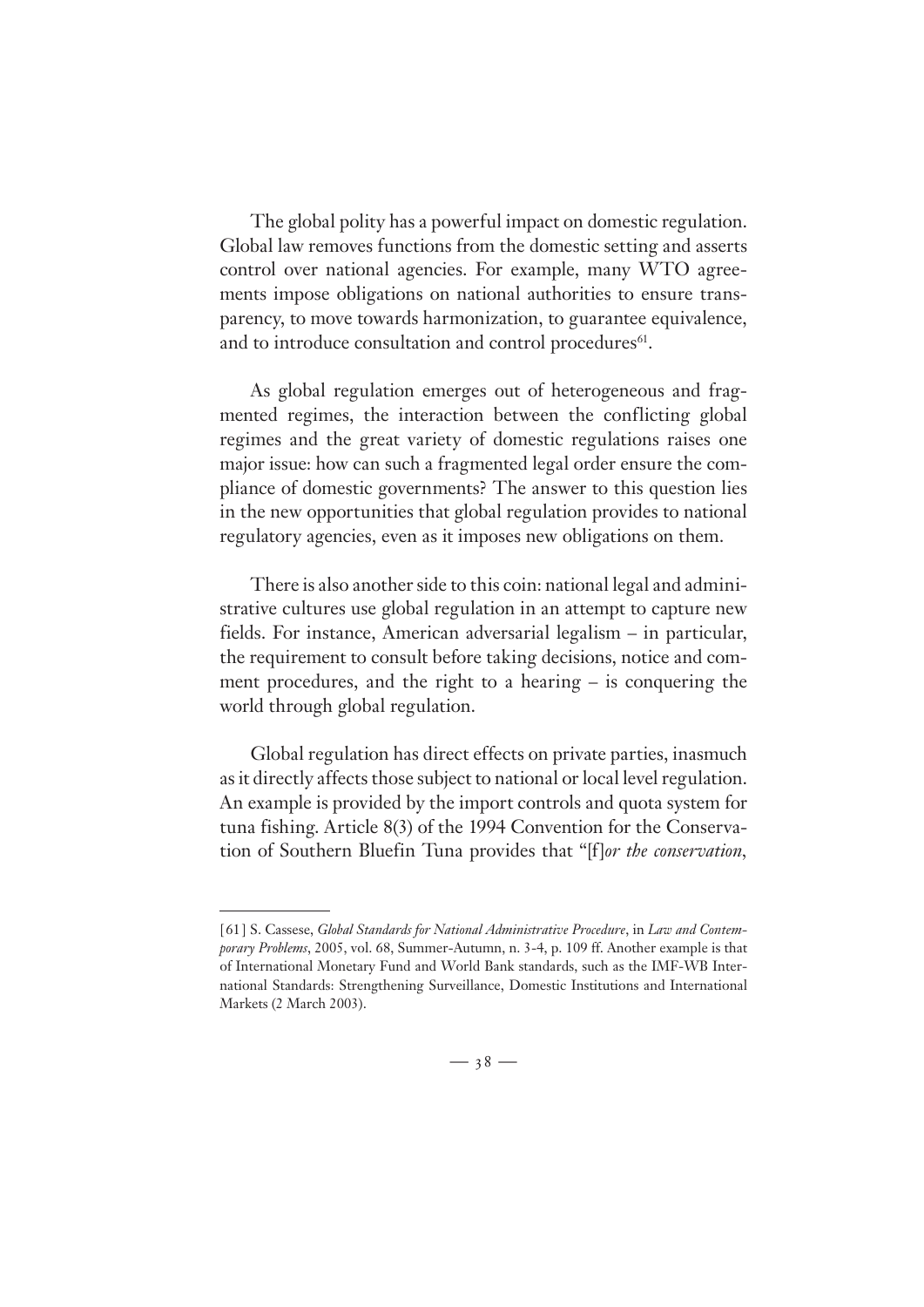The global polity has a powerful impact on domestic regulation. Global law removes functions from the domestic setting and asserts control over national agencies. For example, many WTO agreements impose obligations on national authorities to ensure transparency, to move towards harmonization, to guarantee equivalence, and to introduce consultation and control procedures[61].

As global regulation emerges out of heterogeneous and fragmented regimes, the interaction between the conflicting global regimes and the great variety of domestic regulations raises one major issue: how can such a fragmented legal order ensure the compliance of domestic governments? The answer to this question lies in the new opportunities that global regulation provides to national regulatory agencies, even as it imposes new obligations on them.

There is also another side to this coin: national legal and administrative cultures use global regulation in an attempt to capture new fields. For instance, American adversarial legalism – in particular, the requirement to consult before taking decisions, notice and comment procedures, and the right to a hearing – is conquering the world through global regulation.

Global regulation has direct effects on private parties, inasmuch as it directly affects those subject to national or local level regulation. An example is provided by the import controls and quota system for tuna fishing. Article 8(3) of the 1994 Convention for the Conservation of Southern Bluefin Tuna provides that "[f]*or the conservation*,

---

[61] S. Cassese, *Global Standards for National Administrative Procedure*, in *Law and Contemporary Problems*, 2005, vol. 68, Summer-Autumn, n. 3-4, p. 109 ff. Another example is that of International Monetary Fund and World Bank standards, such as the IMF-WB International Standards: Strengthening Surveillance, Domestic Institutions and International Markets (2 March 2003).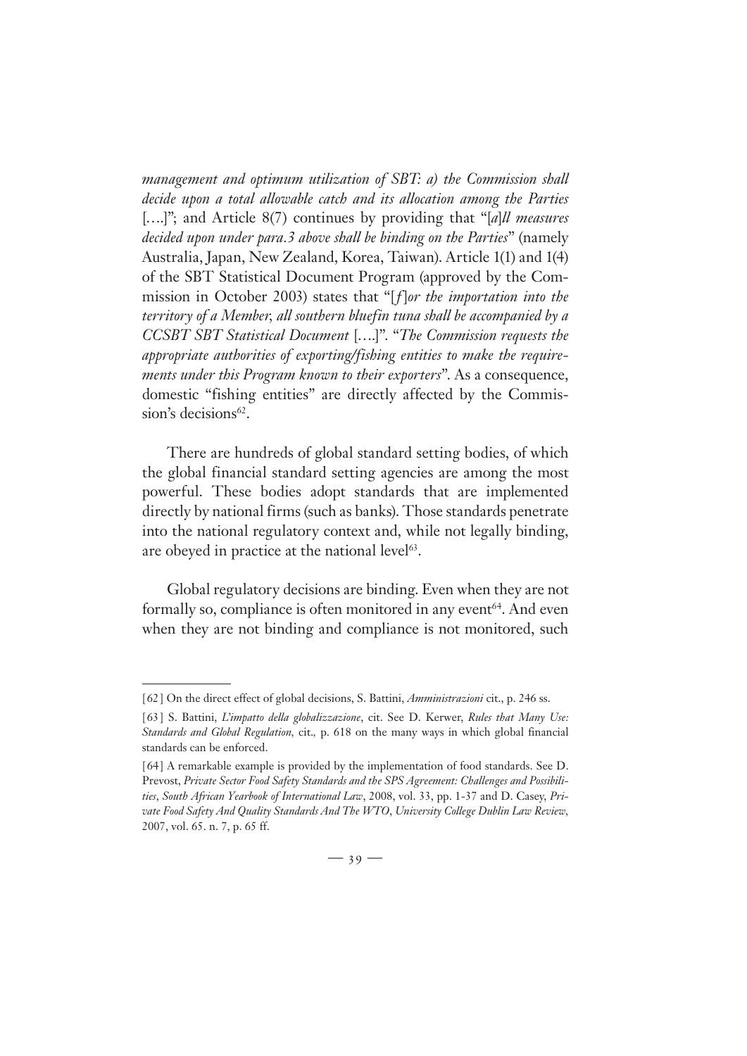*management and optimum utilization of SBT: a) the Commission shall decide upon a total allowable catch and its allocation among the Parties* [….]"; and Article 8(7) continues by providing that "[*a*]*ll measures decided upon under para.3 above shall be binding on the Parties*" (namely Australia, Japan, New Zealand, Korea, Taiwan). Article 1(1) and 1(4) of the SBT Statistical Document Program (approved by the Commission in October 2003) states that "[*f*]*or the importation into the territory of a Member, all southern bluefin tuna shall be accompanied by a CCSBT SBT Statistical Document* [….]". "*The Commission requests the appropriate authorities of exporting/fishing entities to make the requirements under this Program known to their exporters*". As a consequence, domestic "fishing entities" are directly affected by the Commission's decisions[62].

There are hundreds of global standard setting bodies, of which the global financial standard setting agencies are among the most powerful. These bodies adopt standards that are implemented directly by national firms (such as banks). Those standards penetrate into the national regulatory context and, while not legally binding, are obeyed in practice at the national level[63].

Global regulatory decisions are binding. Even when they are not formally so, compliance is often monitored in any event[64]. And even when they are not binding and compliance is not monitored, such

---

[62] On the direct effect of global decisions, S. Battini, *Amministrazioni* cit., p. 246 ss.

[63] S. Battini, *L'impatto della globalizzazione*, cit. See D. Kerwer, *Rules that Many Use: Standards and Global Regulation*, cit., p. 618 on the many ways in which global financial standards can be enforced.

[64] A remarkable example is provided by the implementation of food standards. See D. Prevost, *Private Sector Food Safety Standards and the SPS Agreement: Challenges and Possibilities*, *South African Yearbook of International Law*, 2008, vol. 33, pp. 1-37 and D. Casey, *Private Food Safety And Quality Standards And The WTO*, *University College Dublin Law Review*, 2007, vol. 65. n. 7, p. 65 ff.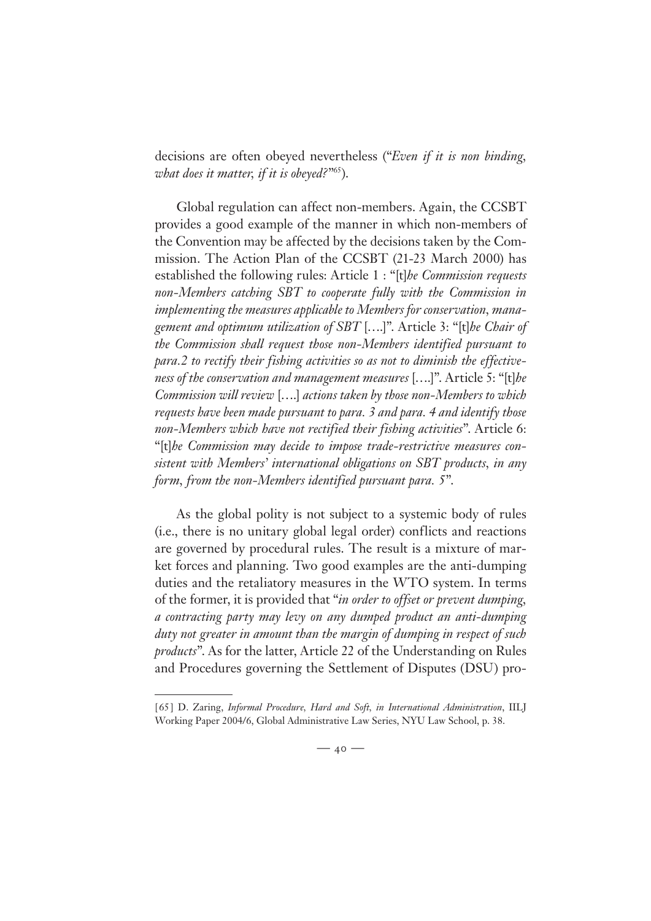decisions are often obeyed nevertheless ("*Even if it is non binding, what does it matter, if it is obeyed?*"[65]).

Global regulation can affect non-members. Again, the CCSBT provides a good example of the manner in which non-members of the Convention may be affected by the decisions taken by the Commission. The Action Plan of the CCSBT (21-23 March 2000) has established the following rules: Article 1 : "[t]*he Commission requests non-Members catching SBT to cooperate fully with the Commission in implementing the measures applicable to Members for conservation, management and optimum utilization of SBT* [….]". Article 3: "[t]*he Chair of the Commission shall request those non-Members identified pursuant to para.2 to rectify their fishing activities so as not to diminish the effectiveness of the conservation and management measures* [….]". Article 5: "[t]*he Commission will review* [….] *actions taken by those non-Members to which requests have been made pursuant to para. 3 and para. 4 and identify those non-Members which have not rectified their fishing activities*". Article 6: "[t]*he Commission may decide to impose trade-restrictive measures consistent with Members' international obligations on SBT products, in any form, from the non-Members identified pursuant para. 5*".

As the global polity is not subject to a systemic body of rules (i.e., there is no unitary global legal order) conflicts and reactions are governed by procedural rules. The result is a mixture of market forces and planning. Two good examples are the anti-dumping duties and the retaliatory measures in the WTO system. In terms of the former, it is provided that "*in order to offset or prevent dumping, a contracting party may levy on any dumped product an anti-dumping duty not greater in amount than the margin of dumping in respect of such products*". As for the latter, Article 22 of the Understanding on Rules and Procedures governing the Settlement of Disputes (DSU) pro-

---

[65] D. Zaring, *Informal Procedure, Hard and Soft, in International Administration*, IILJ Working Paper 2004/6, Global Administrative Law Series, NYU Law School, p. 38.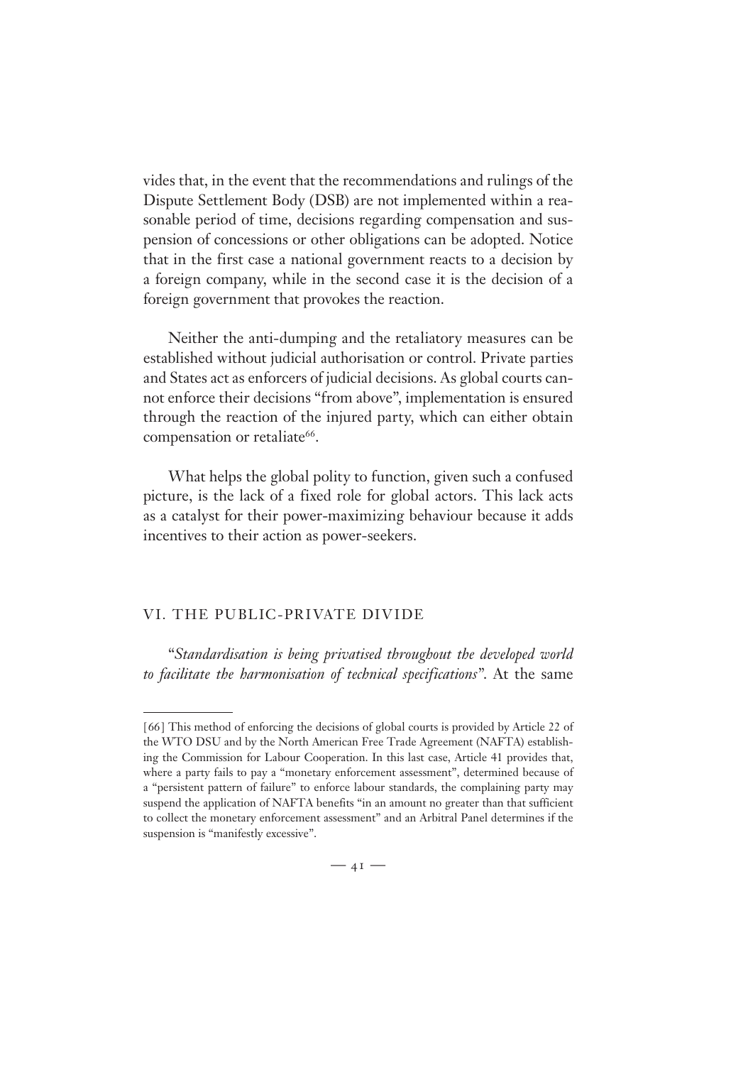vides that, in the event that the recommendations and rulings of the Dispute Settlement Body (DSB) are not implemented within a reasonable period of time, decisions regarding compensation and suspension of concessions or other obligations can be adopted. Notice that in the first case a national government reacts to a decision by a foreign company, while in the second case it is the decision of a foreign government that provokes the reaction.

Neither the anti-dumping and the retaliatory measures can be established without judicial authorisation or control. Private parties and States act as enforcers of judicial decisions. As global courts cannot enforce their decisions "from above", implementation is ensured through the reaction of the injured party, which can either obtain compensation or retaliate[66].

What helps the global polity to function, given such a confused picture, is the lack of a fixed role for global actors. This lack acts as a catalyst for their power-maximizing behaviour because it adds incentives to their action as power-seekers.

## VI. THE PUBLIC-PRIVATE DIVIDE

"*Standardisation is being privatised throughout the developed world to facilitate the harmonisation of technical specifications*". At the same

---

[66] This method of enforcing the decisions of global courts is provided by Article 22 of the WTO DSU and by the North American Free Trade Agreement (NAFTA) establishing the Commission for Labour Cooperation. In this last case, Article 41 provides that, where a party fails to pay a "monetary enforcement assessment", determined because of a "persistent pattern of failure" to enforce labour standards, the complaining party may suspend the application of NAFTA benefits "in an amount no greater than that sufficient to collect the monetary enforcement assessment" and an Arbitral Panel determines if the suspension is "manifestly excessive".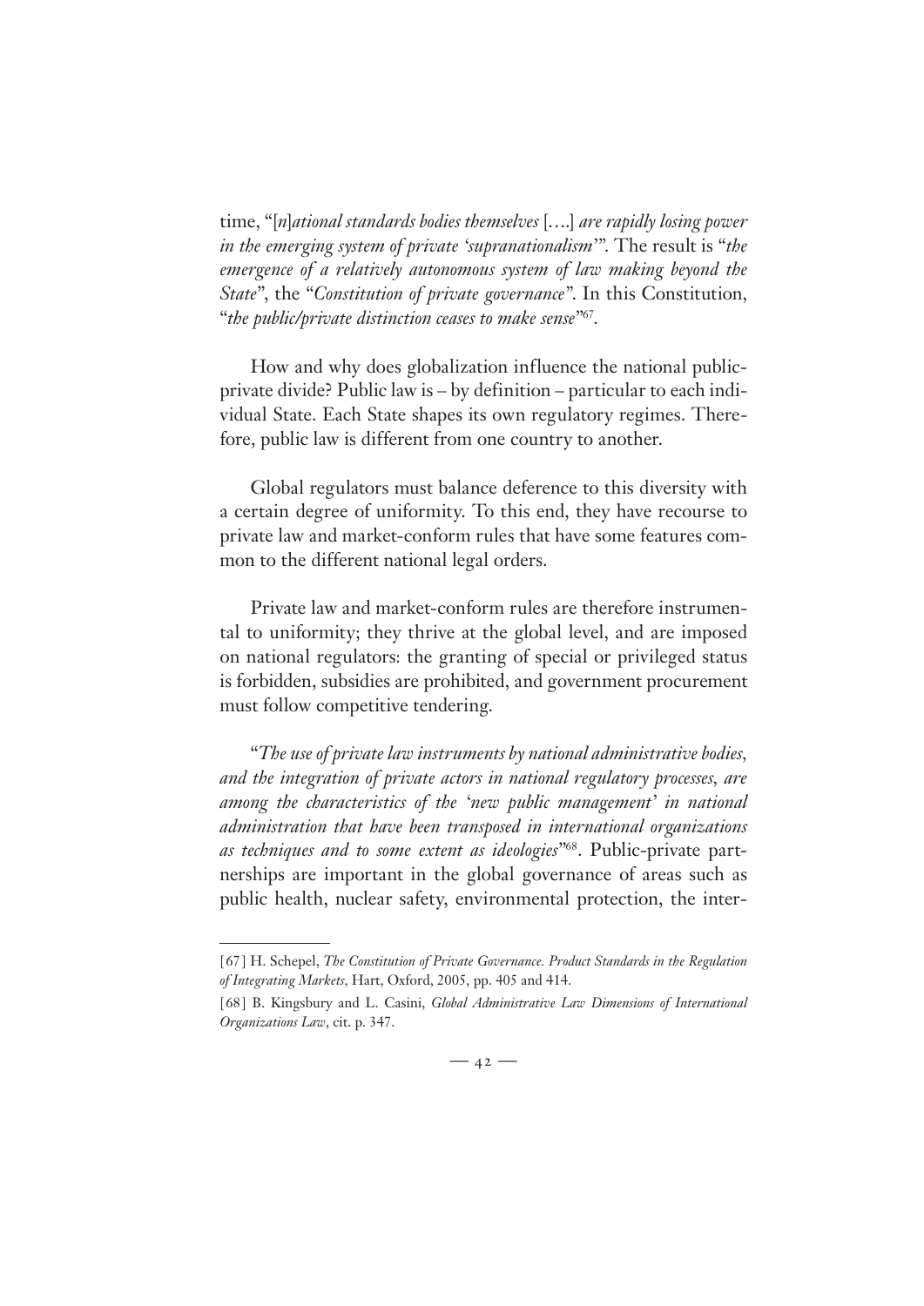time, "[*n*]*ational standards bodies themselves* [….] *are rapidly losing power in the emerging system of private 'supranationalism'*". The result is "*the emergence of a relatively autonomous system of law making beyond the State*", the "*Constitution of private governance*". In this Constitution, "*the public/private distinction ceases to make sense*"[67].

How and why does globalization influence the national public-private divide? Public law is – by definition – particular to each individual State. Each State shapes its own regulatory regimes. Therefore, public law is different from one country to another.

Global regulators must balance deference to this diversity with a certain degree of uniformity. To this end, they have recourse to private law and market-conform rules that have some features common to the different national legal orders.

Private law and market-conform rules are therefore instrumental to uniformity; they thrive at the global level, and are imposed on national regulators: the granting of special or privileged status is forbidden, subsidies are prohibited, and government procurement must follow competitive tendering.

"*The use of private law instruments by national administrative bodies, and the integration of private actors in national regulatory processes, are among the characteristics of the 'new public management' in national administration that have been transposed in international organizations as techniques and to some extent as ideologies*"[68]. Public-private partnerships are important in the global governance of areas such as public health, nuclear safety, environmental protection, the inter-

---

[67] H. Schepel, *The Constitution of Private Governance. Product Standards in the Regulation of Integrating Markets*, Hart, Oxford, 2005, pp. 405 and 414.

[68] B. Kingsbury and L. Casini, *Global Administrative Law Dimensions of International Organizations Law*, cit. p. 347.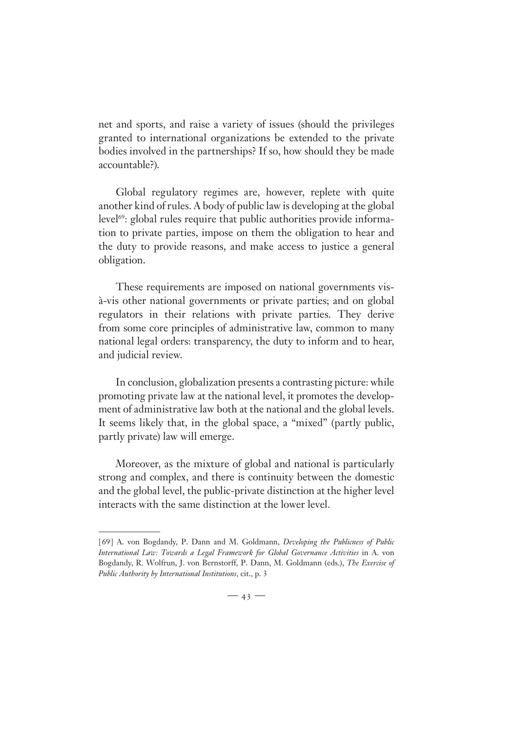net and sports, and raise a variety of issues (should the privileges granted to international organizations be extended to the private bodies involved in the partnerships? If so, how should they be made accountable?).

Global regulatory regimes are, however, replete with quite another kind of rules. A body of public law is developing at the global level[69]: global rules require that public authorities provide information to private parties, impose on them the obligation to hear and the duty to provide reasons, and make access to justice a general obligation.

These requirements are imposed on national governments vis-à-vis other national governments or private parties; and on global regulators in their relations with private parties. They derive from some core principles of administrative law, common to many national legal orders: transparency, the duty to inform and to hear, and judicial review.

In conclusion, globalization presents a contrasting picture: while promoting private law at the national level, it promotes the development of administrative law both at the national and the global levels. It seems likely that, in the global space, a "mixed" (partly public, partly private) law will emerge.

Moreover, as the mixture of global and national is particularly strong and complex, and there is continuity between the domestic and the global level, the public-private distinction at the higher level interacts with the same distinction at the lower level.

---

[69] A. von Bogdandy, P. Dann and M. Goldmann, *Developing the Publicness of Public International Law: Towards a Legal Framework for Global Governance Activities* in A. von Bogdandy, R. Wolfrun, J. von Bernstorff, P. Dann, M. Goldmann (eds.), *The Exercise of Public Authority by International Institutions*, cit., p. 3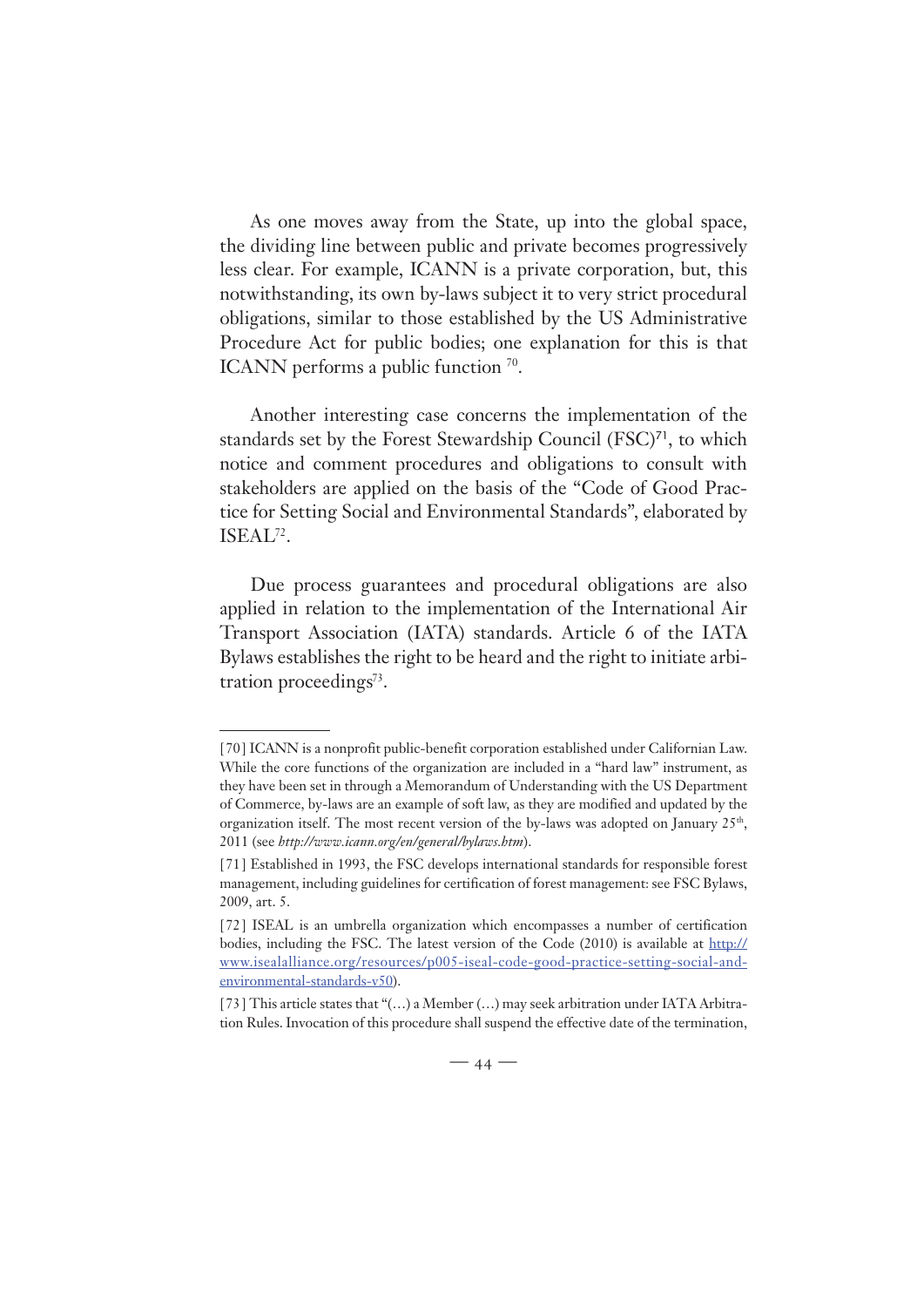As one moves away from the State, up into the global space, the dividing line between public and private becomes progressively less clear. For example, ICANN is a private corporation, but, this notwithstanding, its own by-laws subject it to very strict procedural obligations, similar to those established by the US Administrative Procedure Act for public bodies; one explanation for this is that ICANN performs a public function [70].

Another interesting case concerns the implementation of the standards set by the Forest Stewardship Council (FSC)[71], to which notice and comment procedures and obligations to consult with stakeholders are applied on the basis of the "Code of Good Practice for Setting Social and Environmental Standards", elaborated by ISEAL[72].

Due process guarantees and procedural obligations are also applied in relation to the implementation of the International Air Transport Association (IATA) standards. Article 6 of the IATA Bylaws establishes the right to be heard and the right to initiate arbitration proceedings[73].

---

[70] ICANN is a nonprofit public-benefit corporation established under Californian Law. While the core functions of the organization are included in a "hard law" instrument, as they have been set in through a Memorandum of Understanding with the US Department of Commerce, by-laws are an example of soft law, as they are modified and updated by the organization itself. The most recent version of the by-laws was adopted on January 25th, 2011 (see *http://www.icann.org/en/general/bylaws.htm*).

[71] Established in 1993, the FSC develops international standards for responsible forest management, including guidelines for certification of forest management: see FSC Bylaws, 2009, art. 5.

[72] ISEAL is an umbrella organization which encompasses a number of certification bodies, including the FSC. The latest version of the Code (2010) is available at http://www.isealalliance.org/resources/p005-iseal-code-good-practice-setting-social-and-environmental-standards-v50).

[73] This article states that "(…) a Member (…) may seek arbitration under IATA Arbitration Rules. Invocation of this procedure shall suspend the effective date of the termination,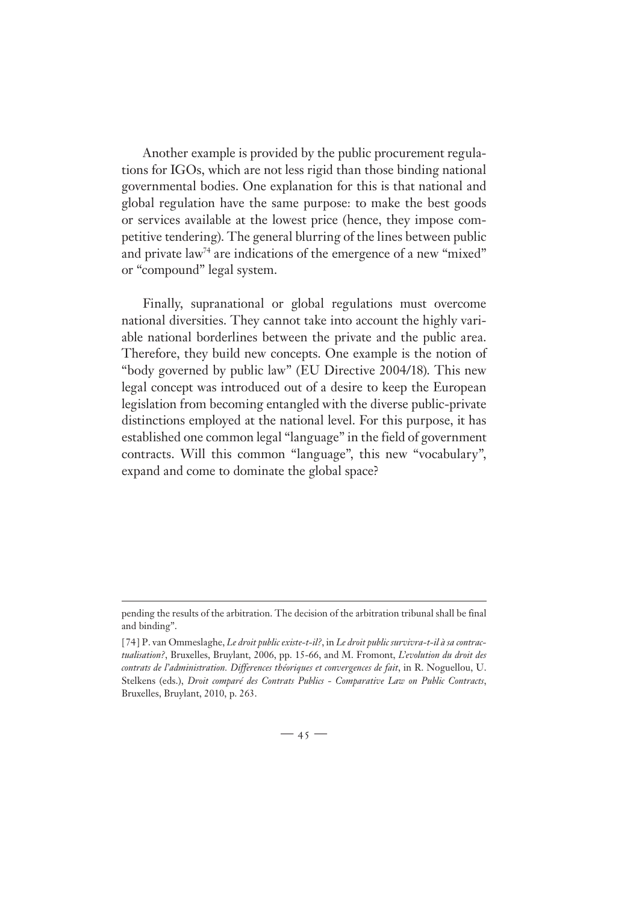Another example is provided by the public procurement regulations for IGOs, which are not less rigid than those binding national governmental bodies. One explanation for this is that national and global regulation have the same purpose: to make the best goods or services available at the lowest price (hence, they impose competitive tendering). The general blurring of the lines between public and private law[74] are indications of the emergence of a new "mixed" or "compound" legal system.

Finally, supranational or global regulations must overcome national diversities. They cannot take into account the highly variable national borderlines between the private and the public area. Therefore, they build new concepts. One example is the notion of "body governed by public law" (EU Directive 2004/18). This new legal concept was introduced out of a desire to keep the European legislation from becoming entangled with the diverse public-private distinctions employed at the national level. For this purpose, it has established one common legal "language" in the field of government contracts. Will this common "language", this new "vocabulary", expand and come to dominate the global space?

---

pending the results of the arbitration. The decision of the arbitration tribunal shall be final and binding".

[74] P. van Ommeslaghe, *Le droit public existe-t-il?*, in *Le droit public survivra-t-il à sa contractualisation?*, Bruxelles, Bruylant, 2006, pp. 15-66, and M. Fromont, *L'evolution du droit des contrats de l'administration. Differences théoriques et convergences de fait*, in R. Noguellou, U. Stelkens (eds.), *Droit comparé des Contrats Publics - Comparative Law on Public Contracts*, Bruxelles, Bruylant, 2010, p. 263.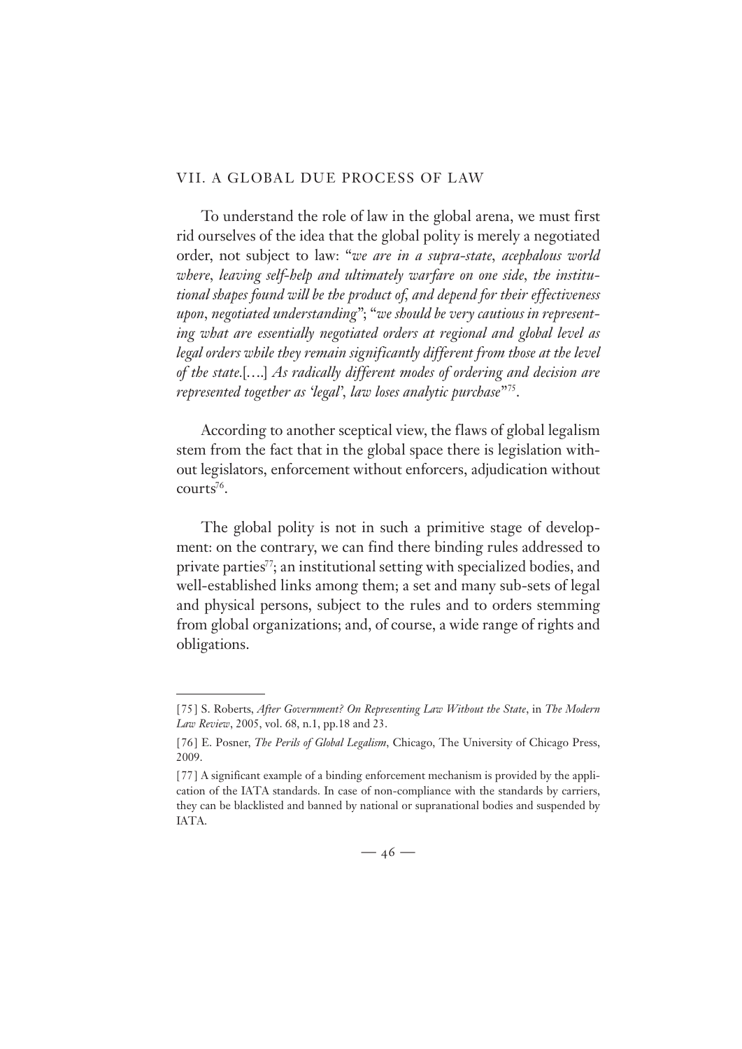## VII. A GLOBAL DUE PROCESS OF LAW

To understand the role of law in the global arena, we must first rid ourselves of the idea that the global polity is merely a negotiated order, not subject to law: "*we are in a supra-state, acephalous world where, leaving self-help and ultimately warfare on one side, the institutional shapes found will be the product of, and depend for their effectiveness upon, negotiated understanding*"; "*we should be very cautious in representing what are essentially negotiated orders at regional and global level as legal orders while they remain significantly different from those at the level of the state.*[….] *As radically different modes of ordering and decision are represented together as 'legal', law loses analytic purchase*"[75].

According to another sceptical view, the flaws of global legalism stem from the fact that in the global space there is legislation without legislators, enforcement without enforcers, adjudication without courts[76].

The global polity is not in such a primitive stage of development: on the contrary, we can find there binding rules addressed to private parties[77]; an institutional setting with specialized bodies, and well-established links among them; a set and many sub-sets of legal and physical persons, subject to the rules and to orders stemming from global organizations; and, of course, a wide range of rights and obligations.

---

[75] S. Roberts, *After Government? On Representing Law Without the State*, in *The Modern Law Review*, 2005, vol. 68, n.1, pp.18 and 23.

[76] E. Posner, *The Perils of Global Legalism*, Chicago, The University of Chicago Press, 2009.

[77] A significant example of a binding enforcement mechanism is provided by the application of the IATA standards. In case of non-compliance with the standards by carriers, they can be blacklisted and banned by national or supranational bodies and suspended by IATA.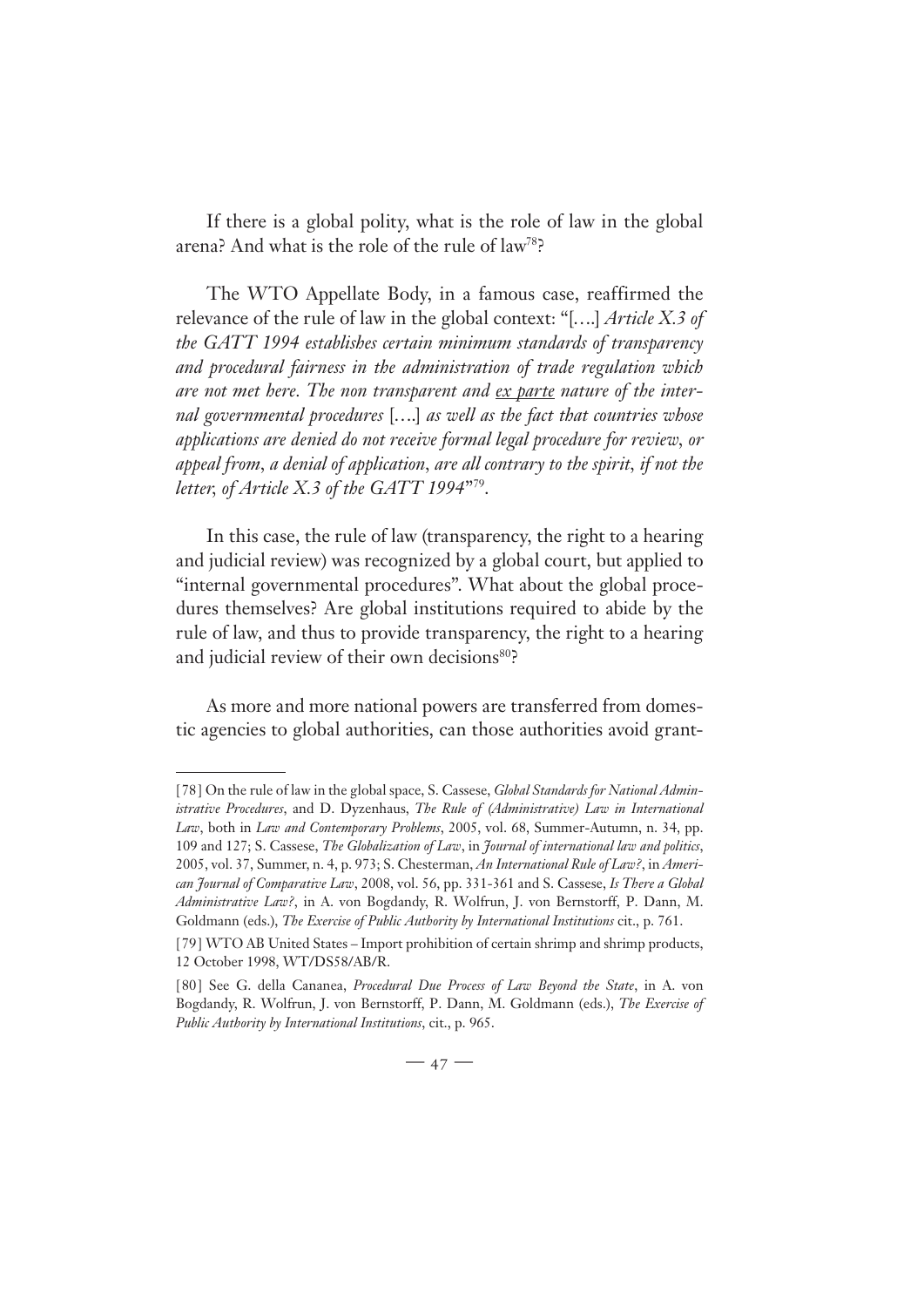If there is a global polity, what is the role of law in the global arena? And what is the role of the rule of law[78]?

The WTO Appellate Body, in a famous case, reaffirmed the relevance of the rule of law in the global context: "[….] *Article X.3 of the GATT 1994 establishes certain minimum standards of transparency and procedural fairness in the administration of trade regulation which are not met here. The non transparent and <u>ex parte</u> nature of the internal governmental procedures* [….] *as well as the fact that countries whose applications are denied do not receive formal legal procedure for review, or appeal from, a denial of application, are all contrary to the spirit, if not the letter, of Article X.3 of the GATT 1994*"[79].

In this case, the rule of law (transparency, the right to a hearing and judicial review) was recognized by a global court, but applied to "internal governmental procedures". What about the global procedures themselves? Are global institutions required to abide by the rule of law, and thus to provide transparency, the right to a hearing and judicial review of their own decisions[80]?

As more and more national powers are transferred from domestic agencies to global authorities, can those authorities avoid grant-

---

[78] On the rule of law in the global space, S. Cassese, *Global Standards for National Administrative Procedures*, and D. Dyzenhaus, *The Rule of (Administrative) Law in International Law*, both in *Law and Contemporary Problems*, 2005, vol. 68, Summer-Autumn, n. 34, pp. 109 and 127; S. Cassese, *The Globalization of Law*, in *Journal of international law and politics*, 2005, vol. 37, Summer, n. 4, p. 973; S. Chesterman, *An International Rule of Law?*, in *American Journal of Comparative Law*, 2008, vol. 56, pp. 331-361 and S. Cassese, *Is There a Global Administrative Law?*, in A. von Bogdandy, R. Wolfrun, J. von Bernstorff, P. Dann, M. Goldmann (eds.), *The Exercise of Public Authority by International Institutions* cit., p. 761.

[79] WTO AB United States – Import prohibition of certain shrimp and shrimp products, 12 October 1998, WT/DS58/AB/R.

[80] See G. della Cananea, *Procedural Due Process of Law Beyond the State*, in A. von Bogdandy, R. Wolfrun, J. von Bernstorff, P. Dann, M. Goldmann (eds.), *The Exercise of Public Authority by International Institutions*, cit., p. 965.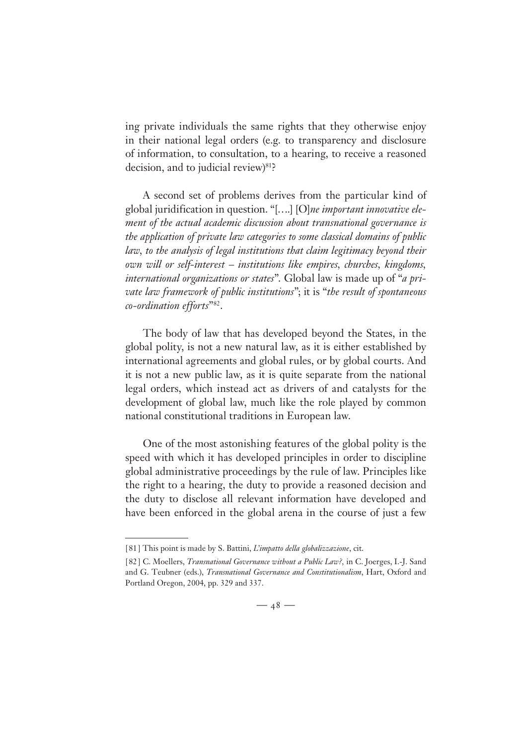ing private individuals the same rights that they otherwise enjoy in their national legal orders (e.g. to transparency and disclosure of information, to consultation, to a hearing, to receive a reasoned decision, and to judicial review)[81]?

A second set of problems derives from the particular kind of global juridification in question. "[….] [O]*ne important innovative element of the actual academic discussion about transnational governance is the application of private law categories to some classical domains of public law, to the analysis of legal institutions that claim legitimacy beyond their own will or self-interest – institutions like empires, churches, kingdoms, international organizations or states*". Global law is made up of "*a private law framework of public institutions*"; it is "*the result of spontaneous co-ordination efforts*"[82].

The body of law that has developed beyond the States, in the global polity, is not a new natural law, as it is either established by international agreements and global rules, or by global courts. And it is not a new public law, as it is quite separate from the national legal orders, which instead act as drivers of and catalysts for the development of global law, much like the role played by common national constitutional traditions in European law.

One of the most astonishing features of the global polity is the speed with which it has developed principles in order to discipline global administrative proceedings by the rule of law. Principles like the right to a hearing, the duty to provide a reasoned decision and the duty to disclose all relevant information have developed and have been enforced in the global arena in the course of just a few

---

[81] This point is made by S. Battini, *L'impatto della globalizzazione*, cit.

[82] C. Moellers, *Transnational Governance without a Public Law?*, in C. Joerges, I.-J. Sand and G. Teubner (eds.), *Transnational Governance and Constitutionalism*, Hart, Oxford and Portland Oregon, 2004, pp. 329 and 337.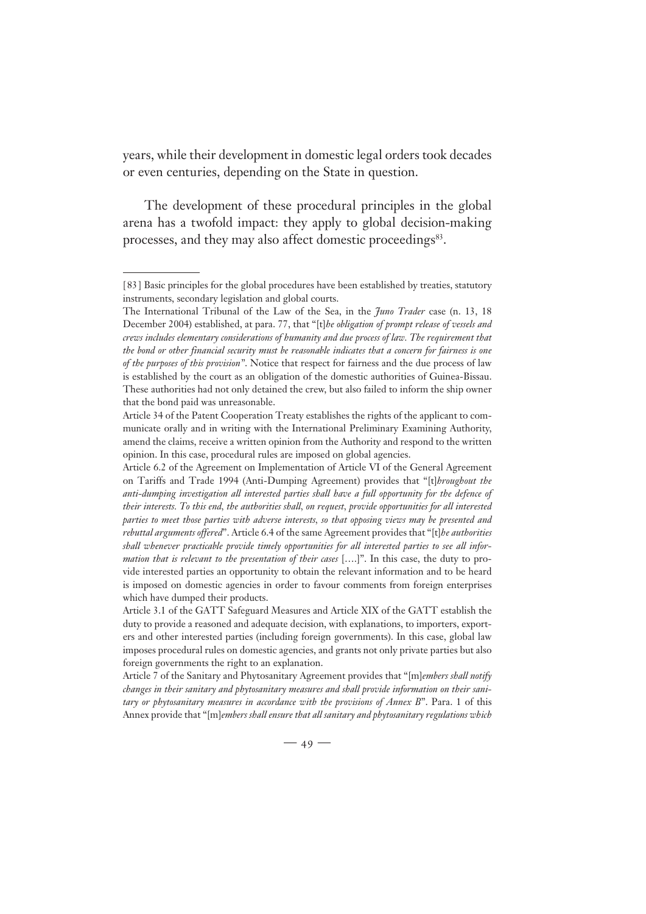years, while their development in domestic legal orders took decades or even centuries, depending on the State in question.

The development of these procedural principles in the global arena has a twofold impact: they apply to global decision-making processes, and they may also affect domestic proceedings[83].

---

[83] Basic principles for the global procedures have been established by treaties, statutory instruments, secondary legislation and global courts.

The International Tribunal of the Law of the Sea, in the *Juno Trader* case (n. 13, 18 December 2004) established, at para. 77, that "[t]*he obligation of prompt release of vessels and crews includes elementary considerations of humanity and due process of law. The requirement that the bond or other financial security must be reasonable indicates that a concern for fairness is one of the purposes of this provision*". Notice that respect for fairness and the due process of law is established by the court as an obligation of the domestic authorities of Guinea-Bissau. These authorities had not only detained the crew, but also failed to inform the ship owner that the bond paid was unreasonable.

Article 34 of the Patent Cooperation Treaty establishes the rights of the applicant to communicate orally and in writing with the International Preliminary Examining Authority, amend the claims, receive a written opinion from the Authority and respond to the written opinion. In this case, procedural rules are imposed on global agencies.

Article 6.2 of the Agreement on Implementation of Article VI of the General Agreement on Tariffs and Trade 1994 (Anti-Dumping Agreement) provides that "[t]*hroughout the anti-dumping investigation all interested parties shall have a full opportunity for the defence of their interests. To this end, the authorities shall, on request, provide opportunities for all interested parties to meet those parties with adverse interests, so that opposing views may be presented and rebuttal arguments offered*". Article 6.4 of the same Agreement provides that "[t]*he authorities shall whenever practicable provide timely opportunities for all interested parties to see all information that is relevant to the presentation of their cases* [….]". In this case, the duty to provide interested parties an opportunity to obtain the relevant information and to be heard is imposed on domestic agencies in order to favour comments from foreign enterprises which have dumped their products.

Article 3.1 of the GATT Safeguard Measures and Article XIX of the GATT establish the duty to provide a reasoned and adequate decision, with explanations, to importers, exporters and other interested parties (including foreign governments). In this case, global law imposes procedural rules on domestic agencies, and grants not only private parties but also foreign governments the right to an explanation.

Article 7 of the Sanitary and Phytosanitary Agreement provides that "[m]*embers shall notify changes in their sanitary and phytosanitary measures and shall provide information on their sanitary or phytosanitary measures in accordance with the provisions of Annex B*". Para. 1 of this Annex provide that "[m]*embers shall ensure that all sanitary and phytosanitary regulations which*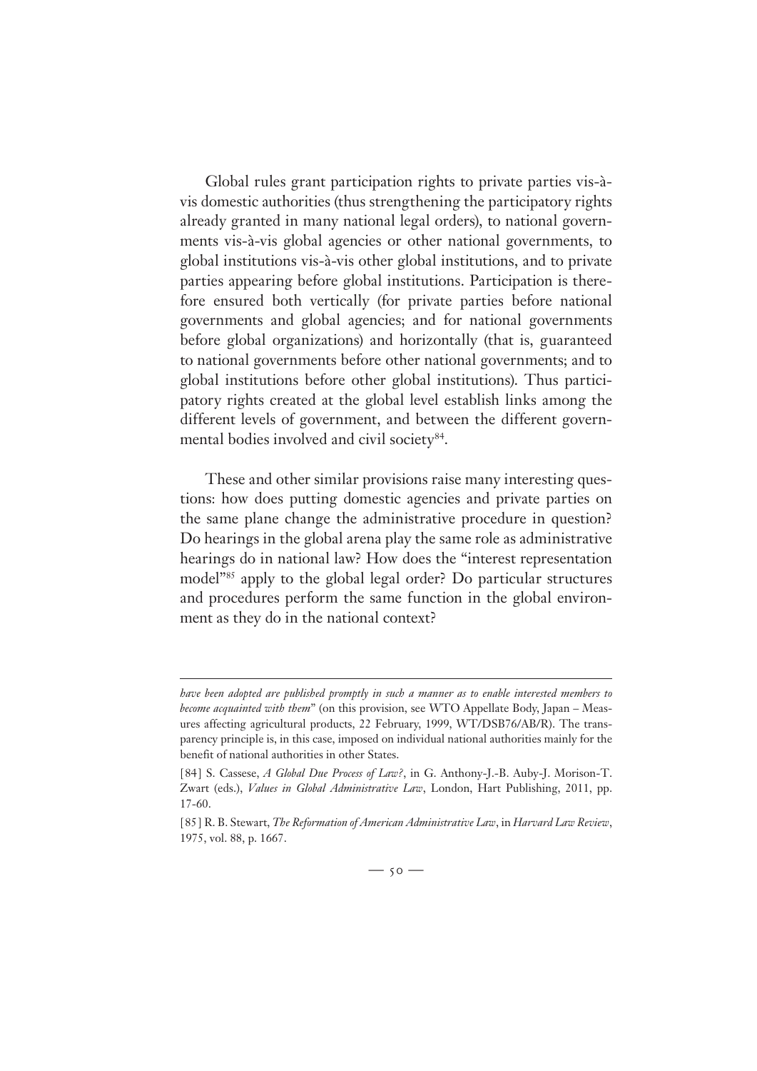Global rules grant participation rights to private parties vis-à-vis domestic authorities (thus strengthening the participatory rights already granted in many national legal orders), to national governments vis-à-vis global agencies or other national governments, to global institutions vis-à-vis other global institutions, and to private parties appearing before global institutions. Participation is therefore ensured both vertically (for private parties before national governments and global agencies; and for national governments before global organizations) and horizontally (that is, guaranteed to national governments before other national governments; and to global institutions before other global institutions). Thus participatory rights created at the global level establish links among the different levels of government, and between the different governmental bodies involved and civil society[84].

These and other similar provisions raise many interesting questions: how does putting domestic agencies and private parties on the same plane change the administrative procedure in question? Do hearings in the global arena play the same role as administrative hearings do in national law? How does the "interest representation model"[85] apply to the global legal order? Do particular structures and procedures perform the same function in the global environment as they do in the national context?

---

*have been adopted are published promptly in such a manner as to enable interested members to become acquainted with them*" (on this provision, see WTO Appellate Body, Japan – Measures affecting agricultural products, 22 February, 1999, WT/DSB76/AB/R). The transparency principle is, in this case, imposed on individual national authorities mainly for the benefit of national authorities in other States.

[84] S. Cassese, *A Global Due Process of Law?*, in G. Anthony-J.-B. Auby-J. Morison-T. Zwart (eds.), *Values in Global Administrative Law*, London, Hart Publishing, 2011, pp. 17-60.

[85] R. B. Stewart, *The Reformation of American Administrative Law*, in *Harvard Law Review*, 1975, vol. 88, p. 1667.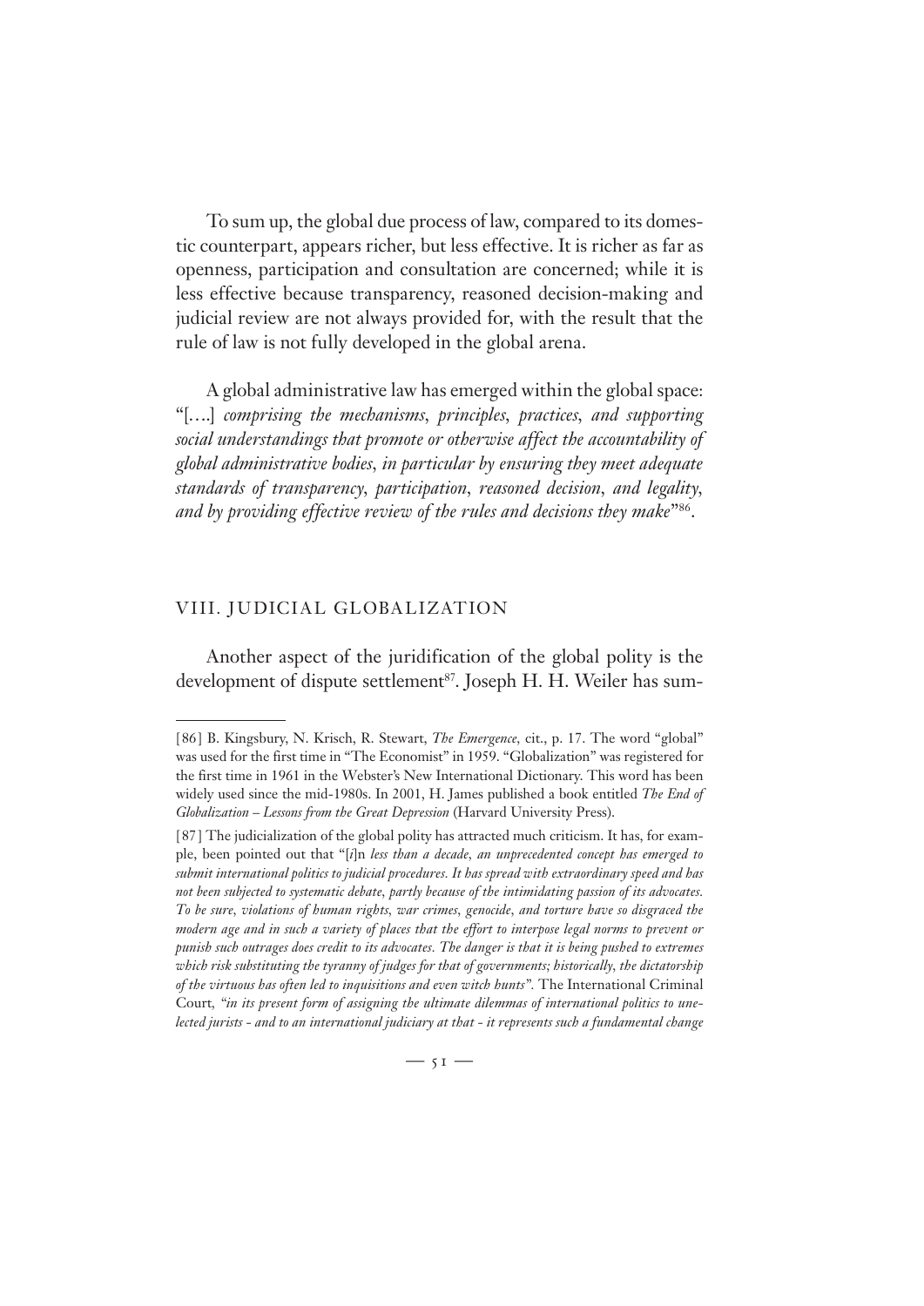To sum up, the global due process of law, compared to its domestic counterpart, appears richer, but less effective. It is richer as far as openness, participation and consultation are concerned; while it is less effective because transparency, reasoned decision-making and judicial review are not always provided for, with the result that the rule of law is not fully developed in the global arena.

A global administrative law has emerged within the global space: "[….] *comprising the mechanisms, principles, practices, and supporting social understandings that promote or otherwise affect the accountability of global administrative bodies, in particular by ensuring they meet adequate standards of transparency, participation, reasoned decision, and legality, and by providing effective review of the rules and decisions they make*"[86].

## VIII. JUDICIAL GLOBALIZATION

Another aspect of the juridification of the global polity is the development of dispute settlement[87]. Joseph H. H. Weiler has sum-

---

[86] B. Kingsbury, N. Krisch, R. Stewart, *The Emergence*, cit., p. 17. The word "global" was used for the first time in "The Economist" in 1959. "Globalization" was registered for the first time in 1961 in the Webster's New International Dictionary. This word has been widely used since the mid-1980s. In 2001, H. James published a book entitled *The End of Globalization – Lessons from the Great Depression* (Harvard University Press).

[87] The judicialization of the global polity has attracted much criticism. It has, for example, been pointed out that "[*i*]n *less than a decade, an unprecedented concept has emerged to submit international politics to judicial procedures. It has spread with extraordinary speed and has not been subjected to systematic debate, partly because of the intimidating passion of its advocates. To be sure, violations of human rights, war crimes, genocide, and torture have so disgraced the modern age and in such a variety of places that the effort to interpose legal norms to prevent or punish such outrages does credit to its advocates. The danger is that it is being pushed to extremes which risk substituting the tyranny of judges for that of governments; historically, the dictatorship of the virtuous has often led to inquisitions and even witch hunts".* The International Criminal Court, *"in its present form of assigning the ultimate dilemmas of international politics to unelected jurists - and to an international judiciary at that - it represents such a fundamental change*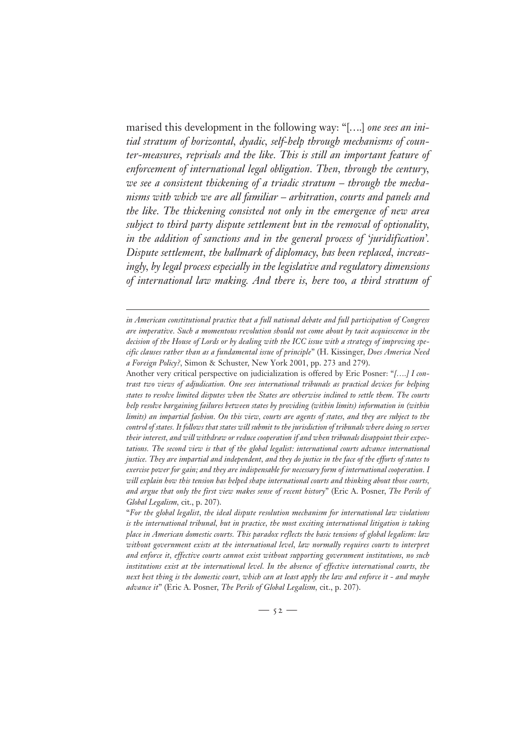marised this development in the following way: "[….] *one sees an initial stratum of horizontal, dyadic, self-help through mechanisms of counter-measures, reprisals and the like. This is still an important feature of enforcement of international legal obligation. Then, through the century, we see a consistent thickening of a triadic stratum – through the mechanisms with which we are all familiar – arbitration, courts and panels and the like. The thickening consisted not only in the emergence of new area subject to third party dispute settlement but in the removal of optionality, in the addition of sanctions and in the general process of 'juridification'. Dispute settlement, the hallmark of diplomacy, has been replaced, increasingly, by legal process especially in the legislative and regulatory dimensions of international law making. And there is, here too, a third stratum of*

---

*in American constitutional practice that a full national debate and full participation of Congress are imperative. Such a momentous revolution should not come about by tacit acquiescence in the decision of the House of Lords or by dealing with the ICC issue with a strategy of improving specific clauses rather than as a fundamental issue of principle*" (H. Kissinger, *Does America Need a Foreign Policy?*, Simon & Schuster, New York 2001, pp. 273 and 279).

Another very critical perspective on judicialization is offered by Eric Posner: "*[….] I contrast two views of adjudication. One sees international tribunals as practical devices for helping states to resolve limited disputes when the States are otherwise inclined to settle them. The courts help resolve bargaining failures between states by providing (within limits) information in (within limits) an impartial fashion. On this view, courts are agents of states, and they are subject to the control of states. It follows that states will submit to the jurisdiction of tribunals where doing so serves their interest, and will withdraw or reduce cooperation if and when tribunals disappoint their expectations. The second view is that of the global legalist: international courts advance international justice. They are impartial and independent, and they do justice in the face of the efforts of states to exercise power for gain; and they are indispensable for necessary form of international cooperation. I will explain how this tension has helped shape international courts and thinking about those courts, and argue that only the first view makes sense of recent history*" (Eric A. Posner, *The Perils of Global Legalism*, cit., p. 207).

"*For the global legalist, the ideal dispute resolution mechanism for international law violations is the international tribunal, but in practice, the most exciting international litigation is taking place in American domestic courts. This paradox reflects the basic tensions of global legalism: law without government exists at the international level, law normally requires courts to interpret and enforce it, effective courts cannot exist without supporting government institutions, no such institutions exist at the international level. In the absence of effective international courts, the next best thing is the domestic court, which can at least apply the law and enforce it - and maybe advance it*" (Eric A. Posner, *The Perils of Global Legalism*, cit., p. 207).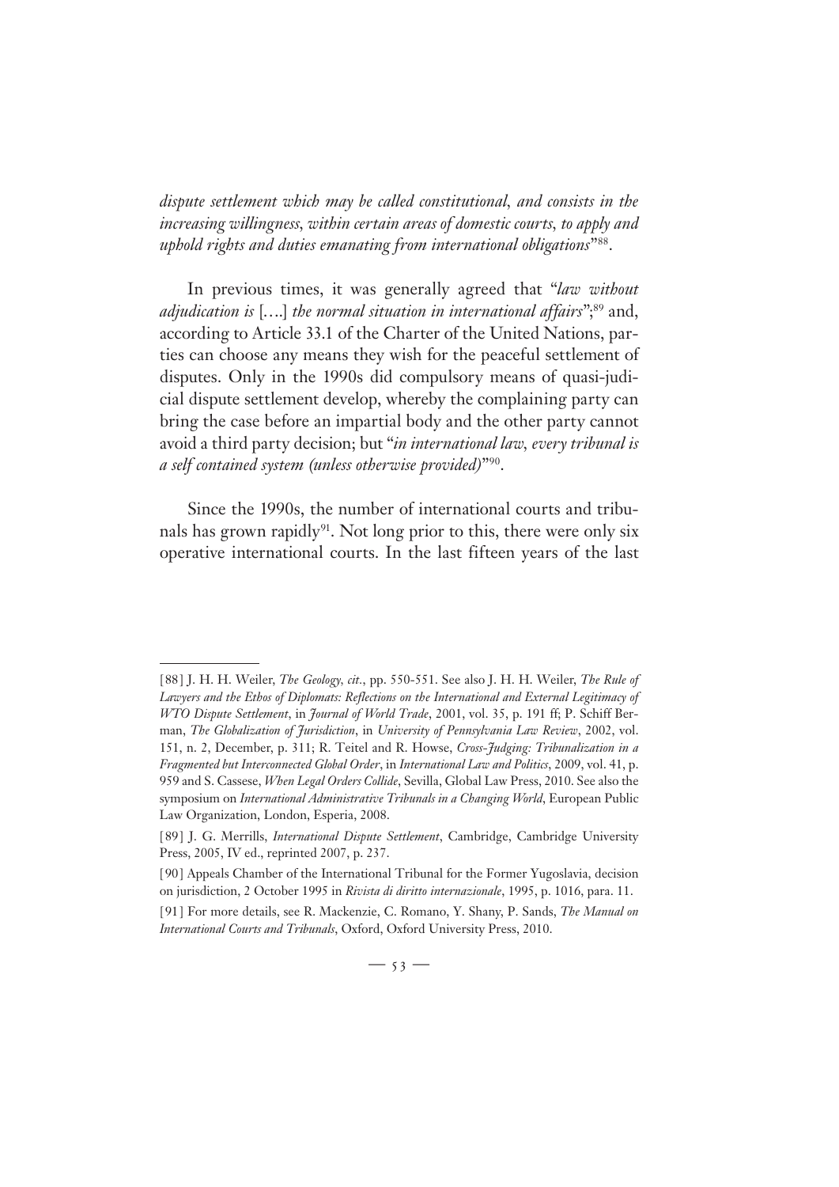*dispute settlement which may be called constitutional, and consists in the increasing willingness, within certain areas of domestic courts, to apply and uphold rights and duties emanating from international obligations*"[88].

In previous times, it was generally agreed that "*law without adjudication is* [….] *the normal situation in international affairs*";[89] and, according to Article 33.1 of the Charter of the United Nations, parties can choose any means they wish for the peaceful settlement of disputes. Only in the 1990s did compulsory means of quasi-judicial dispute settlement develop, whereby the complaining party can bring the case before an impartial body and the other party cannot avoid a third party decision; but "*in international law, every tribunal is a self contained system (unless otherwise provided)*"[90].

Since the 1990s, the number of international courts and tribunals has grown rapidly[91]. Not long prior to this, there were only six operative international courts. In the last fifteen years of the last

---

[88] J. H. H. Weiler, *The Geology, cit.*, pp. 550-551. See also J. H. H. Weiler, *The Rule of Lawyers and the Ethos of Diplomats: Reflections on the International and External Legitimacy of WTO Dispute Settlement*, in *Journal of World Trade*, 2001, vol. 35, p. 191 ff; P. Schiff Berman, *The Globalization of Jurisdiction*, in *University of Pennsylvania Law Review*, 2002, vol. 151, n. 2, December, p. 311; R. Teitel and R. Howse, *Cross-Judging: Tribunalization in a Fragmented but Interconnected Global Order*, in *International Law and Politics*, 2009, vol. 41, p. 959 and S. Cassese, *When Legal Orders Collide*, Sevilla, Global Law Press, 2010. See also the symposium on *International Administrative Tribunals in a Changing World*, European Public Law Organization, London, Esperia, 2008.

[89] J. G. Merrills, *International Dispute Settlement*, Cambridge, Cambridge University Press, 2005, IV ed., reprinted 2007, p. 237.

[90] Appeals Chamber of the International Tribunal for the Former Yugoslavia, decision on jurisdiction, 2 October 1995 in *Rivista di diritto internazionale*, 1995, p. 1016, para. 11.

[91] For more details, see R. Mackenzie, C. Romano, Y. Shany, P. Sands, *The Manual on International Courts and Tribunals*, Oxford, Oxford University Press, 2010.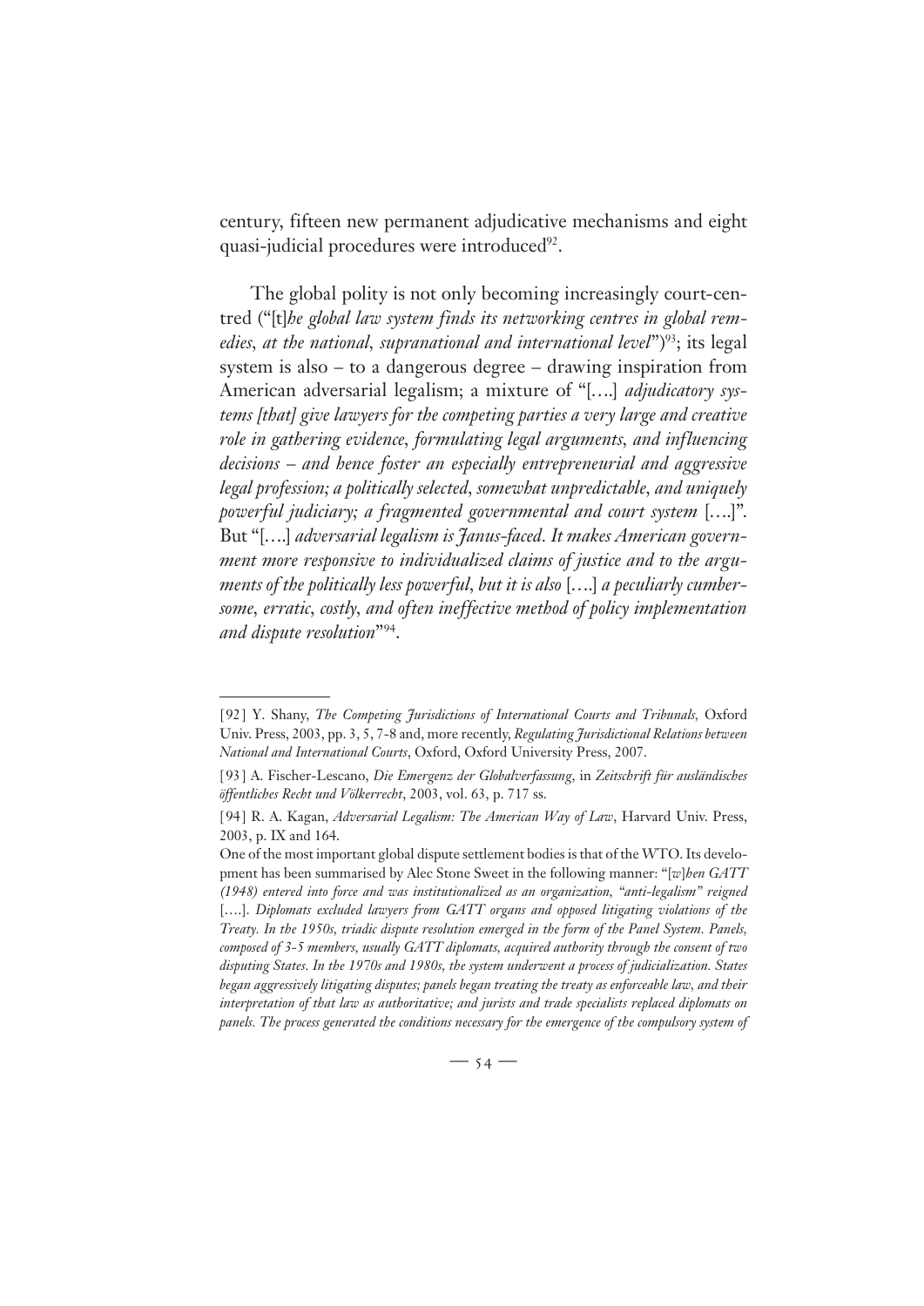century, fifteen new permanent adjudicative mechanisms and eight quasi-judicial procedures were introduced[92].

The global polity is not only becoming increasingly court-centred ("[t]*he global law system finds its networking centres in global remedies, at the national, supranational and international level*")[93]; its legal system is also – to a dangerous degree – drawing inspiration from American adversarial legalism; a mixture of "[….] *adjudicatory systems [that] give lawyers for the competing parties a very large and creative role in gathering evidence, formulating legal arguments, and influencing decisions – and hence foster an especially entrepreneurial and aggressive legal profession; a politically selected, somewhat unpredictable, and uniquely powerful judiciary; a fragmented governmental and court system* [….]". But "[….] *adversarial legalism is Janus-faced. It makes American government more responsive to individualized claims of justice and to the arguments of the politically less powerful, but it is also* [….] *a peculiarly cumbersome, erratic, costly, and often ineffective method of policy implementation and dispute resolution*"[94].

---

[92] Y. Shany, *The Competing Jurisdictions of International Courts and Tribunals*, Oxford Univ. Press, 2003, pp. 3, 5, 7-8 and, more recently, *Regulating Jurisdictional Relations between National and International Courts*, Oxford, Oxford University Press, 2007.

[93] A. Fischer-Lescano, *Die Emergenz der Globalverfassung*, in *Zeitschrift für ausländisches öffentliches Recht und Völkerrecht*, 2003, vol. 63, p. 717 ss.

[94] R. A. Kagan, *Adversarial Legalism: The American Way of Law*, Harvard Univ. Press, 2003, p. IX and 164.

One of the most important global dispute settlement bodies is that of the WTO. Its development has been summarised by Alec Stone Sweet in the following manner: "[*w*]*hen GATT (1948) entered into force and was institutionalized as an organization, "anti-legalism" reigned* [….]. *Diplomats excluded lawyers from GATT organs and opposed litigating violations of the Treaty. In the 1950s, triadic dispute resolution emerged in the form of the Panel System. Panels, composed of 3-5 members, usually GATT diplomats, acquired authority through the consent of two disputing States. In the 1970s and 1980s, the system underwent a process of judicialization. States began aggressively litigating disputes; panels began treating the treaty as enforceable law, and their interpretation of that law as authoritative; and jurists and trade specialists replaced diplomats on panels. The process generated the conditions necessary for the emergence of the compulsory system of*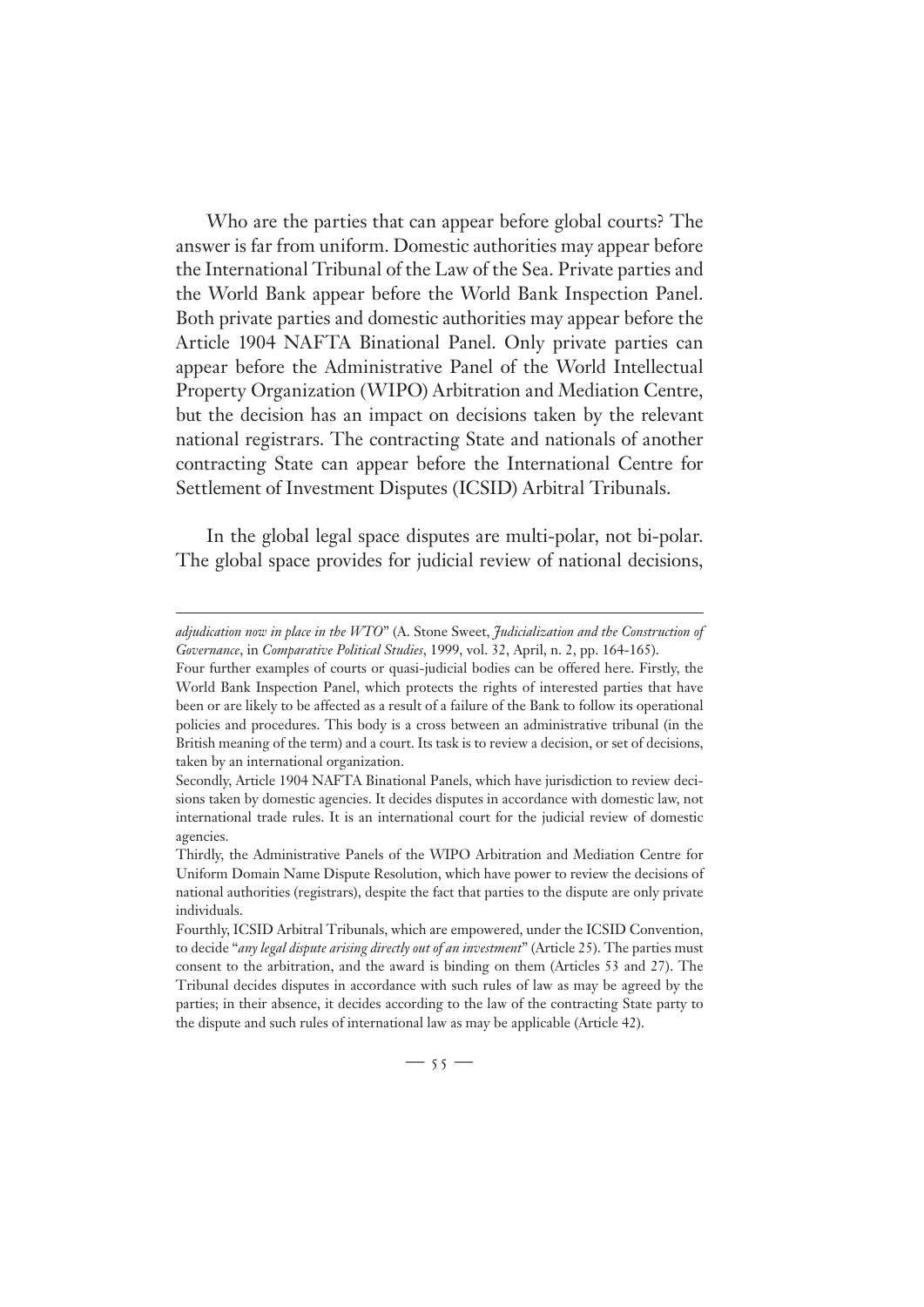Who are the parties that can appear before global courts? The answer is far from uniform. Domestic authorities may appear before the International Tribunal of the Law of the Sea. Private parties and the World Bank appear before the World Bank Inspection Panel. Both private parties and domestic authorities may appear before the Article 1904 NAFTA Binational Panel. Only private parties can appear before the Administrative Panel of the World Intellectual Property Organization (WIPO) Arbitration and Mediation Centre, but the decision has an impact on decisions taken by the relevant national registrars. The contracting State and nationals of another contracting State can appear before the International Centre for Settlement of Investment Disputes (ICSID) Arbitral Tribunals.

In the global legal space disputes are multi-polar, not bi-polar. The global space provides for judicial review of national decisions,

---

*adjudication now in place in the WTO*" (A. Stone Sweet, *Judicialization and the Construction of Governance*, in *Comparative Political Studies*, 1999, vol. 32, April, n. 2, pp. 164-165).

Four further examples of courts or quasi-judicial bodies can be offered here. Firstly, the World Bank Inspection Panel, which protects the rights of interested parties that have been or are likely to be affected as a result of a failure of the Bank to follow its operational policies and procedures. This body is a cross between an administrative tribunal (in the British meaning of the term) and a court. Its task is to review a decision, or set of decisions, taken by an international organization.

Secondly, Article 1904 NAFTA Binational Panels, which have jurisdiction to review decisions taken by domestic agencies. It decides disputes in accordance with domestic law, not international trade rules. It is an international court for the judicial review of domestic agencies.

Thirdly, the Administrative Panels of the WIPO Arbitration and Mediation Centre for Uniform Domain Name Dispute Resolution, which have power to review the decisions of national authorities (registrars), despite the fact that parties to the dispute are only private individuals.

Fourthly, ICSID Arbitral Tribunals, which are empowered, under the ICSID Convention, to decide "*any legal dispute arising directly out of an investment*" (Article 25). The parties must consent to the arbitration, and the award is binding on them (Articles 53 and 27). The Tribunal decides disputes in accordance with such rules of law as may be agreed by the parties; in their absence, it decides according to the law of the contracting State party to the dispute and such rules of international law as may be applicable (Article 42).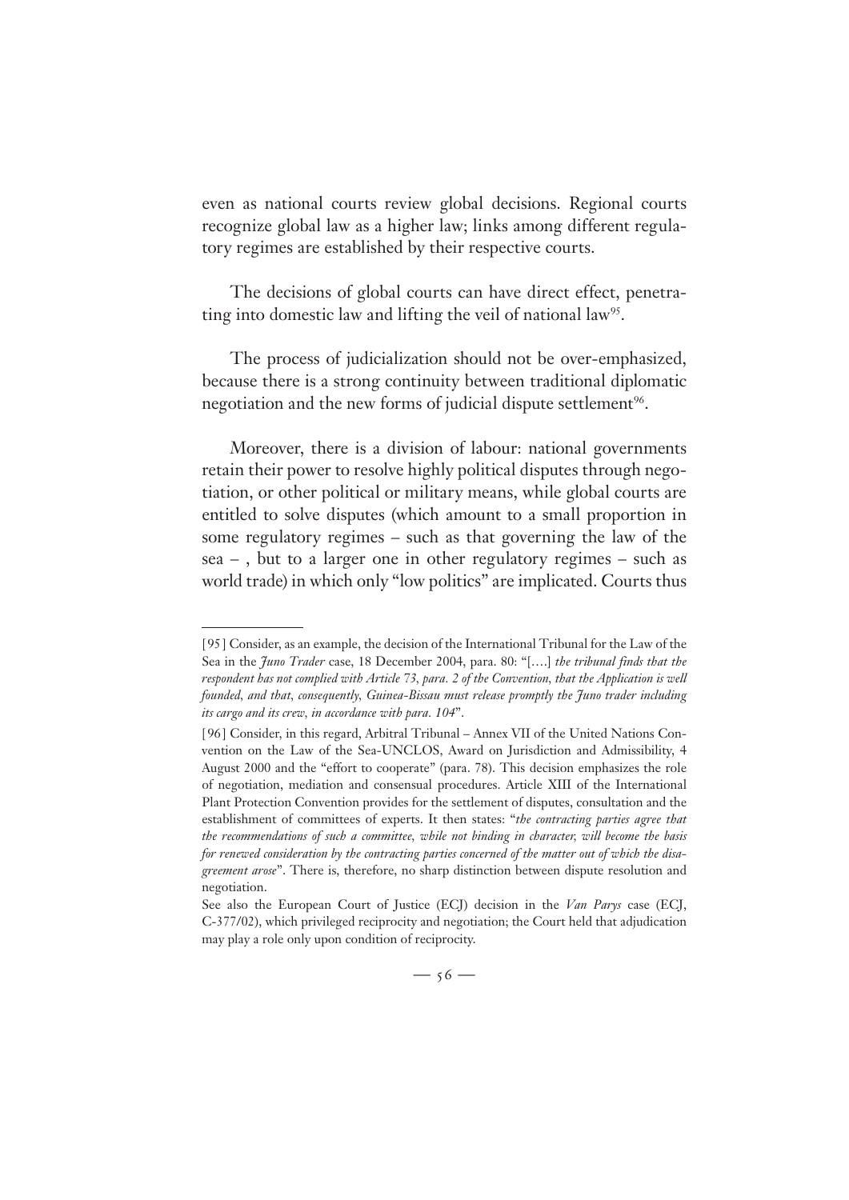even as national courts review global decisions. Regional courts recognize global law as a higher law; links among different regulatory regimes are established by their respective courts.

The decisions of global courts can have direct effect, penetrating into domestic law and lifting the veil of national law[95].

The process of judicialization should not be over-emphasized, because there is a strong continuity between traditional diplomatic negotiation and the new forms of judicial dispute settlement[96].

Moreover, there is a division of labour: national governments retain their power to resolve highly political disputes through negotiation, or other political or military means, while global courts are entitled to solve disputes (which amount to a small proportion in some regulatory regimes – such as that governing the law of the sea – , but to a larger one in other regulatory regimes – such as world trade) in which only "low politics" are implicated. Courts thus

---

[95] Consider, as an example, the decision of the International Tribunal for the Law of the Sea in the *Juno Trader* case, 18 December 2004, para. 80: "[….] *the tribunal finds that the respondent has not complied with Article 73, para. 2 of the Convention, that the Application is well founded, and that, consequently, Guinea-Bissau must release promptly the Juno trader including its cargo and its crew, in accordance with para. 104*".

[96] Consider, in this regard, Arbitral Tribunal – Annex VII of the United Nations Convention on the Law of the Sea-UNCLOS, Award on Jurisdiction and Admissibility, 4 August 2000 and the "effort to cooperate" (para. 78). This decision emphasizes the role of negotiation, mediation and consensual procedures. Article XIII of the International Plant Protection Convention provides for the settlement of disputes, consultation and the establishment of committees of experts. It then states: "*the contracting parties agree that the recommendations of such a committee, while not binding in character, will become the basis for renewed consideration by the contracting parties concerned of the matter out of which the disagreement arose*". There is, therefore, no sharp distinction between dispute resolution and negotiation.

See also the European Court of Justice (ECJ) decision in the *Van Parys* case (ECJ, C-377/02), which privileged reciprocity and negotiation; the Court held that adjudication may play a role only upon condition of reciprocity.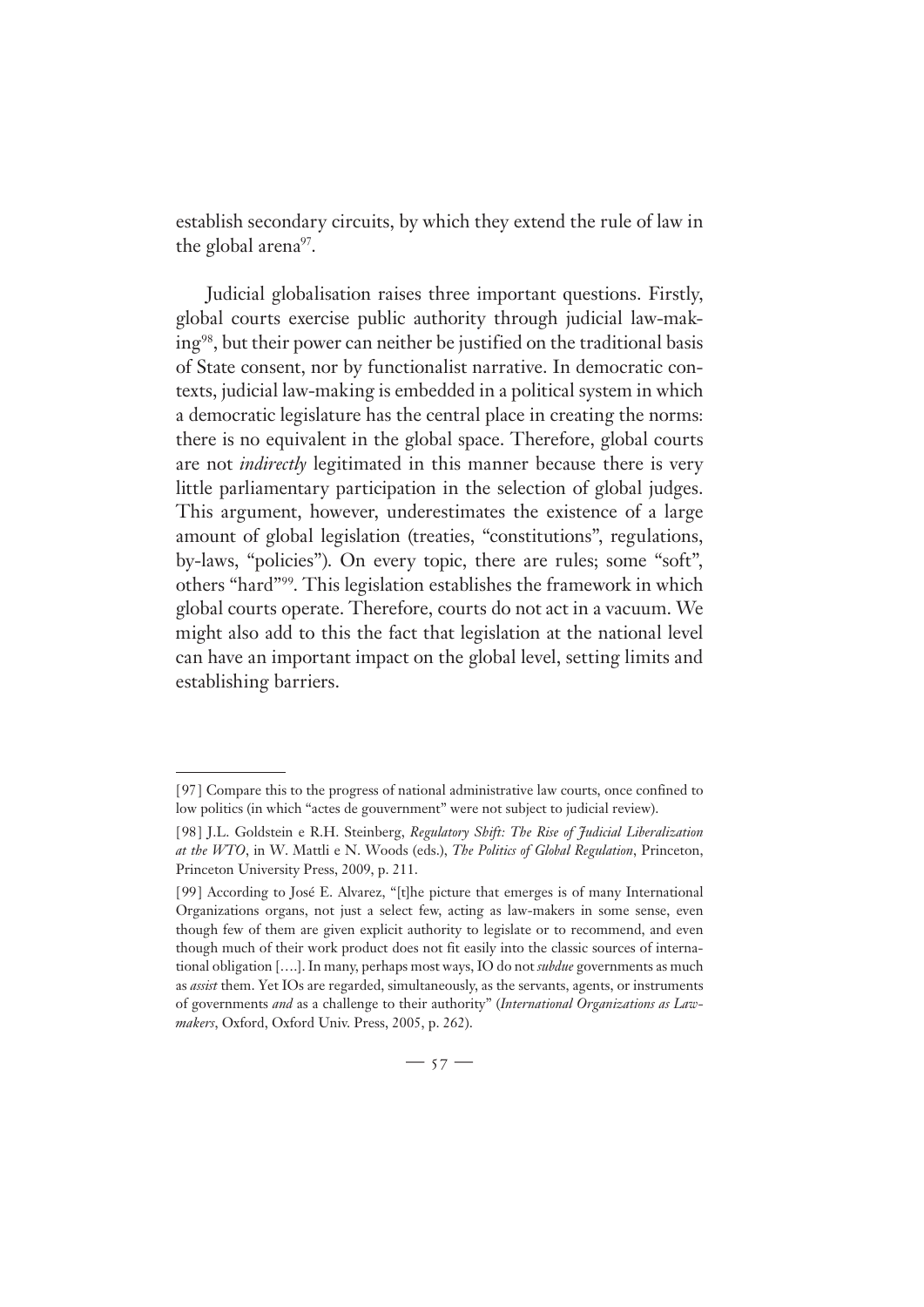establish secondary circuits, by which they extend the rule of law in the global arena[97].

Judicial globalisation raises three important questions. Firstly, global courts exercise public authority through judicial law-making[98], but their power can neither be justified on the traditional basis of State consent, nor by functionalist narrative. In democratic contexts, judicial law-making is embedded in a political system in which a democratic legislature has the central place in creating the norms: there is no equivalent in the global space. Therefore, global courts are not *indirectly* legitimated in this manner because there is very little parliamentary participation in the selection of global judges. This argument, however, underestimates the existence of a large amount of global legislation (treaties, "constitutions", regulations, by-laws, "policies"). On every topic, there are rules; some "soft", others "hard"[99]. This legislation establishes the framework in which global courts operate. Therefore, courts do not act in a vacuum. We might also add to this the fact that legislation at the national level can have an important impact on the global level, setting limits and establishing barriers.

---

[97] Compare this to the progress of national administrative law courts, once confined to low politics (in which "actes de gouvernement" were not subject to judicial review).

[98] J.L. Goldstein e R.H. Steinberg, *Regulatory Shift: The Rise of Judicial Liberalization at the WTO*, in W. Mattli e N. Woods (eds.), *The Politics of Global Regulation*, Princeton, Princeton University Press, 2009, p. 211.

[99] According to José E. Alvarez, "[t]he picture that emerges is of many International Organizations organs, not just a select few, acting as law-makers in some sense, even though few of them are given explicit authority to legislate or to recommend, and even though much of their work product does not fit easily into the classic sources of international obligation [....]. In many, perhaps most ways, IO do not *subdue* governments as much as *assist* them. Yet IOs are regarded, simultaneously, as the servants, agents, or instruments of governments *and* as a challenge to their authority" (*International Organizations as Law-makers*, Oxford, Oxford Univ. Press, 2005, p. 262).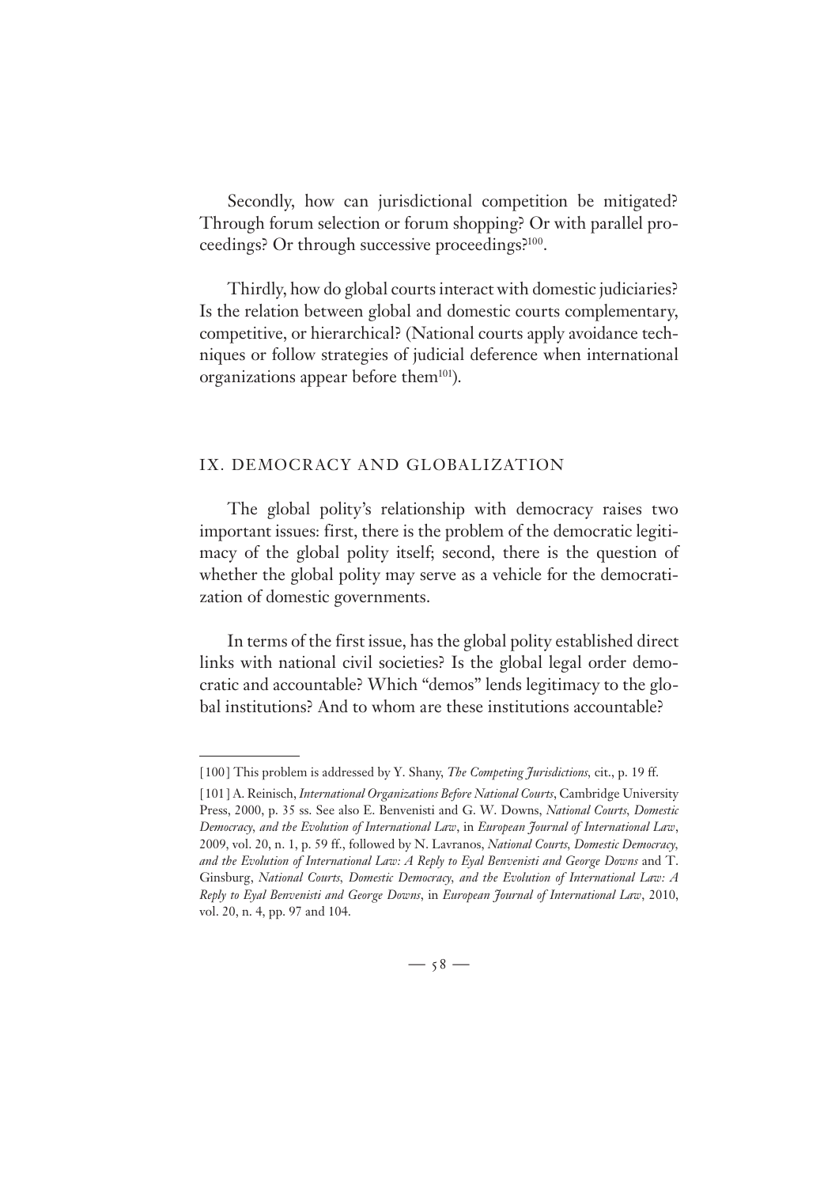Secondly, how can jurisdictional competition be mitigated? Through forum selection or forum shopping? Or with parallel proceedings? Or through successive proceedings?[100].

Thirdly, how do global courts interact with domestic judiciaries? Is the relation between global and domestic courts complementary, competitive, or hierarchical? (National courts apply avoidance techniques or follow strategies of judicial deference when international organizations appear before them[101]).

## IX. DEMOCRACY AND GLOBALIZATION

The global polity's relationship with democracy raises two important issues: first, there is the problem of the democratic legitimacy of the global polity itself; second, there is the question of whether the global polity may serve as a vehicle for the democratization of domestic governments.

In terms of the first issue, has the global polity established direct links with national civil societies? Is the global legal order democratic and accountable? Which "demos" lends legitimacy to the global institutions? And to whom are these institutions accountable?

---

[100] This problem is addressed by Y. Shany, *The Competing Jurisdictions*, cit., p. 19 ff.

[101] A. Reinisch, *International Organizations Before National Courts*, Cambridge University Press, 2000, p. 35 ss. See also E. Benvenisti and G. W. Downs, *National Courts, Domestic Democracy, and the Evolution of International Law*, in *European Journal of International Law*, 2009, vol. 20, n. 1, p. 59 ff., followed by N. Lavranos, *National Courts, Domestic Democracy, and the Evolution of International Law: A Reply to Eyal Benvenisti and George Downs* and T. Ginsburg, *National Courts, Domestic Democracy, and the Evolution of International Law: A Reply to Eyal Benvenisti and George Downs*, in *European Journal of International Law*, 2010, vol. 20, n. 4, pp. 97 and 104.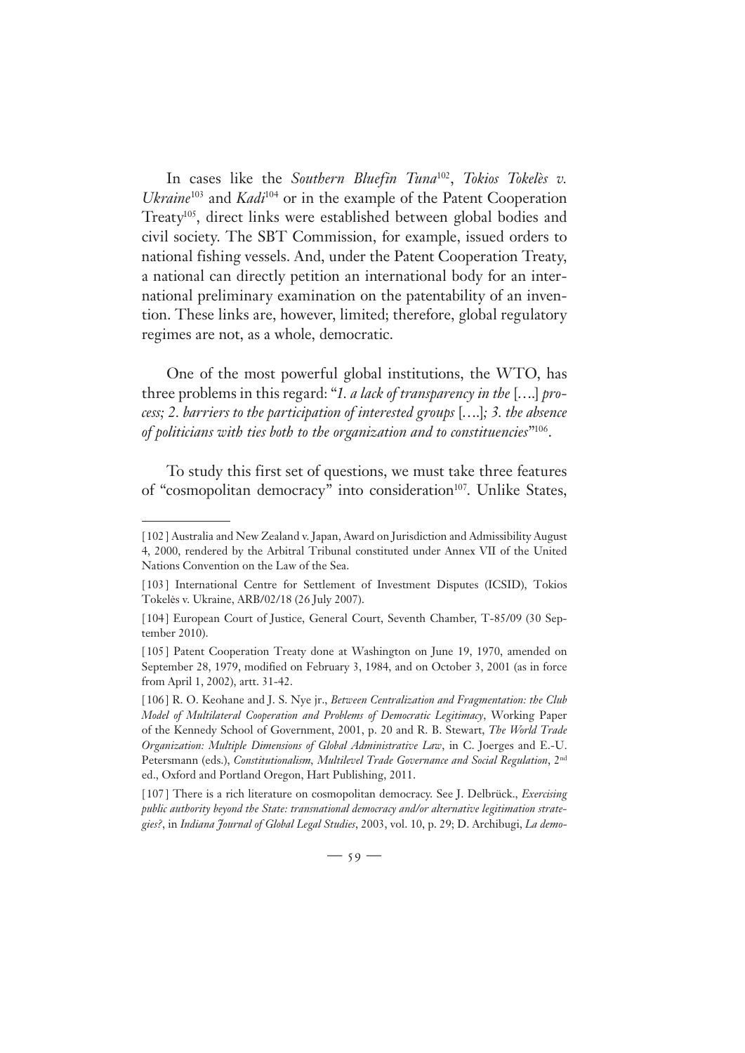In cases like the *Southern Bluefin Tuna*[102], *Tokios Tokelès v. Ukraine*[103] and *Kadi*[104] or in the example of the Patent Cooperation Treaty[105], direct links were established between global bodies and civil society. The SBT Commission, for example, issued orders to national fishing vessels. And, under the Patent Cooperation Treaty, a national can directly petition an international body for an international preliminary examination on the patentability of an invention. These links are, however, limited; therefore, global regulatory regimes are not, as a whole, democratic.

One of the most powerful global institutions, the WTO, has three problems in this regard: "*1. a lack of transparency in the* [….] *process; 2. barriers to the participation of interested groups* [….]*; 3. the absence of politicians with ties both to the organization and to constituencies*"[106].

To study this first set of questions, we must take three features of "cosmopolitan democracy" into consideration[107]. Unlike States,

---

[102] Australia and New Zealand v. Japan, Award on Jurisdiction and Admissibility August 4, 2000, rendered by the Arbitral Tribunal constituted under Annex VII of the United Nations Convention on the Law of the Sea.

[103] International Centre for Settlement of Investment Disputes (ICSID), Tokios Tokelės v. Ukraine, ARB/02/18 (26 July 2007).

[104] European Court of Justice, General Court, Seventh Chamber, T-85/09 (30 September 2010).

[105] Patent Cooperation Treaty done at Washington on June 19, 1970, amended on September 28, 1979, modified on February 3, 1984, and on October 3, 2001 (as in force from April 1, 2002), artt. 31-42.

[106] R. O. Keohane and J. S. Nye jr., *Between Centralization and Fragmentation: the Club Model of Multilateral Cooperation and Problems of Democratic Legitimacy*, Working Paper of the Kennedy School of Government, 2001, p. 20 and R. B. Stewart, *The World Trade Organization: Multiple Dimensions of Global Administrative Law*, in C. Joerges and E.-U. Petersmann (eds.), *Constitutionalism, Multilevel Trade Governance and Social Regulation*, 2nd ed., Oxford and Portland Oregon, Hart Publishing, 2011.

[107] There is a rich literature on cosmopolitan democracy. See J. Delbrück., *Exercising public authority beyond the State: transnational democracy and/or alternative legitimation strategies?*, in *Indiana Journal of Global Legal Studies*, 2003, vol. 10, p. 29; D. Archibugi, *La demo-*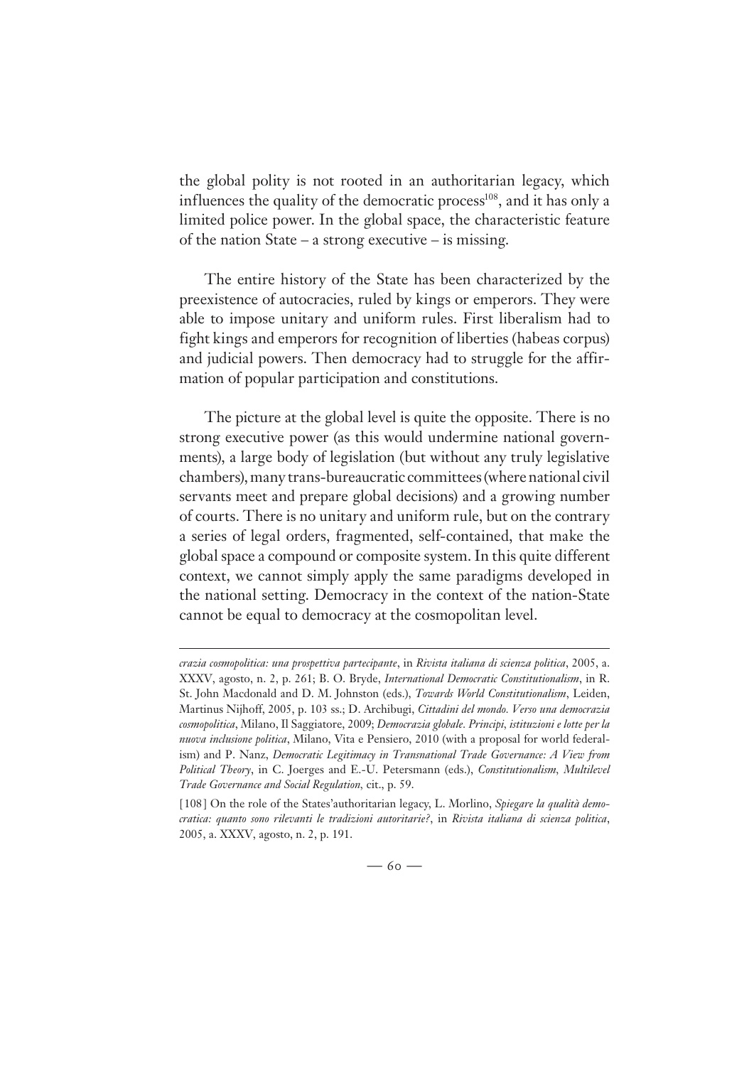the global polity is not rooted in an authoritarian legacy, which influences the quality of the democratic process[108], and it has only a limited police power. In the global space, the characteristic feature of the nation State – a strong executive – is missing.

The entire history of the State has been characterized by the preexistence of autocracies, ruled by kings or emperors. They were able to impose unitary and uniform rules. First liberalism had to fight kings and emperors for recognition of liberties (habeas corpus) and judicial powers. Then democracy had to struggle for the affirmation of popular participation and constitutions.

The picture at the global level is quite the opposite. There is no strong executive power (as this would undermine national governments), a large body of legislation (but without any truly legislative chambers), many trans-bureaucratic committees (where national civil servants meet and prepare global decisions) and a growing number of courts. There is no unitary and uniform rule, but on the contrary a series of legal orders, fragmented, self-contained, that make the global space a compound or composite system. In this quite different context, we cannot simply apply the same paradigms developed in the national setting. Democracy in the context of the nation-State cannot be equal to democracy at the cosmopolitan level.

---

*crazia cosmopolitica: una prospettiva partecipante*, in *Rivista italiana di scienza politica*, 2005, a. XXXV, agosto, n. 2, p. 261; B. O. Bryde, *International Democratic Constitutionalism*, in R. St. John Macdonald and D. M. Johnston (eds.), *Towards World Constitutionalism*, Leiden, Martinus Nijhoff, 2005, p. 103 ss.; D. Archibugi, *Cittadini del mondo. Verso una democrazia cosmopolitica*, Milano, Il Saggiatore, 2009; *Democrazia globale. Principi, istituzioni e lotte per la nuova inclusione politica*, Milano, Vita e Pensiero, 2010 (with a proposal for world federalism) and P. Nanz, *Democratic Legitimacy in Transnational Trade Governance: A View from Political Theory*, in C. Joerges and E.-U. Petersmann (eds.), *Constitutionalism, Multilevel Trade Governance and Social Regulation*, cit., p. 59.

[108] On the role of the States'authoritarian legacy, L. Morlino, *Spiegare la qualità democratica: quanto sono rilevanti le tradizioni autoritarie?*, in *Rivista italiana di scienza politica*, 2005, a. XXXV, agosto, n. 2, p. 191.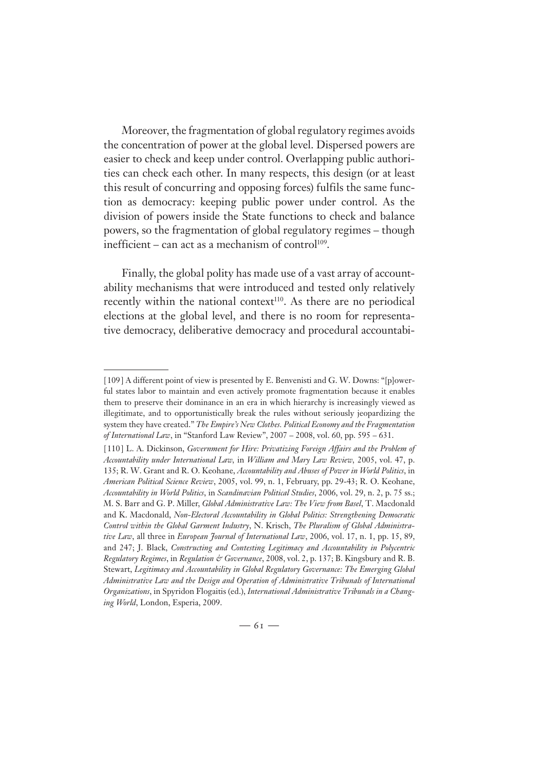Moreover, the fragmentation of global regulatory regimes avoids the concentration of power at the global level. Dispersed powers are easier to check and keep under control. Overlapping public authorities can check each other. In many respects, this design (or at least this result of concurring and opposing forces) fulfils the same function as democracy: keeping public power under control. As the division of powers inside the State functions to check and balance powers, so the fragmentation of global regulatory regimes – though inefficient – can act as a mechanism of control[109].

Finally, the global polity has made use of a vast array of accountability mechanisms that were introduced and tested only relatively recently within the national context[110]. As there are no periodical elections at the global level, and there is no room for representative democracy, deliberative democracy and procedural accountabi-

---

[109] A different point of view is presented by E. Benvenisti and G. W. Downs: "[p]owerful states labor to maintain and even actively promote fragmentation because it enables them to preserve their dominance in an era in which hierarchy is increasingly viewed as illegitimate, and to opportunistically break the rules without seriously jeopardizing the system they have created." *The Empire's New Clothes. Political Economy and the Fragmentation of International Law*, in "Stanford Law Review", 2007 – 2008, vol. 60, pp. 595 – 631.

[110] L. A. Dickinson, *Government for Hire: Privatizing Foreign Affairs and the Problem of Accountability under International Law*, in *William and Mary Law Review*, 2005, vol. 47, p. 135; R. W. Grant and R. O. Keohane, *Accountability and Abuses of Power in World Politics*, in *American Political Science Review*, 2005, vol. 99, n. 1, February, pp. 29-43; R. O. Keohane, *Accountability in World Politics*, in *Scandinavian Political Studies*, 2006, vol. 29, n. 2, p. 75 ss.; M. S. Barr and G. P. Miller, *Global Administrative Law: The View from Basel*, T. Macdonald and K. Macdonald, *Non-Electoral Accountability in Global Politics: Strengthening Democratic Control within the Global Garment Industry*, N. Krisch, *The Pluralism of Global Administrative Law*, all three in *European Journal of International Law*, 2006, vol. 17, n. 1, pp. 15, 89, and 247; J. Black, *Constructing and Contesting Legitimacy and Accountability in Polycentric Regulatory Regimes*, in *Regulation & Governance*, 2008, vol. 2, p. 137; B. Kingsbury and R. B. Stewart, *Legitimacy and Accountability in Global Regulatory Governance: The Emerging Global Administrative Law and the Design and Operation of Administrative Tribunals of International Organizations*, in Spyridon Flogaitis (ed.), *International Administrative Tribunals in a Changing World*, London, Esperia, 2009.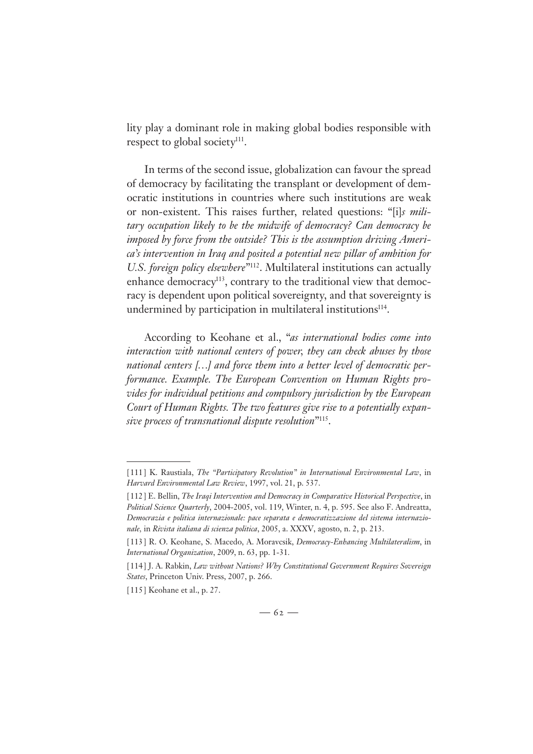lity play a dominant role in making global bodies responsible with respect to global society[111].

In terms of the second issue, globalization can favour the spread of democracy by facilitating the transplant or development of democratic institutions in countries where such institutions are weak or non-existent. This raises further, related questions: "[i]*s military occupation likely to be the midwife of democracy? Can democracy be imposed by force from the outside? This is the assumption driving America's intervention in Iraq and posited a potential new pillar of ambition for U.S. foreign policy elsewhere*"[112]. Multilateral institutions can actually enhance democracy[113], contrary to the traditional view that democracy is dependent upon political sovereignty, and that sovereignty is undermined by participation in multilateral institutions[114].

According to Keohane et al., "*as international bodies come into interaction with national centers of power, they can check abuses by those national centers […] and force them into a better level of democratic performance. Example. The European Convention on Human Rights provides for individual petitions and compulsory jurisdiction by the European Court of Human Rights. The two features give rise to a potentially expansive process of transnational dispute resolution*"[115].

---

[111] K. Raustiala, *The "Participatory Revolution" in International Environmental Law*, in *Harvard Environmental Law Review*, 1997, vol. 21, p. 537.

[112] E. Bellin, *The Iraqi Intervention and Democracy in Comparative Historical Perspective*, in *Political Science Quarterly*, 2004-2005, vol. 119, Winter, n. 4, p. 595. See also F. Andreatta, *Democrazia e politica internazionale: pace separata e democratizzazione del sistema internazionale*, in *Rivista italiana di scienza politica*, 2005, a. XXXV, agosto, n. 2, p. 213.

[113] R. O. Keohane, S. Macedo, A. Moravcsik, *Democracy-Enhancing Multilateralism*, in *International Organization*, 2009, n. 63, pp. 1-31.

[114] J. A. Rabkin, *Law without Nations? Why Constitutional Government Requires Sovereign States*, Princeton Univ. Press, 2007, p. 266.

[115] Keohane et al., p. 27.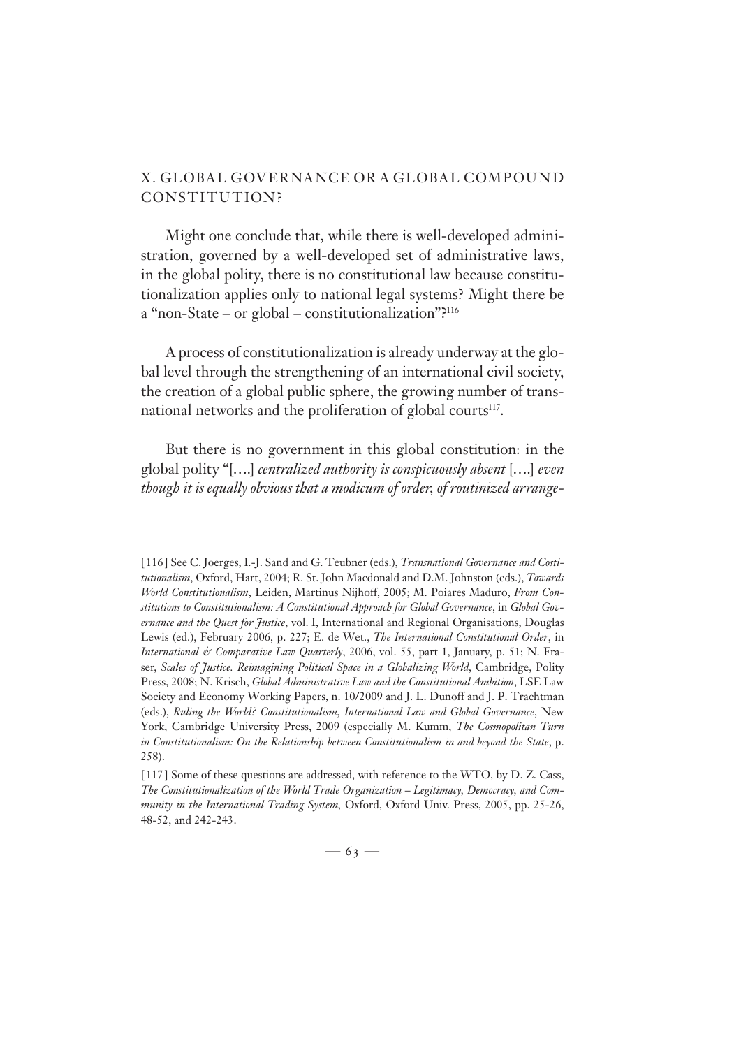## X. GLOBAL GOVERNANCE OR A GLOBAL COMPOUND CONSTITUTION?

Might one conclude that, while there is well-developed administration, governed by a well-developed set of administrative laws, in the global polity, there is no constitutional law because constitutionalization applies only to national legal systems? Might there be a "non-State – or global – constitutionalization"?[116]

A process of constitutionalization is already underway at the global level through the strengthening of an international civil society, the creation of a global public sphere, the growing number of transnational networks and the proliferation of global courts[117].

But there is no government in this global constitution: in the global polity "[….] *centralized authority is conspicuously absent* [….] *even though it is equally obvious that a modicum of order, of routinized arrange-*

---

[116] See C. Joerges, I.-J. Sand and G. Teubner (eds.), *Transnational Governance and Costitutionalism*, Oxford, Hart, 2004; R. St. John Macdonald and D.M. Johnston (eds.), *Towards World Constitutionalism*, Leiden, Martinus Nijhoff, 2005; M. Poiares Maduro, *From Constitutions to Constitutionalism: A Constitutional Approach for Global Governance*, in *Global Governance and the Quest for Justice*, vol. I, International and Regional Organisations, Douglas Lewis (ed.), February 2006, p. 227; E. de Wet., *The International Constitutional Order*, in *International & Comparative Law Quarterly*, 2006, vol. 55, part 1, January, p. 51; N. Fraser, *Scales of Justice. Reimagining Political Space in a Globalizing World*, Cambridge, Polity Press, 2008; N. Krisch, *Global Administrative Law and the Constitutional Ambition*, LSE Law Society and Economy Working Papers, n. 10/2009 and J. L. Dunoff and J. P. Trachtman (eds.), *Ruling the World? Constitutionalism, International Law and Global Governance*, New York, Cambridge University Press, 2009 (especially M. Kumm, *The Cosmopolitan Turn in Constitutionalism: On the Relationship between Constitutionalism in and beyond the State*, p. 258).

[117] Some of these questions are addressed, with reference to the WTO, by D. Z. Cass, *The Constitutionalization of the World Trade Organization – Legitimacy, Democracy, and Community in the International Trading System*, Oxford, Oxford Univ. Press, 2005, pp. 25-26, 48-52, and 242-243.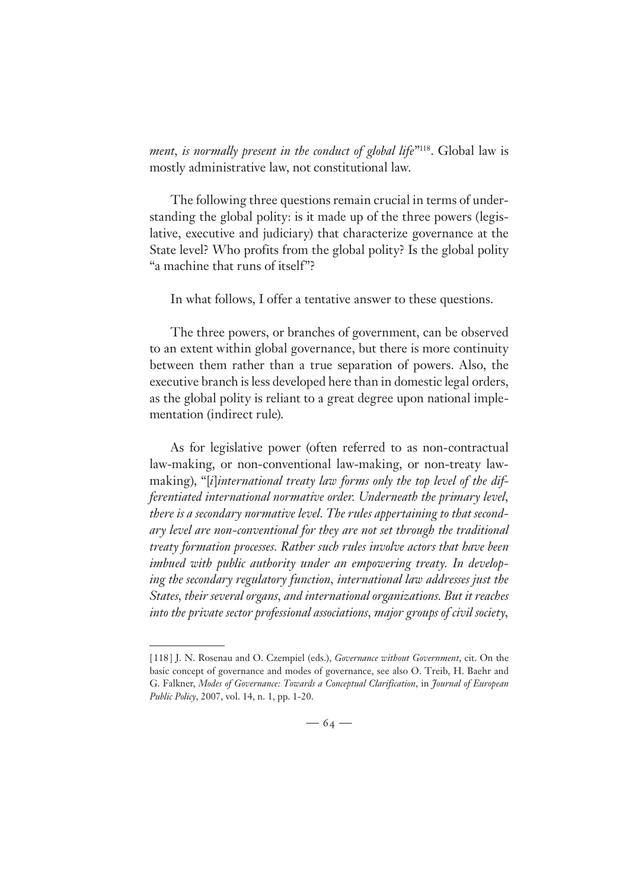*ment, is normally present in the conduct of global life*"[118]. Global law is mostly administrative law, not constitutional law.

The following three questions remain crucial in terms of understanding the global polity: is it made up of the three powers (legislative, executive and judiciary) that characterize governance at the State level? Who profits from the global polity? Is the global polity "a machine that runs of itself"?

In what follows, I offer a tentative answer to these questions.

The three powers, or branches of government, can be observed to an extent within global governance, but there is more continuity between them rather than a true separation of powers. Also, the executive branch is less developed here than in domestic legal orders, as the global polity is reliant to a great degree upon national implementation (indirect rule).

As for legislative power (often referred to as non-contractual law-making, or non-conventional law-making, or non-treaty law-making), "[*i*]*nternational treaty law forms only the top level of the differentiated international normative order. Underneath the primary level, there is a secondary normative level. The rules appertaining to that secondary level are non-conventional for they are not set through the traditional treaty formation processes. Rather such rules involve actors that have been imbued with public authority under an empowering treaty. In developing the secondary regulatory function, international law addresses just the States, their several organs, and international organizations. But it reaches into the private sector professional associations, major groups of civil society,*

---

[118] J. N. Rosenau and O. Czempiel (eds.), *Governance without Government*, cit. On the basic concept of governance and modes of governance, see also O. Treib, H. Baehr and G. Falkner, *Modes of Governance: Towards a Conceptual Clarification*, in *Journal of European Public Policy*, 2007, vol. 14, n. 1, pp. 1-20.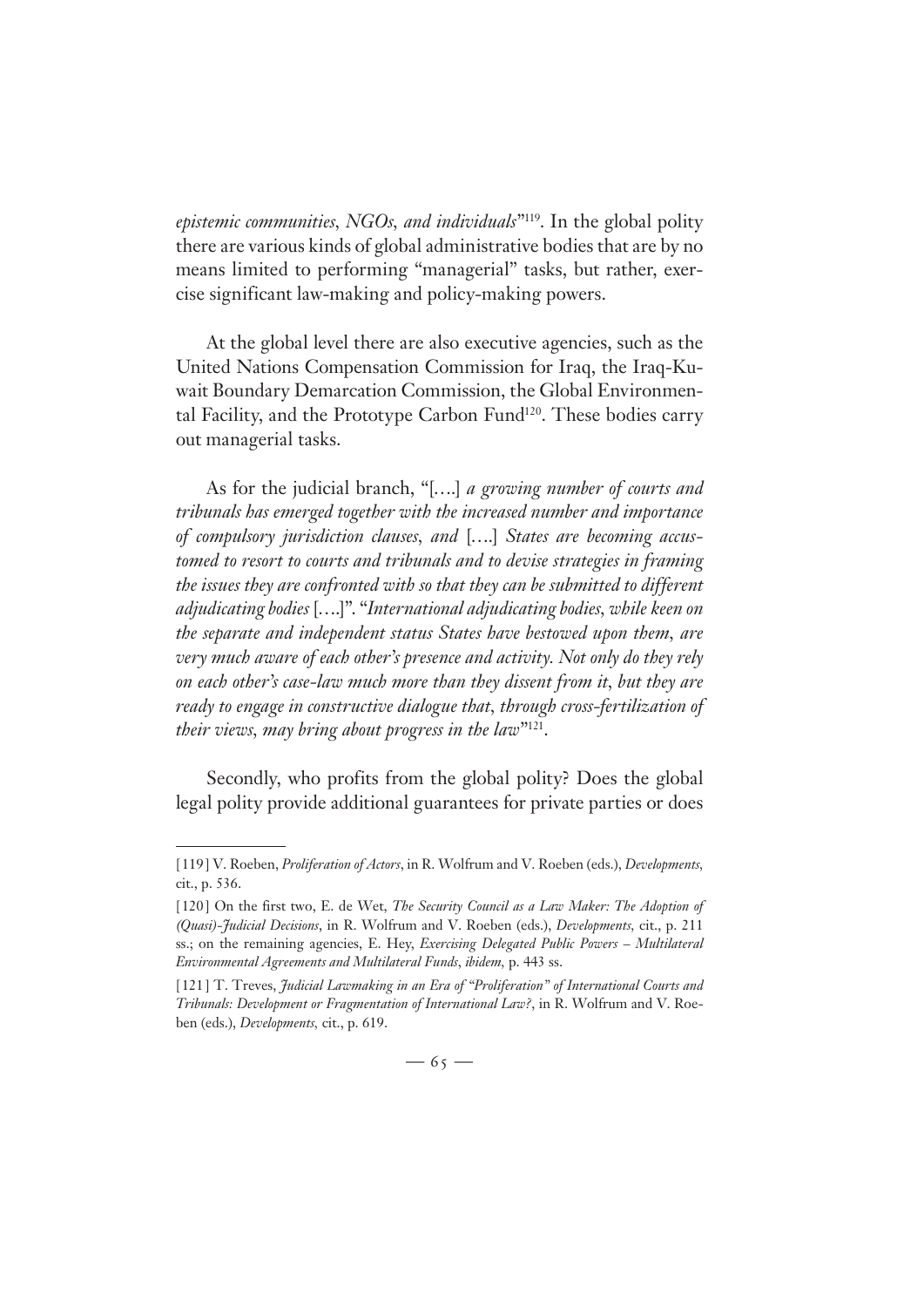*epistemic communities, NGOs, and individuals*"[119]. In the global polity there are various kinds of global administrative bodies that are by no means limited to performing "managerial" tasks, but rather, exercise significant law-making and policy-making powers.

At the global level there are also executive agencies, such as the United Nations Compensation Commission for Iraq, the Iraq-Kuwait Boundary Demarcation Commission, the Global Environmental Facility, and the Prototype Carbon Fund[120]. These bodies carry out managerial tasks.

As for the judicial branch, "[….] *a growing number of courts and tribunals has emerged together with the increased number and importance of compulsory jurisdiction clauses, and* [….] *States are becoming accustomed to resort to courts and tribunals and to devise strategies in framing the issues they are confronted with so that they can be submitted to different adjudicating bodies* [….]". "*International adjudicating bodies, while keen on the separate and independent status States have bestowed upon them, are very much aware of each other's presence and activity. Not only do they rely on each other's case-law much more than they dissent from it, but they are ready to engage in constructive dialogue that, through cross-fertilization of their views, may bring about progress in the law*"[121].

Secondly, who profits from the global polity? Does the global legal polity provide additional guarantees for private parties or does

---

[119] V. Roeben, *Proliferation of Actors*, in R. Wolfrum and V. Roeben (eds.), *Developments*, cit., p. 536.

[120] On the first two, E. de Wet, *The Security Council as a Law Maker: The Adoption of (Quasi)-Judicial Decisions*, in R. Wolfrum and V. Roeben (eds.), *Developments*, cit., p. 211 ss.; on the remaining agencies, E. Hey, *Exercising Delegated Public Powers – Multilateral Environmental Agreements and Multilateral Funds*, *ibidem*, p. 443 ss.

[121] T. Treves, *Judicial Lawmaking in an Era of "Proliferation" of International Courts and Tribunals: Development or Fragmentation of International Law?*, in R. Wolfrum and V. Roeben (eds.), *Developments*, cit., p. 619.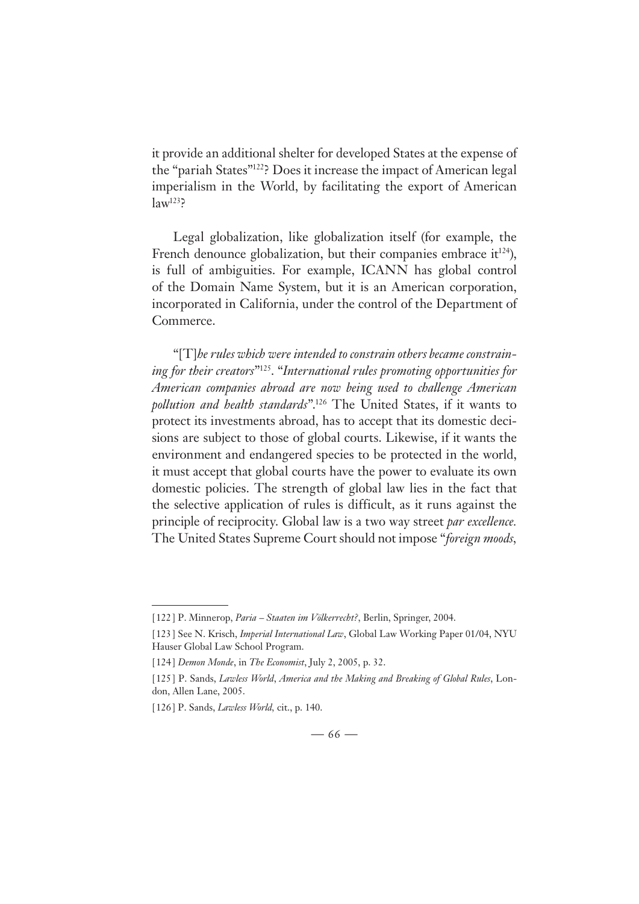it provide an additional shelter for developed States at the expense of the "pariah States"[122]? Does it increase the impact of American legal imperialism in the World, by facilitating the export of American law[123]?

Legal globalization, like globalization itself (for example, the French denounce globalization, but their companies embrace it[124]), is full of ambiguities. For example, ICANN has global control of the Domain Name System, but it is an American corporation, incorporated in California, under the control of the Department of Commerce.

"[T]*he rules which were intended to constrain others became constraining for their creators*"[125]. "*International rules promoting opportunities for American companies abroad are now being used to challenge American pollution and health standards*".[126] The United States, if it wants to protect its investments abroad, has to accept that its domestic decisions are subject to those of global courts. Likewise, if it wants the environment and endangered species to be protected in the world, it must accept that global courts have the power to evaluate its own domestic policies. The strength of global law lies in the fact that the selective application of rules is difficult, as it runs against the principle of reciprocity. Global law is a two way street *par excellence*. The United States Supreme Court should not impose "*foreign moods*,

---

[122] P. Minnerop, *Paria – Staaten im Völkerrecht?*, Berlin, Springer, 2004.

[123] See N. Krisch, *Imperial International Law*, Global Law Working Paper 01/04, NYU Hauser Global Law School Program.

[124] *Demon Monde*, in *The Economist*, July 2, 2005, p. 32.

[125] P. Sands, *Lawless World, America and the Making and Breaking of Global Rules*, London, Allen Lane, 2005.

[126] P. Sands, *Lawless World*, cit., p. 140.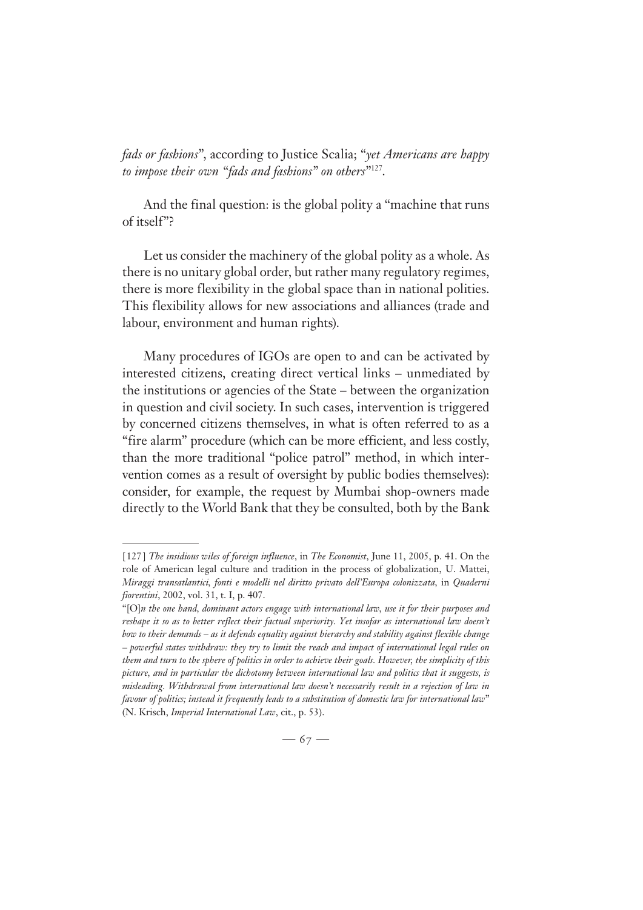*fads or fashions*", according to Justice Scalia; "*yet Americans are happy to impose their own "fads and fashions" on others*"[127].

And the final question: is the global polity a "machine that runs of itself"?

Let us consider the machinery of the global polity as a whole. As there is no unitary global order, but rather many regulatory regimes, there is more flexibility in the global space than in national polities. This flexibility allows for new associations and alliances (trade and labour, environment and human rights).

Many procedures of IGOs are open to and can be activated by interested citizens, creating direct vertical links – unmediated by the institutions or agencies of the State – between the organization in question and civil society. In such cases, intervention is triggered by concerned citizens themselves, in what is often referred to as a "fire alarm" procedure (which can be more efficient, and less costly, than the more traditional "police patrol" method, in which intervention comes as a result of oversight by public bodies themselves): consider, for example, the request by Mumbai shop-owners made directly to the World Bank that they be consulted, both by the Bank

---

[127] *The insidious wiles of foreign influence*, in *The Economist*, June 11, 2005, p. 41. On the role of American legal culture and tradition in the process of globalization, U. Mattei, *Miraggi transatlantici, fonti e modelli nel diritto privato dell'Europa colonizzata*, in *Quaderni fiorentini*, 2002, vol. 31, t. I, p. 407.

"[O]*n the one hand, dominant actors engage with international law, use it for their purposes and reshape it so as to better reflect their factual superiority. Yet insofar as international law doesn't bow to their demands – as it defends equality against hierarchy and stability against flexible change – powerful states withdraw: they try to limit the reach and impact of international legal rules on them and turn to the sphere of politics in order to achieve their goals. However, the simplicity of this picture, and in particular the dichotomy between international law and politics that it suggests, is misleading. Withdrawal from international law doesn't necessarily result in a rejection of law in favour of politics; instead it frequently leads to a substitution of domestic law for international law*" (N. Krisch, *Imperial International Law*, cit., p. 53).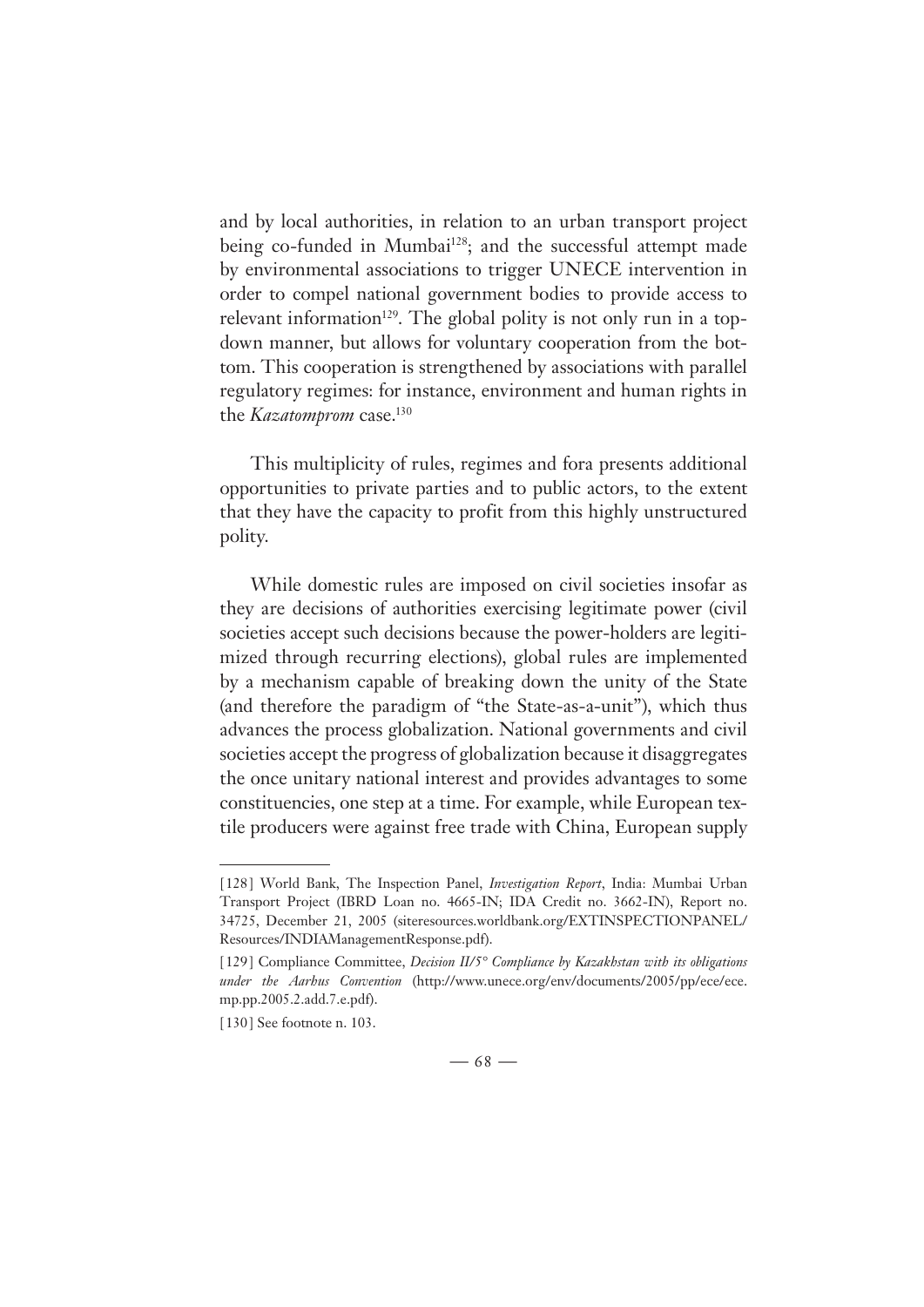and by local authorities, in relation to an urban transport project being co-funded in Mumbai[128]; and the successful attempt made by environmental associations to trigger UNECE intervention in order to compel national government bodies to provide access to relevant information[129]. The global polity is not only run in a top-down manner, but allows for voluntary cooperation from the bottom. This cooperation is strengthened by associations with parallel regulatory regimes: for instance, environment and human rights in the *Kazatomprom* case.[130]

This multiplicity of rules, regimes and fora presents additional opportunities to private parties and to public actors, to the extent that they have the capacity to profit from this highly unstructured polity.

While domestic rules are imposed on civil societies insofar as they are decisions of authorities exercising legitimate power (civil societies accept such decisions because the power-holders are legitimized through recurring elections), global rules are implemented by a mechanism capable of breaking down the unity of the State (and therefore the paradigm of "the State-as-a-unit"), which thus advances the process globalization. National governments and civil societies accept the progress of globalization because it disaggregates the once unitary national interest and provides advantages to some constituencies, one step at a time. For example, while European textile producers were against free trade with China, European supply

---

[128] World Bank, The Inspection Panel, *Investigation Report*, India: Mumbai Urban Transport Project (IBRD Loan no. 4665-IN; IDA Credit no. 3662-IN), Report no. 34725, December 21, 2005 (siteresources.worldbank.org/EXTINSPECTIONPANEL/Resources/INDIAManagementResponse.pdf).

[129] Compliance Committee, *Decision II/5° Compliance by Kazakhstan with its obligations under the Aarhus Convention* (http://www.unece.org/env/documents/2005/pp/ece/ece.mp.pp.2005.2.add.7.e.pdf).

[130] See footnote n. 103.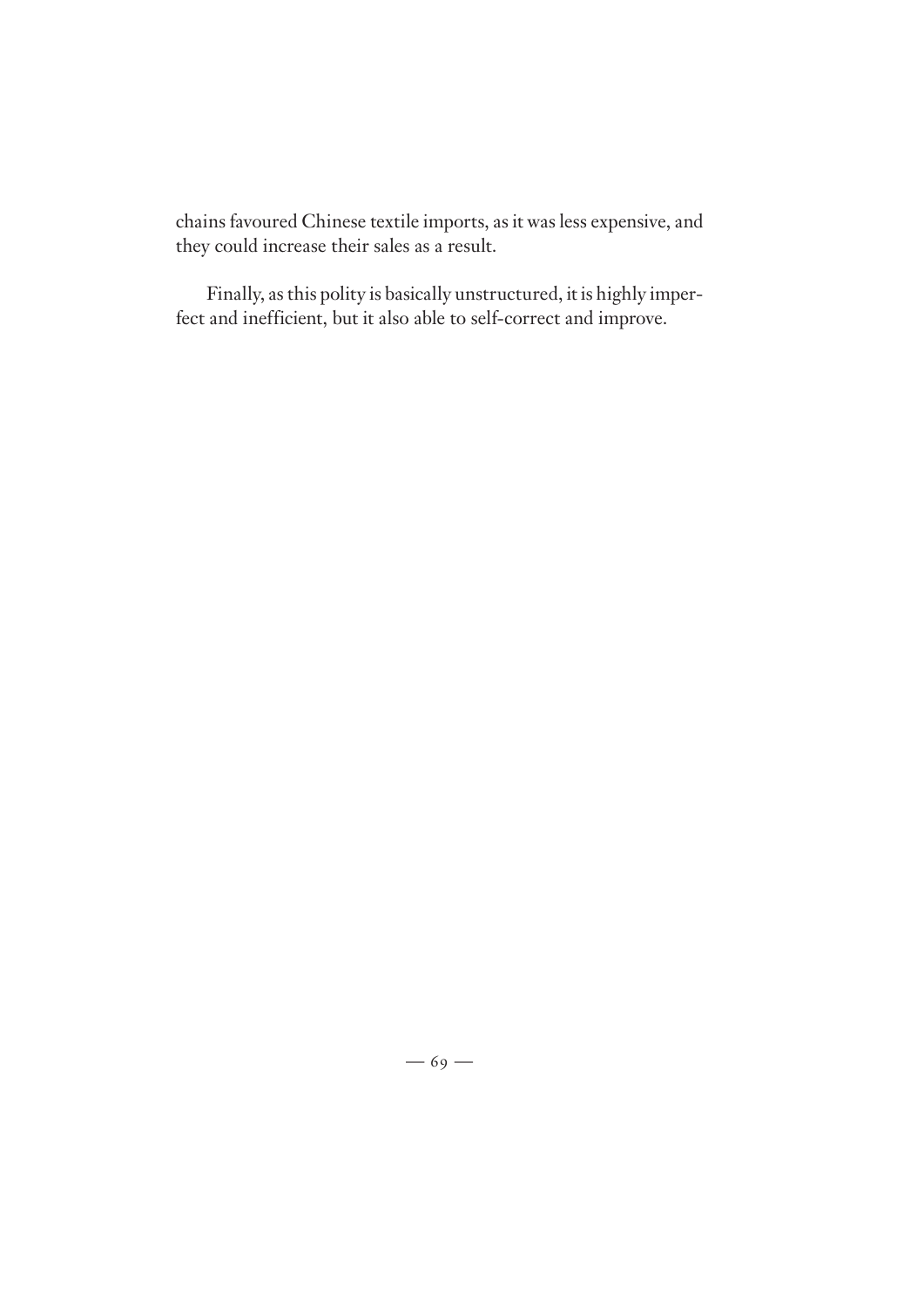chains favoured Chinese textile imports, as it was less expensive, and they could increase their sales as a result.

Finally, as this polity is basically unstructured, it is highly imperfect and inefficient, but it also able to self-correct and improve.